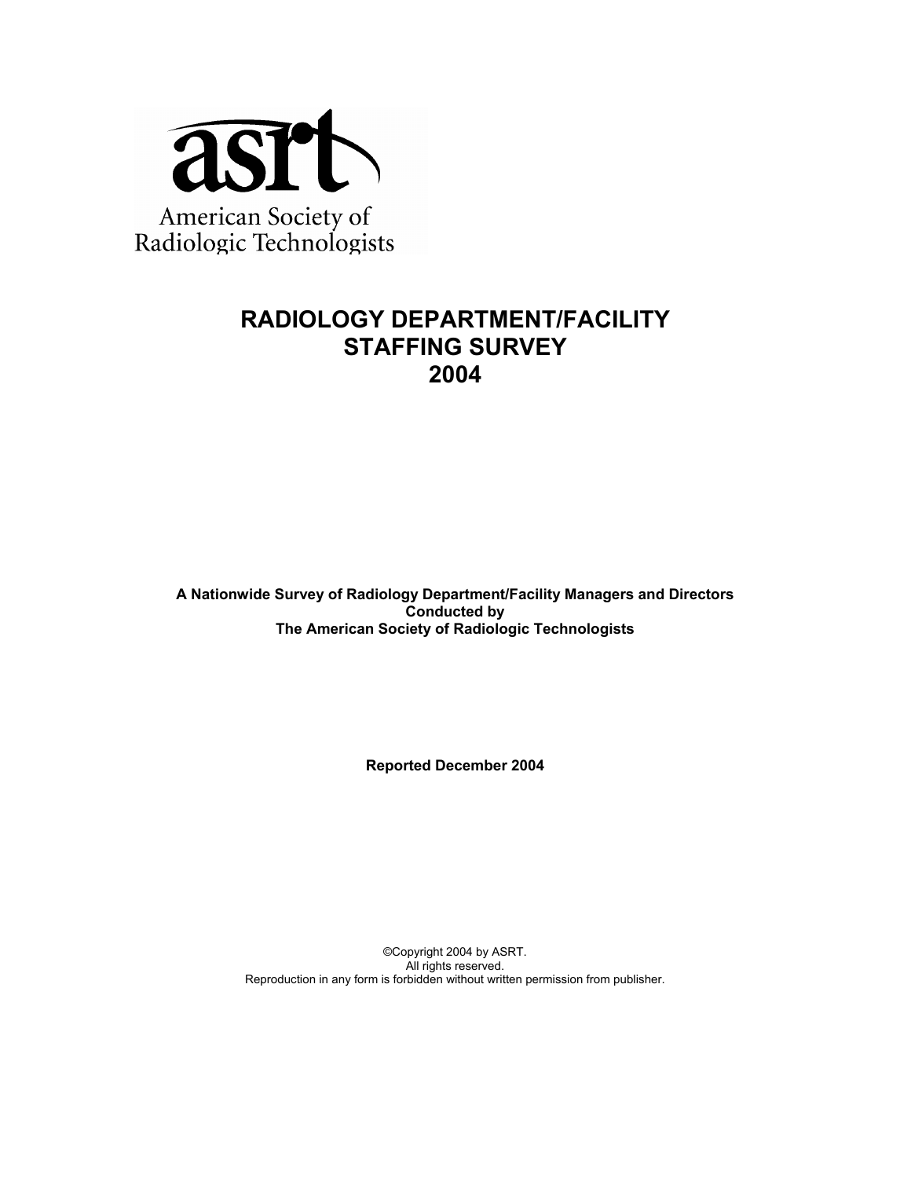asrt

American Society of Radiologic Technologists

# RADIOLOGY DEPARTMENT/FACILITY STAFFING SURVEY 2004

**A Nationwide Survey of Radiology Department/Facility Managers and Directors**
**Conducted by**
**The American Society of Radiologic Technologists**

**Reported December 2004**

©Copyright 2004 by ASRT.
All rights reserved.
Reproduction in any form is forbidden without written permission from publisher.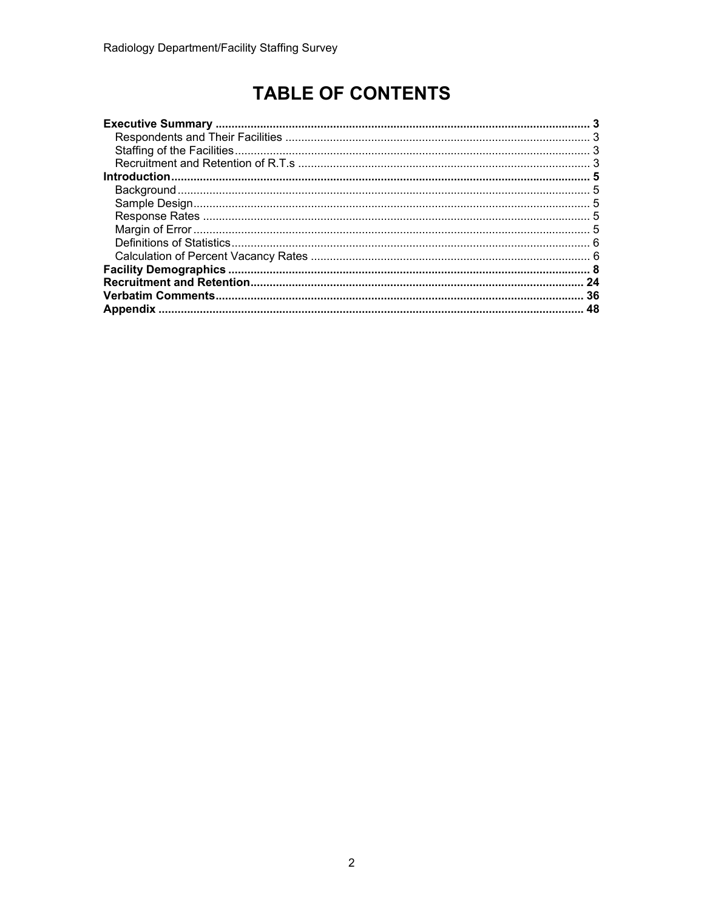# TABLE OF CONTENTS

**Executive Summary** ..... **3**
- Respondents and Their Facilities ..... 3
- Staffing of the Facilities ..... 3
- Recruitment and Retention of R.T.s ..... 3

**Introduction** ..... **5**
- Background ..... 5
- Sample Design ..... 5
- Response Rates ..... 5
- Margin of Error ..... 5
- Definitions of Statistics ..... 6
- Calculation of Percent Vacancy Rates ..... 6

**Facility Demographics** ..... **8**

**Recruitment and Retention** ..... **24**

**Verbatim Comments** ..... **36**

**Appendix** ..... **48**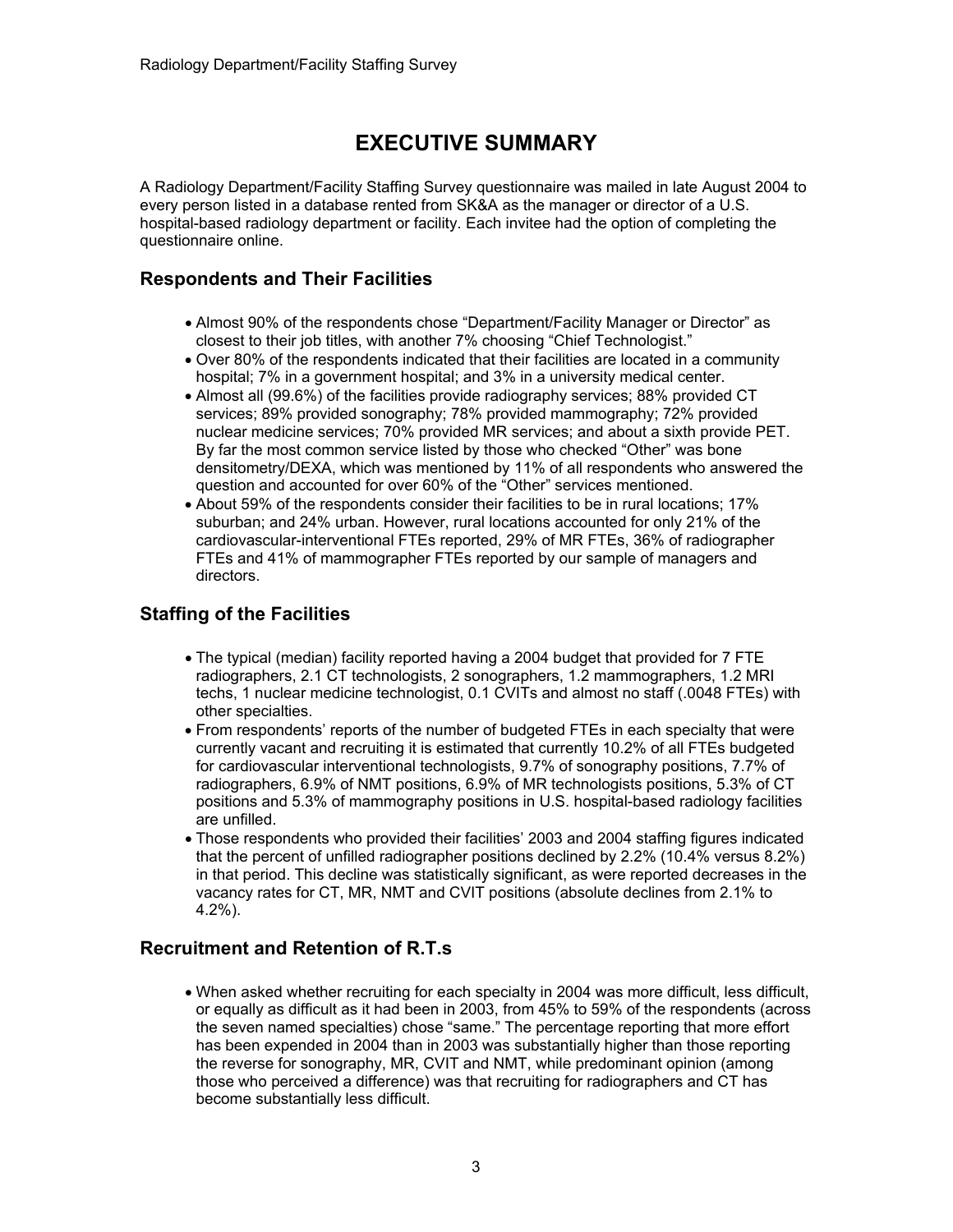# EXECUTIVE SUMMARY

A Radiology Department/Facility Staffing Survey questionnaire was mailed in late August 2004 to every person listed in a database rented from SK&A as the manager or director of a U.S. hospital-based radiology department or facility. Each invitee had the option of completing the questionnaire online.

## Respondents and Their Facilities

- Almost 90% of the respondents chose "Department/Facility Manager or Director" as closest to their job titles, with another 7% choosing "Chief Technologist."
- Over 80% of the respondents indicated that their facilities are located in a community hospital; 7% in a government hospital; and 3% in a university medical center.
- Almost all (99.6%) of the facilities provide radiography services; 88% provided CT services; 89% provided sonography; 78% provided mammography; 72% provided nuclear medicine services; 70% provided MR services; and about a sixth provide PET. By far the most common service listed by those who checked "Other" was bone densitometry/DEXA, which was mentioned by 11% of all respondents who answered the question and accounted for over 60% of the "Other" services mentioned.
- About 59% of the respondents consider their facilities to be in rural locations; 17% suburban; and 24% urban. However, rural locations accounted for only 21% of the cardiovascular-interventional FTEs reported, 29% of MR FTEs, 36% of radiographer FTEs and 41% of mammographer FTEs reported by our sample of managers and directors.

## Staffing of the Facilities

- The typical (median) facility reported having a 2004 budget that provided for 7 FTE radiographers, 2.1 CT technologists, 2 sonographers, 1.2 mammographers, 1.2 MRI techs, 1 nuclear medicine technologist, 0.1 CVITs and almost no staff (.0048 FTEs) with other specialties.
- From respondents' reports of the number of budgeted FTEs in each specialty that were currently vacant and recruiting it is estimated that currently 10.2% of all FTEs budgeted for cardiovascular interventional technologists, 9.7% of sonography positions, 7.7% of radiographers, 6.9% of NMT positions, 6.9% of MR technologists positions, 5.3% of CT positions and 5.3% of mammography positions in U.S. hospital-based radiology facilities are unfilled.
- Those respondents who provided their facilities' 2003 and 2004 staffing figures indicated that the percent of unfilled radiographer positions declined by 2.2% (10.4% versus 8.2%) in that period. This decline was statistically significant, as were reported decreases in the vacancy rates for CT, MR, NMT and CVIT positions (absolute declines from 2.1% to 4.2%).

## Recruitment and Retention of R.T.s

- When asked whether recruiting for each specialty in 2004 was more difficult, less difficult, or equally as difficult as it had been in 2003, from 45% to 59% of the respondents (across the seven named specialties) chose "same." The percentage reporting that more effort has been expended in 2004 than in 2003 was substantially higher than those reporting the reverse for sonography, MR, CVIT and NMT, while predominant opinion (among those who perceived a difference) was that recruiting for radiographers and CT has become substantially less difficult.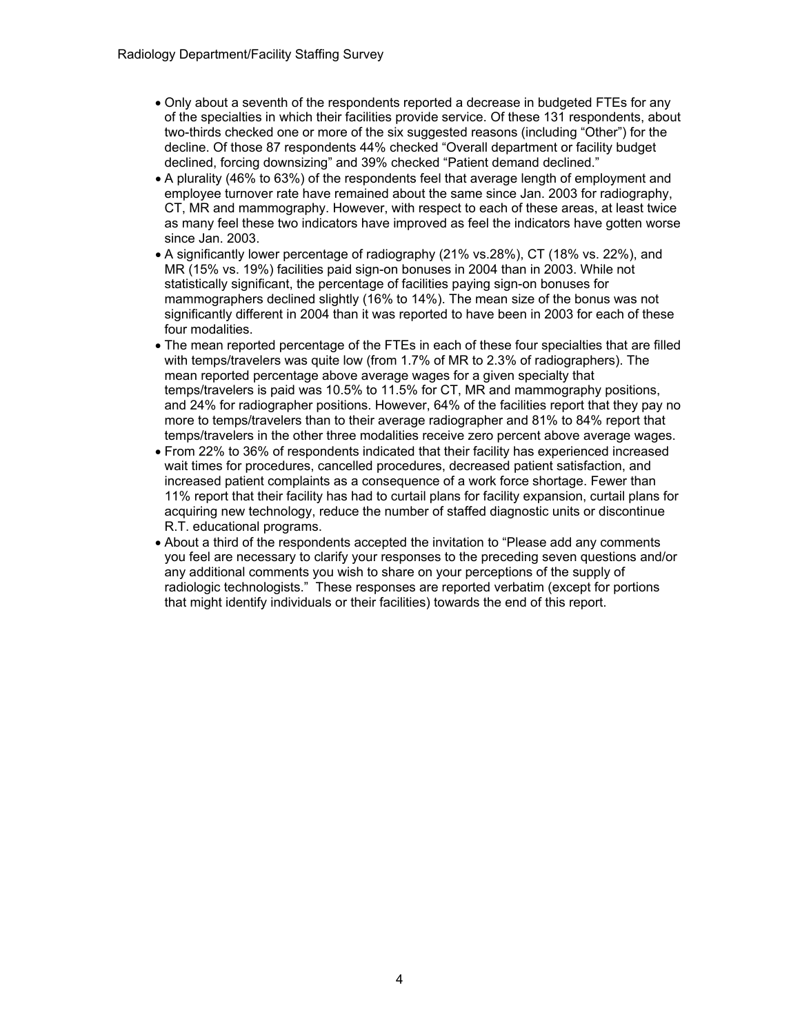- Only about a seventh of the respondents reported a decrease in budgeted FTEs for any of the specialties in which their facilities provide service. Of these 131 respondents, about two-thirds checked one or more of the six suggested reasons (including "Other") for the decline. Of those 87 respondents 44% checked "Overall department or facility budget declined, forcing downsizing" and 39% checked "Patient demand declined."
- A plurality (46% to 63%) of the respondents feel that average length of employment and employee turnover rate have remained about the same since Jan. 2003 for radiography, CT, MR and mammography. However, with respect to each of these areas, at least twice as many feel these two indicators have improved as feel the indicators have gotten worse since Jan. 2003.
- A significantly lower percentage of radiography (21% vs.28%), CT (18% vs. 22%), and MR (15% vs. 19%) facilities paid sign-on bonuses in 2004 than in 2003. While not statistically significant, the percentage of facilities paying sign-on bonuses for mammographers declined slightly (16% to 14%). The mean size of the bonus was not significantly different in 2004 than it was reported to have been in 2003 for each of these four modalities.
- The mean reported percentage of the FTEs in each of these four specialties that are filled with temps/travelers was quite low (from 1.7% of MR to 2.3% of radiographers). The mean reported percentage above average wages for a given specialty that temps/travelers is paid was 10.5% to 11.5% for CT, MR and mammography positions, and 24% for radiographer positions. However, 64% of the facilities report that they pay no more to temps/travelers than to their average radiographer and 81% to 84% report that temps/travelers in the other three modalities receive zero percent above average wages.
- From 22% to 36% of respondents indicated that their facility has experienced increased wait times for procedures, cancelled procedures, decreased patient satisfaction, and increased patient complaints as a consequence of a work force shortage. Fewer than 11% report that their facility has had to curtail plans for facility expansion, curtail plans for acquiring new technology, reduce the number of staffed diagnostic units or discontinue R.T. educational programs.
- About a third of the respondents accepted the invitation to "Please add any comments you feel are necessary to clarify your responses to the preceding seven questions and/or any additional comments you wish to share on your perceptions of the supply of radiologic technologists." These responses are reported verbatim (except for portions that might identify individuals or their facilities) towards the end of this report.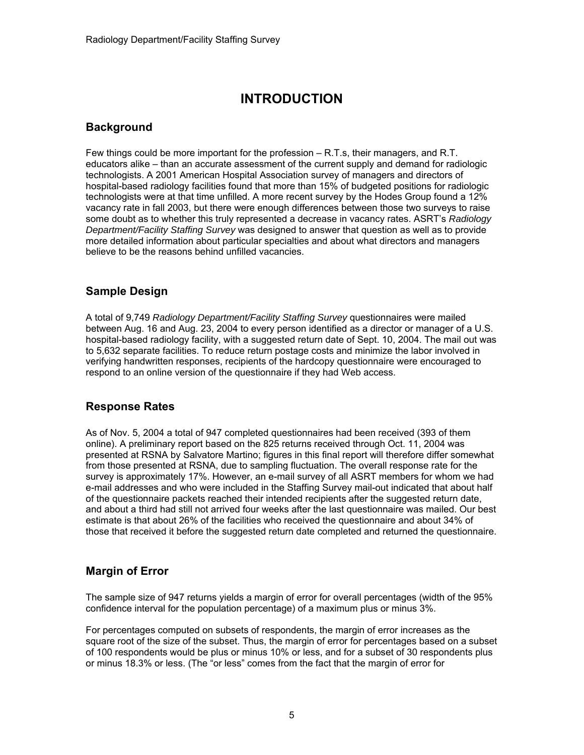# INTRODUCTION

## Background

Few things could be more important for the profession – R.T.s, their managers, and R.T. educators alike – than an accurate assessment of the current supply and demand for radiologic technologists. A 2001 American Hospital Association survey of managers and directors of hospital-based radiology facilities found that more than 15% of budgeted positions for radiologic technologists were at that time unfilled. A more recent survey by the Hodes Group found a 12% vacancy rate in fall 2003, but there were enough differences between those two surveys to raise some doubt as to whether this truly represented a decrease in vacancy rates. ASRT's *Radiology Department/Facility Staffing Survey* was designed to answer that question as well as to provide more detailed information about particular specialties and about what directors and managers believe to be the reasons behind unfilled vacancies.

## Sample Design

A total of 9,749 *Radiology Department/Facility Staffing Survey* questionnaires were mailed between Aug. 16 and Aug. 23, 2004 to every person identified as a director or manager of a U.S. hospital-based radiology facility, with a suggested return date of Sept. 10, 2004. The mail out was to 5,632 separate facilities. To reduce return postage costs and minimize the labor involved in verifying handwritten responses, recipients of the hardcopy questionnaire were encouraged to respond to an online version of the questionnaire if they had Web access.

## Response Rates

As of Nov. 5, 2004 a total of 947 completed questionnaires had been received (393 of them online). A preliminary report based on the 825 returns received through Oct. 11, 2004 was presented at RSNA by Salvatore Martino; figures in this final report will therefore differ somewhat from those presented at RSNA, due to sampling fluctuation. The overall response rate for the survey is approximately 17%. However, an e-mail survey of all ASRT members for whom we had e-mail addresses and who were included in the Staffing Survey mail-out indicated that about half of the questionnaire packets reached their intended recipients after the suggested return date, and about a third had still not arrived four weeks after the last questionnaire was mailed. Our best estimate is that about 26% of the facilities who received the questionnaire and about 34% of those that received it before the suggested return date completed and returned the questionnaire.

## Margin of Error

The sample size of 947 returns yields a margin of error for overall percentages (width of the 95% confidence interval for the population percentage) of a maximum plus or minus 3%.

For percentages computed on subsets of respondents, the margin of error increases as the square root of the size of the subset. Thus, the margin of error for percentages based on a subset of 100 respondents would be plus or minus 10% or less, and for a subset of 30 respondents plus or minus 18.3% or less. (The "or less" comes from the fact that the margin of error for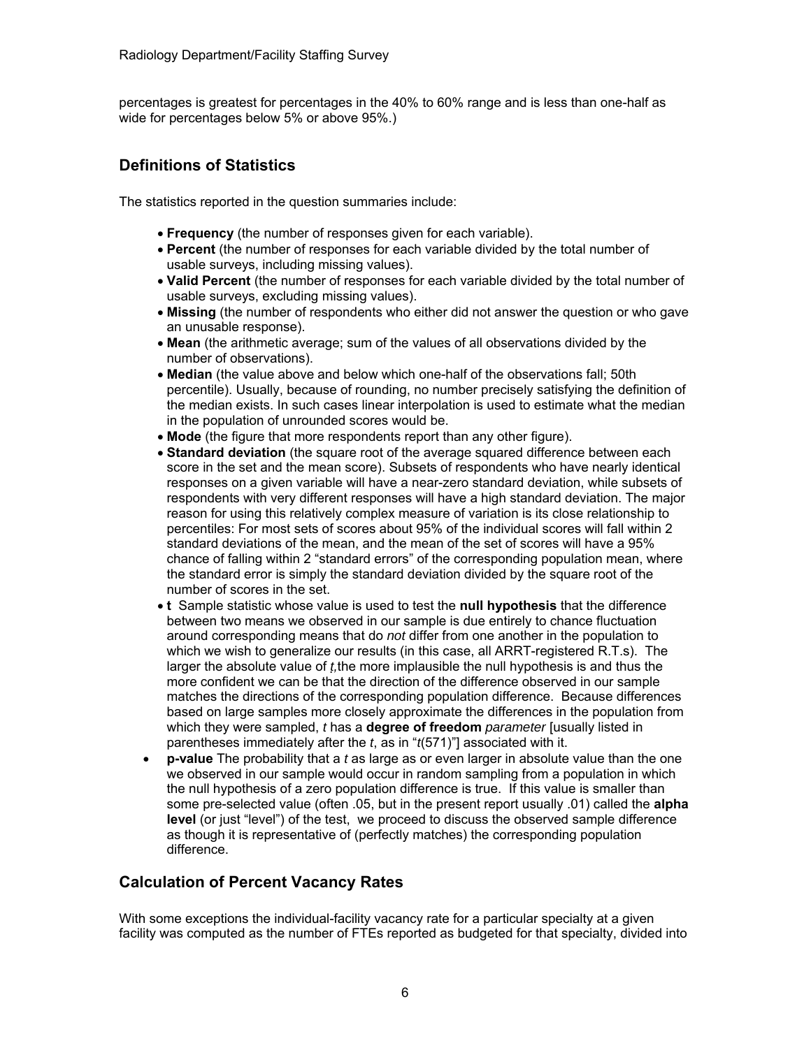percentages is greatest for percentages in the 40% to 60% range and is less than one-half as wide for percentages below 5% or above 95%.)

## Definitions of Statistics

The statistics reported in the question summaries include:

- **Frequency** (the number of responses given for each variable).
- **Percent** (the number of responses for each variable divided by the total number of usable surveys, including missing values).
- **Valid Percent** (the number of responses for each variable divided by the total number of usable surveys, excluding missing values).
- **Missing** (the number of respondents who either did not answer the question or who gave an unusable response).
- **Mean** (the arithmetic average; sum of the values of all observations divided by the number of observations).
- **Median** (the value above and below which one-half of the observations fall; 50th percentile). Usually, because of rounding, no number precisely satisfying the definition of the median exists. In such cases linear interpolation is used to estimate what the median in the population of unrounded scores would be.
- **Mode** (the figure that more respondents report than any other figure).
- **Standard deviation** (the square root of the average squared difference between each score in the set and the mean score). Subsets of respondents who have nearly identical responses on a given variable will have a near-zero standard deviation, while subsets of respondents with very different responses will have a high standard deviation. The major reason for using this relatively complex measure of variation is its close relationship to percentiles: For most sets of scores about 95% of the individual scores will fall within 2 standard deviations of the mean, and the mean of the set of scores will have a 95% chance of falling within 2 "standard errors" of the corresponding population mean, where the standard error is simply the standard deviation divided by the square root of the number of scores in the set.
- **t** Sample statistic whose value is used to test the **null hypothesis** that the difference between two means we observed in our sample is due entirely to chance fluctuation around corresponding means that do *not* differ from one another in the population to which we wish to generalize our results (in this case, all ARRT-registered R.T.s). The larger the absolute value of *t*, the more implausible the null hypothesis is and thus the more confident we can be that the direction of the difference observed in our sample matches the directions of the corresponding population difference. Because differences based on large samples more closely approximate the differences in the population from which they were sampled, *t* has a **degree of freedom** *parameter* [usually listed in parentheses immediately after the *t*, as in "$t(571)$"] associated with it.
- **p-value** The probability that a *t* as large as or even larger in absolute value than the one we observed in our sample would occur in random sampling from a population in which the null hypothesis of a zero population difference is true. If this value is smaller than some pre-selected value (often .05, but in the present report usually .01) called the **alpha level** (or just "level") of the test, we proceed to discuss the observed sample difference as though it is representative of (perfectly matches) the corresponding population difference.

## Calculation of Percent Vacancy Rates

With some exceptions the individual-facility vacancy rate for a particular specialty at a given facility was computed as the number of FTEs reported as budgeted for that specialty, divided into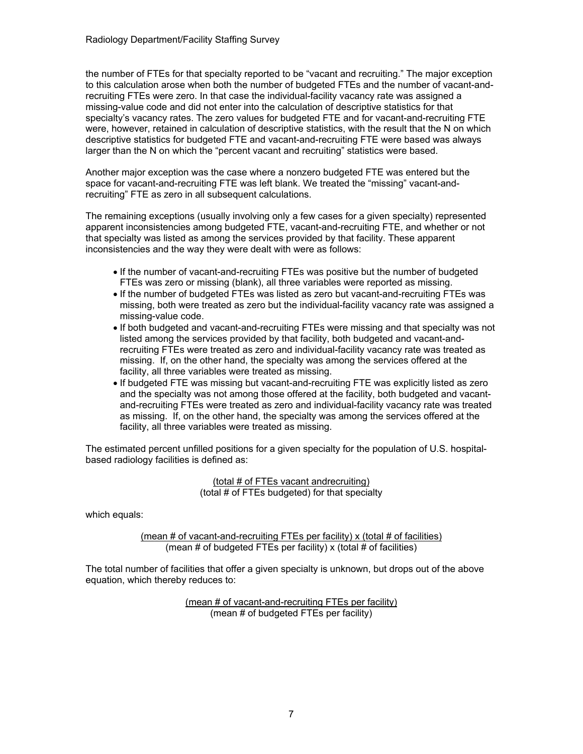the number of FTEs for that specialty reported to be "vacant and recruiting." The major exception to this calculation arose when both the number of budgeted FTEs and the number of vacant-and-recruiting FTEs were zero. In that case the individual-facility vacancy rate was assigned a missing-value code and did not enter into the calculation of descriptive statistics for that specialty's vacancy rates. The zero values for budgeted FTE and for vacant-and-recruiting FTE were, however, retained in calculation of descriptive statistics, with the result that the N on which descriptive statistics for budgeted FTE and vacant-and-recruiting FTE were based was always larger than the N on which the "percent vacant and recruiting" statistics were based.

Another major exception was the case where a nonzero budgeted FTE was entered but the space for vacant-and-recruiting FTE was left blank. We treated the "missing" vacant-and-recruiting" FTE as zero in all subsequent calculations.

The remaining exceptions (usually involving only a few cases for a given specialty) represented apparent inconsistencies among budgeted FTE, vacant-and-recruiting FTE, and whether or not that specialty was listed as among the services provided by that facility. These apparent inconsistencies and the way they were dealt with were as follows:

- If the number of vacant-and-recruiting FTEs was positive but the number of budgeted FTEs was zero or missing (blank), all three variables were reported as missing.
- If the number of budgeted FTEs was listed as zero but vacant-and-recruiting FTEs was missing, both were treated as zero but the individual-facility vacancy rate was assigned a missing-value code.
- If both budgeted and vacant-and-recruiting FTEs were missing and that specialty was not listed among the services provided by that facility, both budgeted and vacant-and-recruiting FTEs were treated as zero and individual-facility vacancy rate was treated as missing. If, on the other hand, the specialty was among the services offered at the facility, all three variables were treated as missing.
- If budgeted FTE was missing but vacant-and-recruiting FTE was explicitly listed as zero and the specialty was not among those offered at the facility, both budgeted and vacant-and-recruiting FTEs were treated as zero and individual-facility vacancy rate was treated as missing. If, on the other hand, the specialty was among the services offered at the facility, all three variables were treated as missing.

The estimated percent unfilled positions for a given specialty for the population of U.S. hospital-based radiology facilities is defined as:

$$\frac{\text{(total \# of FTEs vacant andrecruiting)}}{\text{(total \# of FTEs budgeted) for that specialty}}$$

which equals:

$$\frac{\text{(mean \# of vacant-and-recruiting FTEs per facility) x (total \# of facilities)}}{\text{(mean \# of budgeted FTEs per facility) x (total \# of facilities)}}$$

The total number of facilities that offer a given specialty is unknown, but drops out of the above equation, which thereby reduces to:

$$\frac{\text{(mean \# of vacant-and-recruiting FTEs per facility)}}{\text{(mean \# of budgeted FTEs per facility)}}$$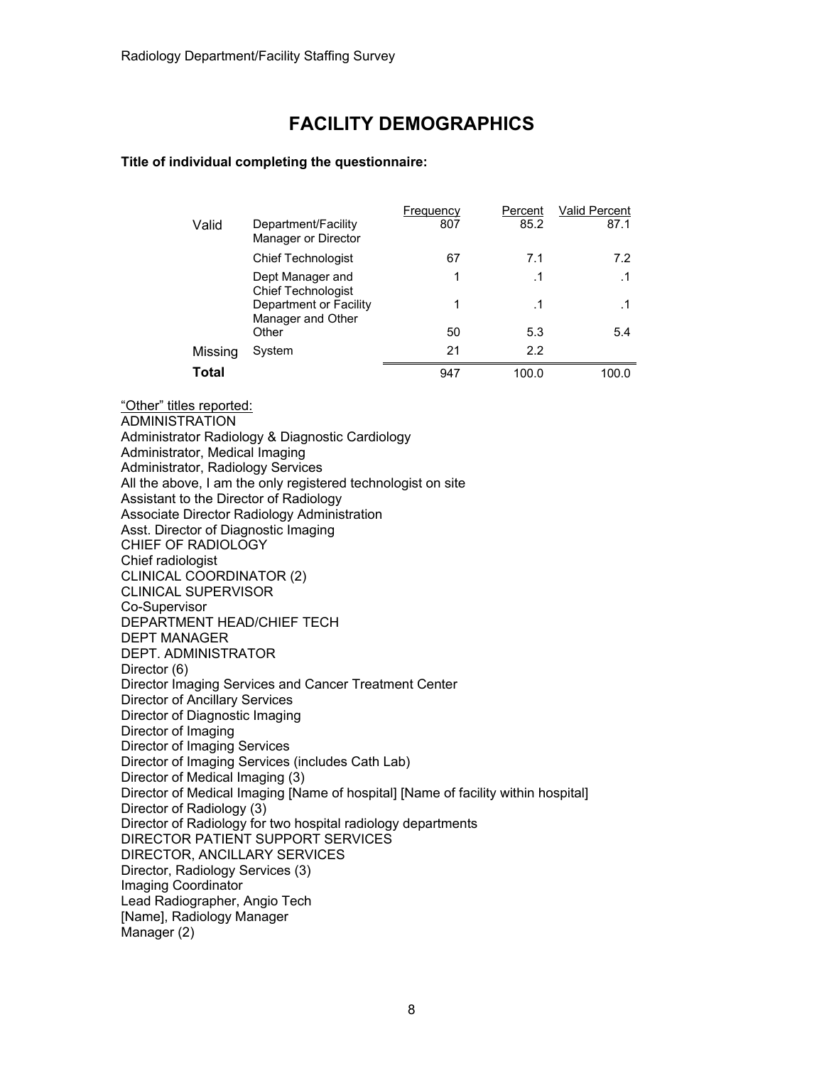# FACILITY DEMOGRAPHICS

**Title of individual completing the questionnaire:**

| | | Frequency | Percent | Valid Percent |
|---|---|---|---|---|
| Valid | Department/Facility Manager or Director | 807 | 85.2 | 87.1 |
| | Chief Technologist | 67 | 7.1 | 7.2 |
| | Dept Manager and Chief Technologist | 1 | .1 | .1 |
| | Department or Facility Manager and Other | 1 | .1 | .1 |
| | Other | 50 | 5.3 | 5.4 |
| Missing | System | 21 | 2.2 | |
| **Total** | | 947 | 100.0 | 100.0 |

"Other" titles reported:

ADMINISTRATION
Administrator Radiology & Diagnostic Cardiology
Administrator, Medical Imaging
Administrator, Radiology Services
All the above, I am the only registered technologist on site
Assistant to the Director of Radiology
Associate Director Radiology Administration
Asst. Director of Diagnostic Imaging
CHIEF OF RADIOLOGY
Chief radiologist
CLINICAL COORDINATOR (2)
CLINICAL SUPERVISOR
Co-Supervisor
DEPARTMENT HEAD/CHIEF TECH
DEPT MANAGER
DEPT. ADMINISTRATOR
Director (6)
Director Imaging Services and Cancer Treatment Center
Director of Ancillary Services
Director of Diagnostic Imaging
Director of Imaging
Director of Imaging Services
Director of Imaging Services (includes Cath Lab)
Director of Medical Imaging (3)
Director of Medical Imaging [Name of hospital] [Name of facility within hospital]
Director of Radiology (3)
Director of Radiology for two hospital radiology departments
DIRECTOR PATIENT SUPPORT SERVICES
DIRECTOR, ANCILLARY SERVICES
Director, Radiology Services (3)
Imaging Coordinator
Lead Radiographer, Angio Tech
[Name], Radiology Manager
Manager (2)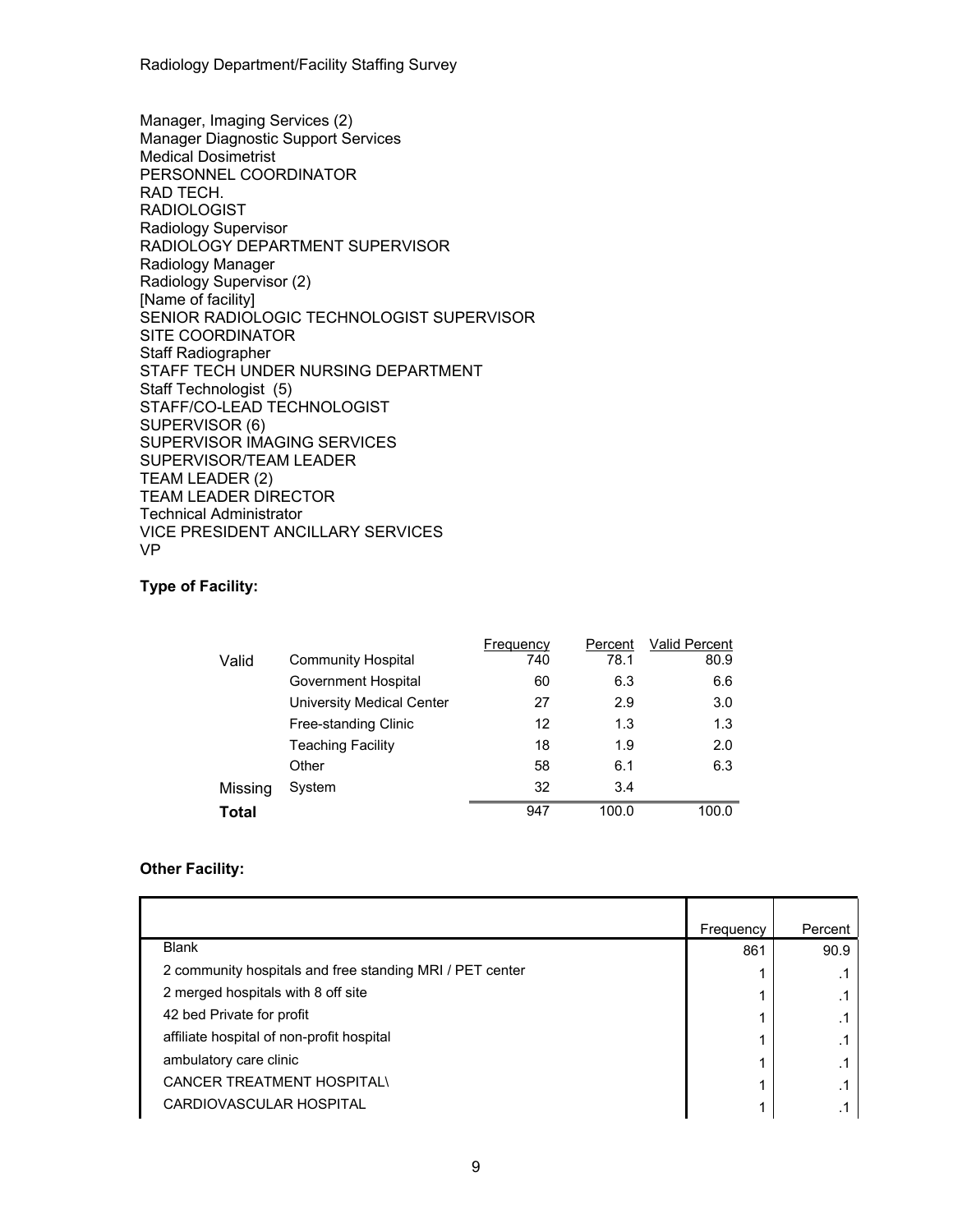Manager, Imaging Services (2)
Manager Diagnostic Support Services
Medical Dosimetrist
PERSONNEL COORDINATOR
RAD TECH.
RADIOLOGIST
Radiology Supervisor
RADIOLOGY DEPARTMENT SUPERVISOR
Radiology Manager
Radiology Supervisor (2)
[Name of facility]
SENIOR RADIOLOGIC TECHNOLOGIST SUPERVISOR
SITE COORDINATOR
Staff Radiographer
STAFF TECH UNDER NURSING DEPARTMENT
Staff Technologist  (5)
STAFF/CO-LEAD TECHNOLOGIST
SUPERVISOR (6)
SUPERVISOR IMAGING SERVICES
SUPERVISOR/TEAM LEADER
TEAM LEADER (2)
TEAM LEADER DIRECTOR
Technical Administrator
VICE PRESIDENT ANCILLARY SERVICES
VP

**Type of Facility:**

| | | Frequency | Percent | Valid Percent |
|---|---|---|---|---|
| Valid | Community Hospital | 740 | 78.1 | 80.9 |
| | Government Hospital | 60 | 6.3 | 6.6 |
| | University Medical Center | 27 | 2.9 | 3.0 |
| | Free-standing Clinic | 12 | 1.3 | 1.3 |
| | Teaching Facility | 18 | 1.9 | 2.0 |
| | Other | 58 | 6.1 | 6.3 |
| Missing | System | 32 | 3.4 | |
| **Total** | | 947 | 100.0 | 100.0 |

**Other Facility:**

| | Frequency | Percent |
|---|---|---|
| Blank | 861 | 90.9 |
| 2 community hospitals and free standing MRI / PET center | 1 | .1 |
| 2 merged hospitals with 8 off site | 1 | .1 |
| 42 bed Private for profit | 1 | .1 |
| affiliate hospital of non-profit hospital | 1 | .1 |
| ambulatory care clinic | 1 | .1 |
| CANCER TREATMENT HOSPITAL\ | 1 | .1 |
| CARDIOVASCULAR HOSPITAL | 1 | .1 |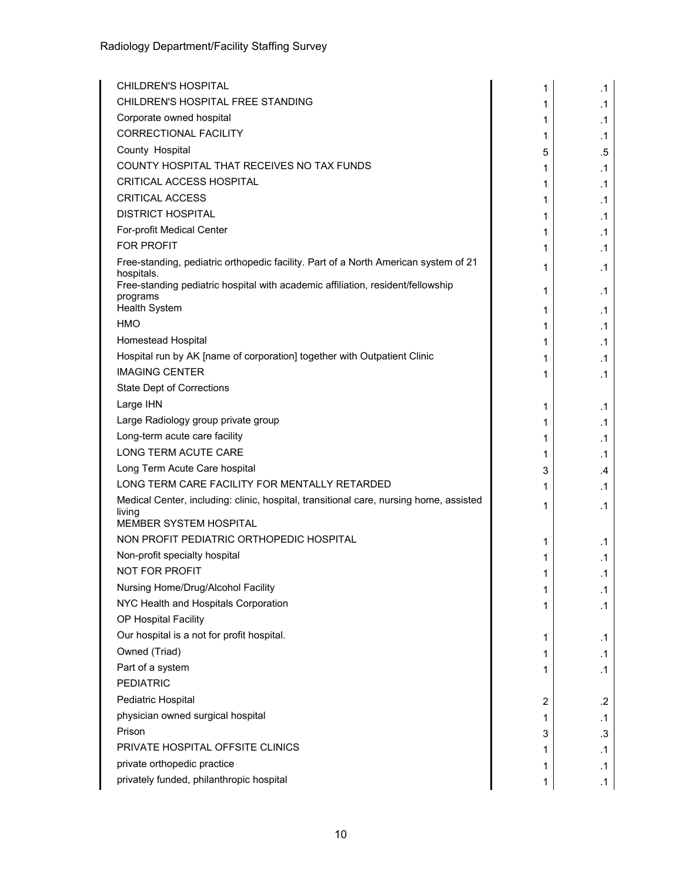| | | |
|---|---|---|
| CHILDREN'S HOSPITAL | 1 | .1 |
| CHILDREN'S HOSPITAL FREE STANDING | 1 | .1 |
| Corporate owned hospital | 1 | .1 |
| CORRECTIONAL FACILITY | 1 | .1 |
| County Hospital | 5 | .5 |
| COUNTY HOSPITAL THAT RECEIVES NO TAX FUNDS | 1 | .1 |
| CRITICAL ACCESS HOSPITAL | 1 | .1 |
| CRITICAL ACCESS | 1 | .1 |
| DISTRICT HOSPITAL | 1 | .1 |
| For-profit Medical Center | 1 | .1 |
| FOR PROFIT | 1 | .1 |
| Free-standing, pediatric orthopedic facility. Part of a North American system of 21 hospitals. | 1 | .1 |
| Free-standing pediatric hospital with academic affiliation, resident/fellowship programs | 1 | .1 |
| Health System | 1 | .1 |
| HMO | 1 | .1 |
| Homestead Hospital | 1 | .1 |
| Hospital run by AK [name of corporation] together with Outpatient Clinic | 1 | .1 |
| IMAGING CENTER | 1 | .1 |
| State Dept of Corrections | | |
| Large IHN | 1 | .1 |
| Large Radiology group private group | 1 | .1 |
| Long-term acute care facility | 1 | .1 |
| LONG TERM ACUTE CARE | 1 | .1 |
| Long Term Acute Care hospital | 3 | .4 |
| LONG TERM CARE FACILITY FOR MENTALLY RETARDED | 1 | .1 |
| Medical Center, including: clinic, hospital, transitional care, nursing home, assisted living | 1 | .1 |
| MEMBER SYSTEM HOSPITAL | | |
| NON PROFIT PEDIATRIC ORTHOPEDIC HOSPITAL | 1 | .1 |
| Non-profit specialty hospital | 1 | .1 |
| NOT FOR PROFIT | 1 | .1 |
| Nursing Home/Drug/Alcohol Facility | 1 | .1 |
| NYC Health and Hospitals Corporation | 1 | .1 |
| OP Hospital Facility | | |
| Our hospital is a not for profit hospital. | 1 | .1 |
| Owned (Triad) | 1 | .1 |
| Part of a system | 1 | .1 |
| PEDIATRIC | | |
| Pediatric Hospital | 2 | .2 |
| physician owned surgical hospital | 1 | .1 |
| Prison | 3 | .3 |
| PRIVATE HOSPITAL OFFSITE CLINICS | 1 | .1 |
| private orthopedic practice | 1 | .1 |
| privately funded, philanthropic hospital | 1 | .1 |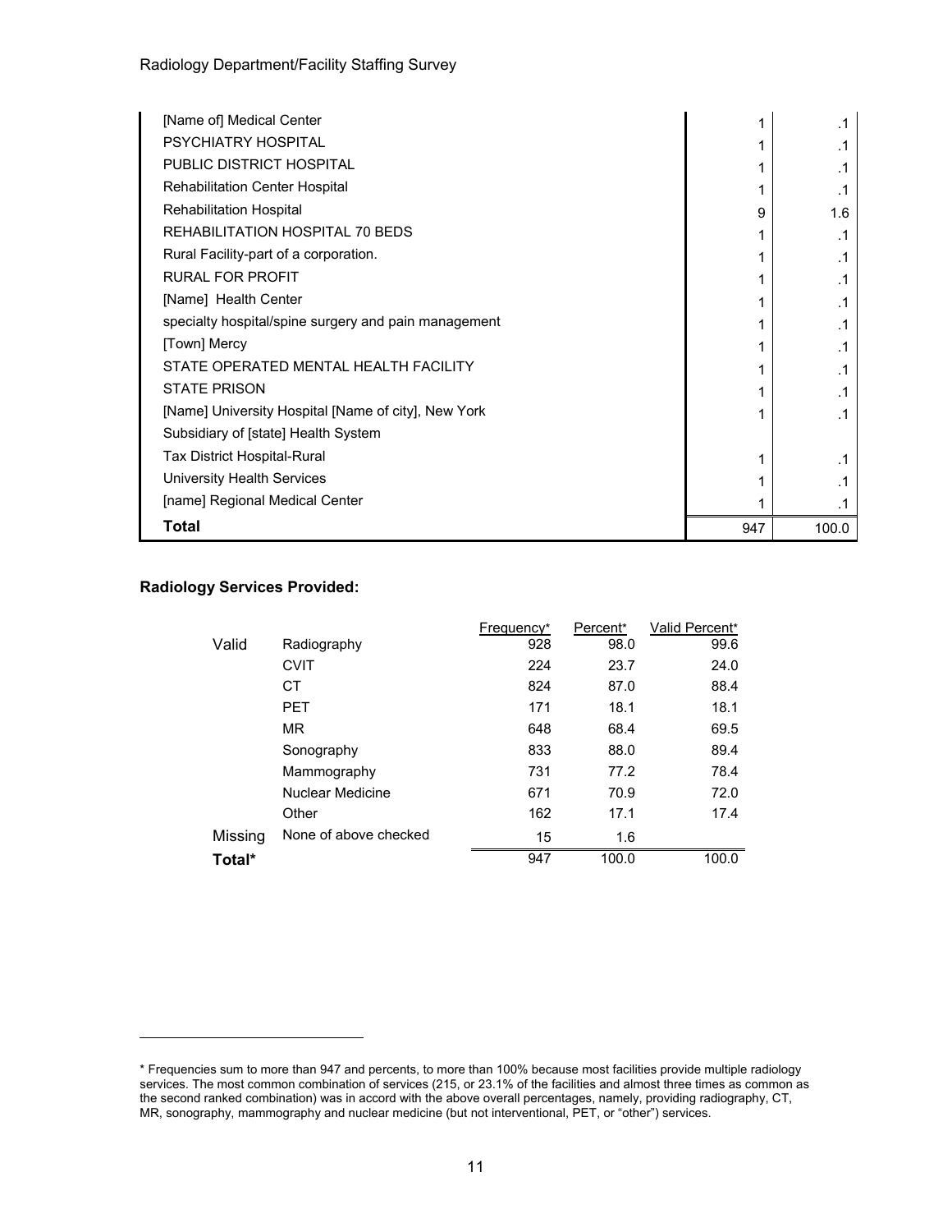| | | |
|---|---|---|
| [Name of] Medical Center | 1 | .1 |
| PSYCHIATRY HOSPITAL | 1 | .1 |
| PUBLIC DISTRICT HOSPITAL | 1 | .1 |
| Rehabilitation Center Hospital | 1 | .1 |
| Rehabilitation Hospital | 9 | 1.6 |
| REHABILITATION HOSPITAL 70 BEDS | 1 | .1 |
| Rural Facility-part of a corporation. | 1 | .1 |
| RURAL FOR PROFIT | 1 | .1 |
| [Name] Health Center | 1 | .1 |
| specialty hospital/spine surgery and pain management | 1 | .1 |
| [Town] Mercy | 1 | .1 |
| STATE OPERATED MENTAL HEALTH FACILITY | 1 | .1 |
| STATE PRISON | 1 | .1 |
| [Name] University Hospital [Name of city], New York | 1 | .1 |
| Subsidiary of [state] Health System | | |
| Tax District Hospital-Rural | 1 | .1 |
| University Health Services | 1 | .1 |
| [name] Regional Medical Center | 1 | .1 |
| **Total** | 947 | 100.0 |

**Radiology Services Provided:**

| | | Frequency* | Percent* | Valid Percent* |
|---|---|---|---|---|
| Valid | Radiography | 928 | 98.0 | 99.6 |
| | CVIT | 224 | 23.7 | 24.0 |
| | CT | 824 | 87.0 | 88.4 |
| | PET | 171 | 18.1 | 18.1 |
| | MR | 648 | 68.4 | 69.5 |
| | Sonography | 833 | 88.0 | 89.4 |
| | Mammography | 731 | 77.2 | 78.4 |
| | Nuclear Medicine | 671 | 70.9 | 72.0 |
| | Other | 162 | 17.1 | 17.4 |
| Missing | None of above checked | 15 | 1.6 | |
| **Total*** | | 947 | 100.0 | 100.0 |

* Frequencies sum to more than 947 and percents, to more than 100% because most facilities provide multiple radiology services. The most common combination of services (215, or 23.1% of the facilities and almost three times as common as the second ranked combination) was in accord with the above overall percentages, namely, providing radiography, CT, MR, sonography, mammography and nuclear medicine (but not interventional, PET, or "other") services.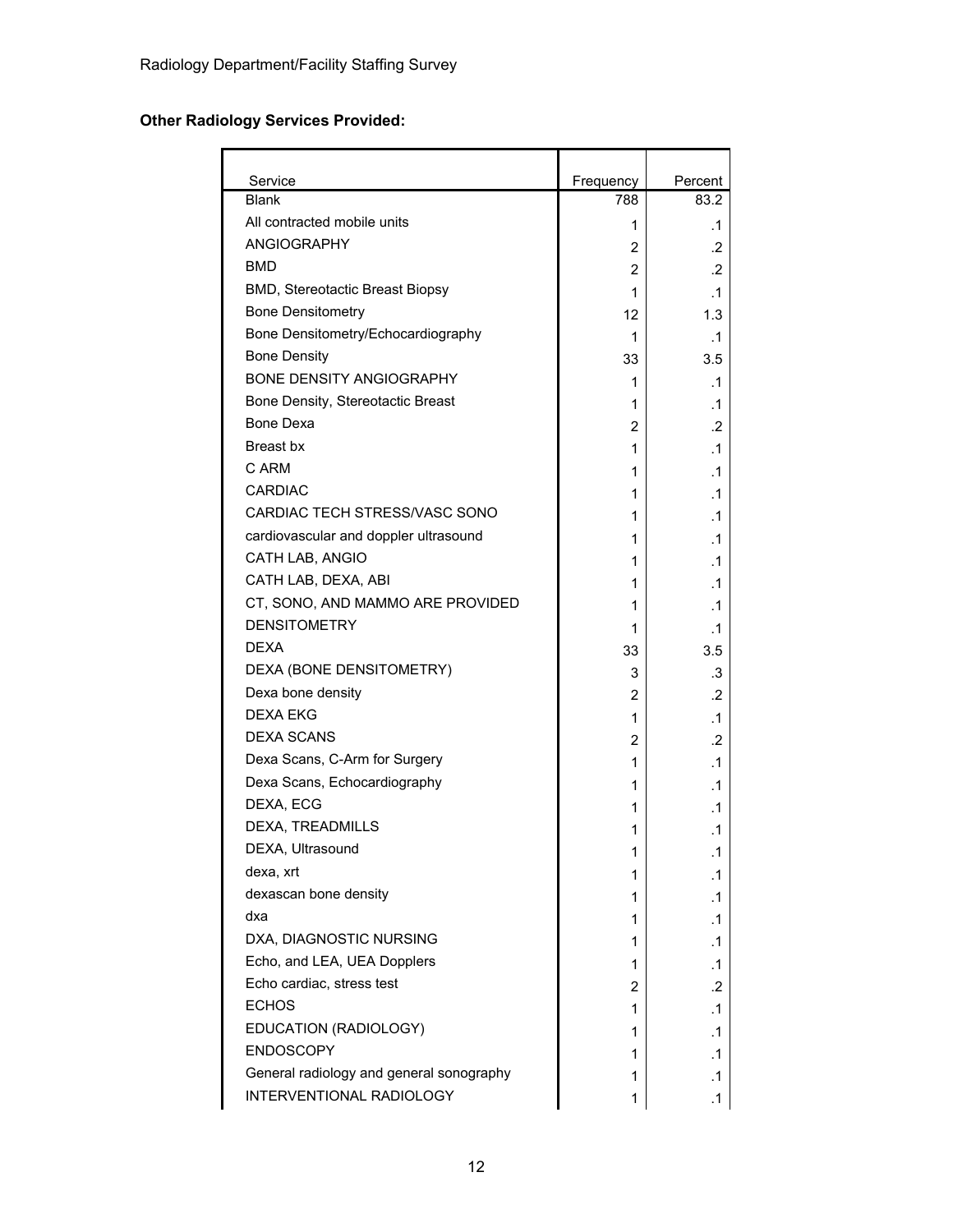**Other Radiology Services Provided:**

| Service | Frequency | Percent |
|---|---|---|
| Blank | 788 | 83.2 |
| All contracted mobile units | 1 | .1 |
| ANGIOGRAPHY | 2 | .2 |
| BMD | 2 | .2 |
| BMD, Stereotactic Breast Biopsy | 1 | .1 |
| Bone Densitometry | 12 | 1.3 |
| Bone Densitometry/Echocardiography | 1 | .1 |
| Bone Density | 33 | 3.5 |
| BONE DENSITY ANGIOGRAPHY | 1 | .1 |
| Bone Density, Stereotactic Breast | 1 | .1 |
| Bone Dexa | 2 | .2 |
| Breast bx | 1 | .1 |
| C ARM | 1 | .1 |
| CARDIAC | 1 | .1 |
| CARDIAC TECH STRESS/VASC SONO | 1 | .1 |
| cardiovascular and doppler ultrasound | 1 | .1 |
| CATH LAB, ANGIO | 1 | .1 |
| CATH LAB, DEXA, ABI | 1 | .1 |
| CT, SONO, AND MAMMO ARE PROVIDED | 1 | .1 |
| DENSITOMETRY | 1 | .1 |
| DEXA | 33 | 3.5 |
| DEXA (BONE DENSITOMETRY) | 3 | .3 |
| Dexa bone density | 2 | .2 |
| DEXA EKG | 1 | .1 |
| DEXA SCANS | 2 | .2 |
| Dexa Scans, C-Arm for Surgery | 1 | .1 |
| Dexa Scans, Echocardiography | 1 | .1 |
| DEXA, ECG | 1 | .1 |
| DEXA, TREADMILLS | 1 | .1 |
| DEXA, Ultrasound | 1 | .1 |
| dexa, xrt | 1 | .1 |
| dexascan bone density | 1 | .1 |
| dxa | 1 | .1 |
| DXA, DIAGNOSTIC NURSING | 1 | .1 |
| Echo, and LEA, UEA Dopplers | 1 | .1 |
| Echo cardiac, stress test | 2 | .2 |
| ECHOS | 1 | .1 |
| EDUCATION (RADIOLOGY) | 1 | .1 |
| ENDOSCOPY | 1 | .1 |
| General radiology and general sonography | 1 | .1 |
| INTERVENTIONAL RADIOLOGY | 1 | .1 |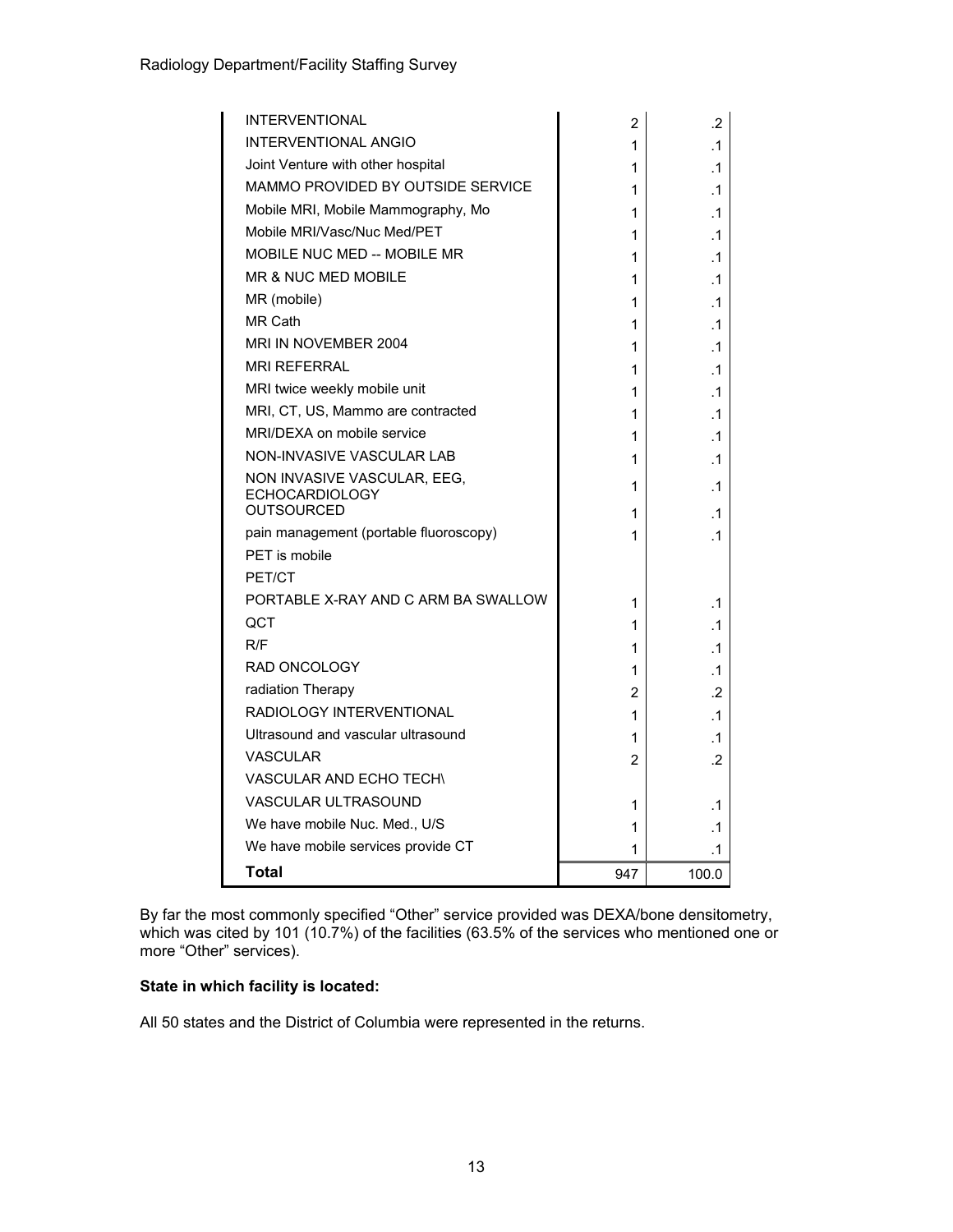| | | |
|---|---|---|
| INTERVENTIONAL | 2 | .2 |
| INTERVENTIONAL ANGIO | 1 | .1 |
| Joint Venture with other hospital | 1 | .1 |
| MAMMO PROVIDED BY OUTSIDE SERVICE | 1 | .1 |
| Mobile MRI, Mobile Mammography, Mo | 1 | .1 |
| Mobile MRI/Vasc/Nuc Med/PET | 1 | .1 |
| MOBILE NUC MED -- MOBILE MR | 1 | .1 |
| MR & NUC MED MOBILE | 1 | .1 |
| MR (mobile) | 1 | .1 |
| MR Cath | 1 | .1 |
| MRI IN NOVEMBER 2004 | 1 | .1 |
| MRI REFERRAL | 1 | .1 |
| MRI twice weekly mobile unit | 1 | .1 |
| MRI, CT, US, Mammo are contracted | 1 | .1 |
| MRI/DEXA on mobile service | 1 | .1 |
| NON-INVASIVE VASCULAR LAB | 1 | .1 |
| NON INVASIVE VASCULAR, EEG, ECHOCARDIOLOGY | 1 | .1 |
| OUTSOURCED | 1 | .1 |
| pain management (portable fluoroscopy) | 1 | .1 |
| PET is mobile | | |
| PET/CT | | |
| PORTABLE X-RAY AND C ARM BA SWALLOW | 1 | .1 |
| QCT | 1 | .1 |
| R/F | 1 | .1 |
| RAD ONCOLOGY | 1 | .1 |
| radiation Therapy | 2 | .2 |
| RADIOLOGY INTERVENTIONAL | 1 | .1 |
| Ultrasound and vascular ultrasound | 1 | .1 |
| VASCULAR | 2 | .2 |
| VASCULAR AND ECHO TECH\ | | |
| VASCULAR ULTRASOUND | 1 | .1 |
| We have mobile Nuc. Med., U/S | 1 | .1 |
| We have mobile services provide CT | 1 | .1 |
| **Total** | 947 | 100.0 |

By far the most commonly specified “Other” service provided was DEXA/bone densitometry, which was cited by 101 (10.7%) of the facilities (63.5% of the services who mentioned one or more “Other” services).

**State in which facility is located:**

All 50 states and the District of Columbia were represented in the returns.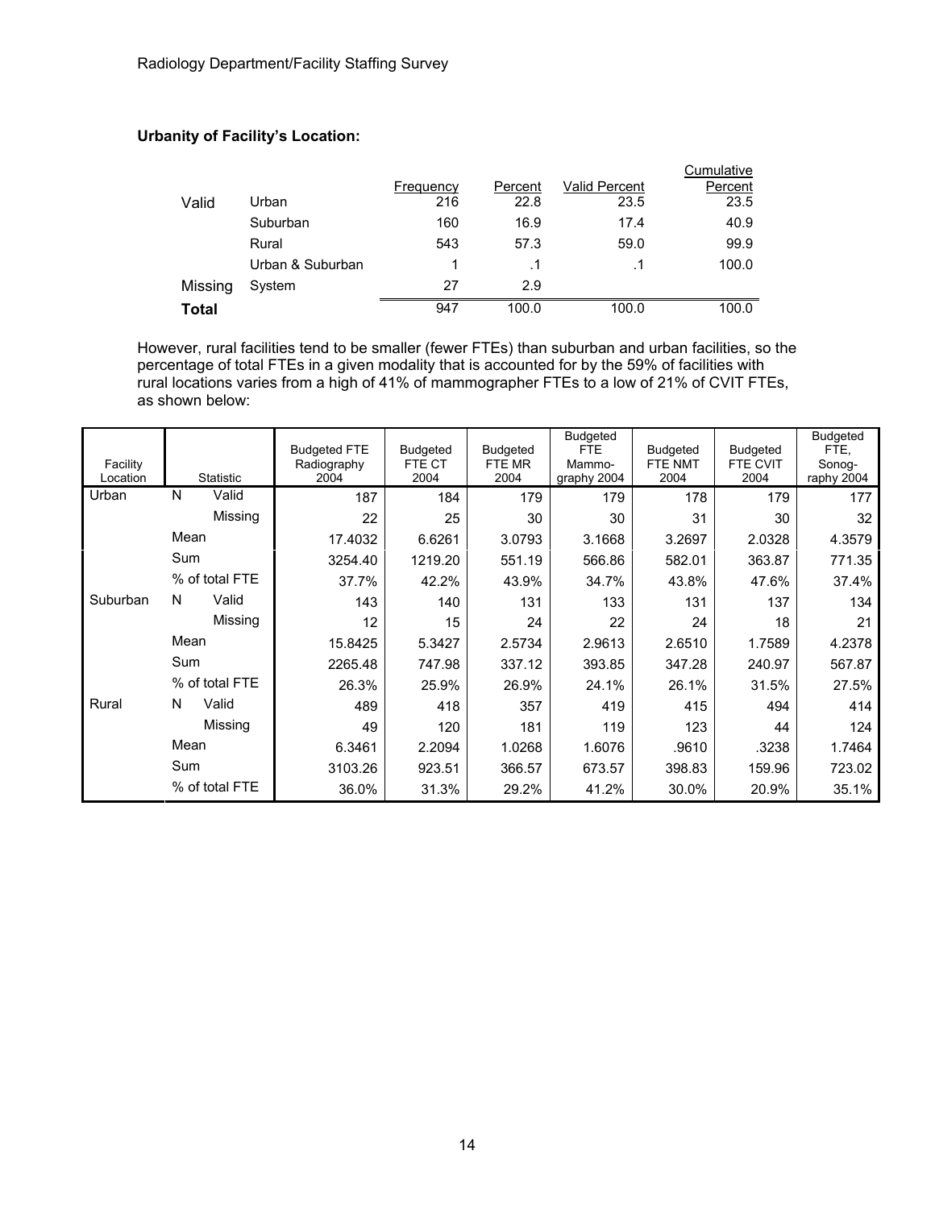**Urbanity of Facility's Location:**

| | | Frequency | Percent | Valid Percent | Cumulative Percent |
|---|---|---|---|---|---|
| Valid | Urban | 216 | 22.8 | 23.5 | 23.5 |
| | Suburban | 160 | 16.9 | 17.4 | 40.9 |
| | Rural | 543 | 57.3 | 59.0 | 99.9 |
| | Urban & Suburban | 1 | .1 | .1 | 100.0 |
| Missing | System | 27 | 2.9 | | |
| **Total** | | 947 | 100.0 | 100.0 | 100.0 |

However, rural facilities tend to be smaller (fewer FTEs) than suburban and urban facilities, so the percentage of total FTEs in a given modality that is accounted for by the 59% of facilities with rural locations varies from a high of 41% of mammographer FTEs to a low of 21% of CVIT FTEs, as shown below:

| Facility Location | Statistic | | Budgeted FTE Radiography 2004 | Budgeted FTE CT 2004 | Budgeted FTE MR 2004 | Budgeted FTE Mammo-graphy 2004 | Budgeted FTE NMT 2004 | Budgeted FTE CVIT 2004 | Budgeted FTE, Sonog-raphy 2004 |
|---|---|---|---|---|---|---|---|---|---|
| Urban | N | Valid | 187 | 184 | 179 | 179 | 178 | 179 | 177 |
| | | Missing | 22 | 25 | 30 | 30 | 31 | 30 | 32 |
| | Mean | | 17.4032 | 6.6261 | 3.0793 | 3.1668 | 3.2697 | 2.0328 | 4.3579 |
| | Sum | | 3254.40 | 1219.20 | 551.19 | 566.86 | 582.01 | 363.87 | 771.35 |
| | % of total FTE | | 37.7% | 42.2% | 43.9% | 34.7% | 43.8% | 47.6% | 37.4% |
| Suburban | N | Valid | 143 | 140 | 131 | 133 | 131 | 137 | 134 |
| | | Missing | 12 | 15 | 24 | 22 | 24 | 18 | 21 |
| | Mean | | 15.8425 | 5.3427 | 2.5734 | 2.9613 | 2.6510 | 1.7589 | 4.2378 |
| | Sum | | 2265.48 | 747.98 | 337.12 | 393.85 | 347.28 | 240.97 | 567.87 |
| | % of total FTE | | 26.3% | 25.9% | 26.9% | 24.1% | 26.1% | 31.5% | 27.5% |
| Rural | N | Valid | 489 | 418 | 357 | 419 | 415 | 494 | 414 |
| | | Missing | 49 | 120 | 181 | 119 | 123 | 44 | 124 |
| | Mean | | 6.3461 | 2.2094 | 1.0268 | 1.6076 | .9610 | .3238 | 1.7464 |
| | Sum | | 3103.26 | 923.51 | 366.57 | 673.57 | 398.83 | 159.96 | 723.02 |
| | % of total FTE | | 36.0% | 31.3% | 29.2% | 41.2% | 30.0% | 20.9% | 35.1% |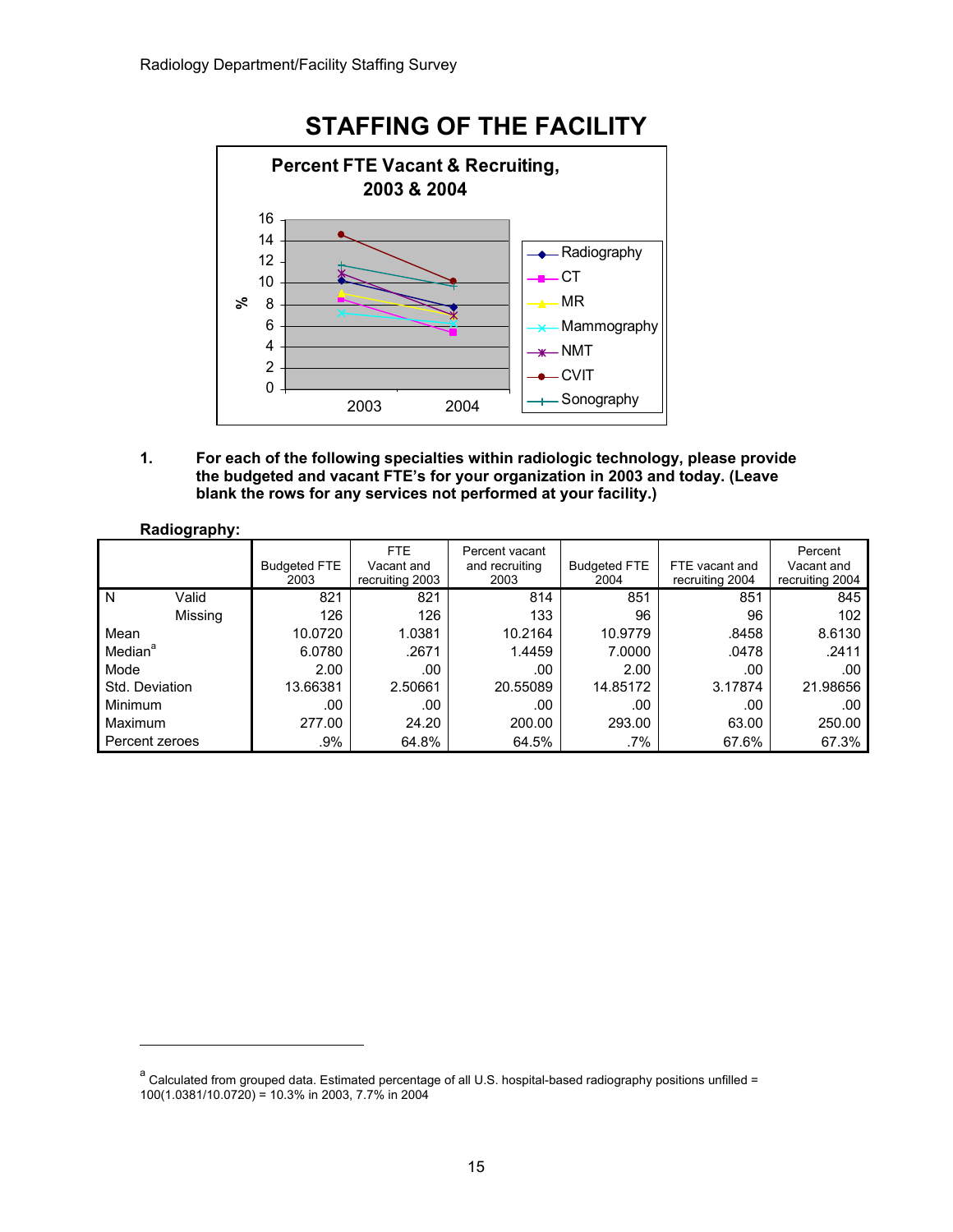## STAFFING OF THE FACILITY

**Percent FTE Vacant & Recruiting, 2003 & 2004**

1. **For each of the following specialties within radiologic technology, please provide the budgeted and vacant FTE's for your organization in 2003 and today. (Leave blank the rows for any services not performed at your facility.)**

**Radiography:**

| | | Budgeted FTE 2003 | FTE Vacant and recruiting 2003 | Percent vacant and recruiting 2003 | Budgeted FTE 2004 | FTE vacant and recruiting 2004 | Percent Vacant and recruiting 2004 |
|---|---|---|---|---|---|---|---|
| N | Valid | 821 | 821 | 814 | 851 | 851 | 845 |
| | Missing | 126 | 126 | 133 | 96 | 96 | 102 |
| Mean | | 10.0720 | 1.0381 | 10.2164 | 10.9779 | .8458 | 8.6130 |
| Median[a] | | 6.0780 | .2671 | 1.4459 | 7.0000 | .0478 | .2411 |
| Mode | | 2.00 | .00 | .00 | 2.00 | .00 | .00 |
| Std. Deviation | | 13.66381 | 2.50661 | 20.55089 | 14.85172 | 3.17874 | 21.98656 |
| Minimum | | .00 | .00 | .00 | .00 | .00 | .00 |
| Maximum | | 277.00 | 24.20 | 200.00 | 293.00 | 63.00 | 250.00 |
| Percent zeroes | | .9% | 64.8% | 64.5% | .7% | 67.6% | 67.3% |

[a] Calculated from grouped data. Estimated percentage of all U.S. hospital-based radiography positions unfilled = 100(1.0381/10.0720) = 10.3% in 2003, 7.7% in 2004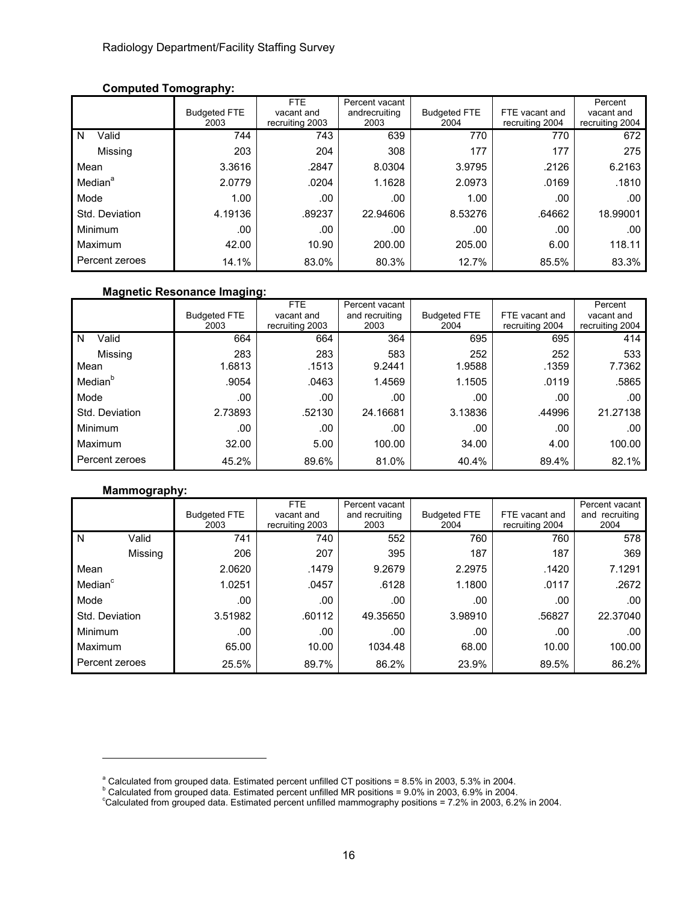**Computed Tomography:**

| | Budgeted FTE 2003 | FTE vacant and recruiting 2003 | Percent vacant andrecruiting 2003 | Budgeted FTE 2004 | FTE vacant and recruiting 2004 | Percent vacant and recruiting 2004 |
|---|---|---|---|---|---|---|
| N Valid | 744 | 743 | 639 | 770 | 770 | 672 |
| Missing | 203 | 204 | 308 | 177 | 177 | 275 |
| Mean | 3.3616 | .2847 | 8.0304 | 3.9795 | .2126 | 6.2163 |
| Median[a] | 2.0779 | .0204 | 1.1628 | 2.0973 | .0169 | .1810 |
| Mode | 1.00 | .00 | .00 | 1.00 | .00 | .00 |
| Std. Deviation | 4.19136 | .89237 | 22.94606 | 8.53276 | .64662 | 18.99001 |
| Minimum | .00 | .00 | .00 | .00 | .00 | .00 |
| Maximum | 42.00 | 10.90 | 200.00 | 205.00 | 6.00 | 118.11 |
| Percent zeroes | 14.1% | 83.0% | 80.3% | 12.7% | 85.5% | 83.3% |

**Magnetic Resonance Imaging:**

| | Budgeted FTE 2003 | FTE vacant and recruiting 2003 | Percent vacant and recruiting 2003 | Budgeted FTE 2004 | FTE vacant and recruiting 2004 | Percent vacant and recruiting 2004 |
|---|---|---|---|---|---|---|
| N Valid | 664 | 664 | 364 | 695 | 695 | 414 |
| Missing | 283 | 283 | 583 | 252 | 252 | 533 |
| Mean | 1.6813 | .1513 | 9.2441 | 1.9588 | .1359 | 7.7362 |
| Median[b] | .9054 | .0463 | 1.4569 | 1.1505 | .0119 | .5865 |
| Mode | .00 | .00 | .00 | .00 | .00 | .00 |
| Std. Deviation | 2.73893 | .52130 | 24.16681 | 3.13836 | .44996 | 21.27138 |
| Minimum | .00 | .00 | .00 | .00 | .00 | .00 |
| Maximum | 32.00 | 5.00 | 100.00 | 34.00 | 4.00 | 100.00 |
| Percent zeroes | 45.2% | 89.6% | 81.0% | 40.4% | 89.4% | 82.1% |

**Mammography:**

| | Budgeted FTE 2003 | FTE vacant and recruiting 2003 | Percent vacant and recruiting 2003 | Budgeted FTE 2004 | FTE vacant and recruiting 2004 | Percent vacant and recruiting 2004 |
|---|---|---|---|---|---|---|
| N Valid | 741 | 740 | 552 | 760 | 760 | 578 |
| Missing | 206 | 207 | 395 | 187 | 187 | 369 |
| Mean | 2.0620 | .1479 | 9.2679 | 2.2975 | .1420 | 7.1291 |
| Median[c] | 1.0251 | .0457 | .6128 | 1.1800 | .0117 | .2672 |
| Mode | .00 | .00 | .00 | .00 | .00 | .00 |
| Std. Deviation | 3.51982 | .60112 | 49.35650 | 3.98910 | .56827 | 22.37040 |
| Minimum | .00 | .00 | .00 | .00 | .00 | .00 |
| Maximum | 65.00 | 10.00 | 1034.48 | 68.00 | 10.00 | 100.00 |
| Percent zeroes | 25.5% | 89.7% | 86.2% | 23.9% | 89.5% | 86.2% |

---

[a] Calculated from grouped data. Estimated percent unfilled CT positions = 8.5% in 2003, 5.3% in 2004.
[b] Calculated from grouped data. Estimated percent unfilled MR positions = 9.0% in 2003, 6.9% in 2004.
[c] Calculated from grouped data. Estimated percent unfilled mammography positions = 7.2% in 2003, 6.2% in 2004.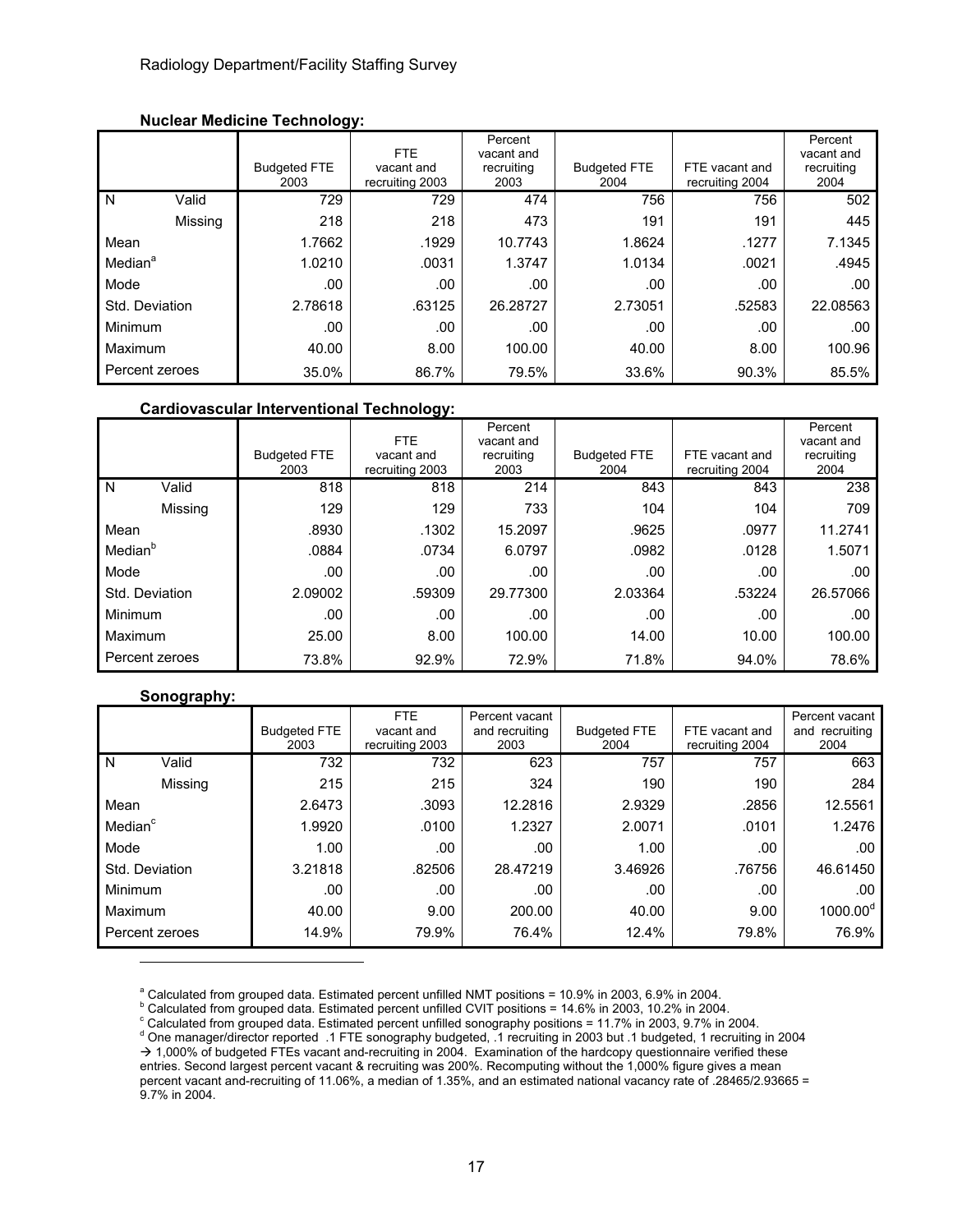**Nuclear Medicine Technology:**

| | | Budgeted FTE 2003 | FTE vacant and recruiting 2003 | Percent vacant and recruiting 2003 | Budgeted FTE 2004 | FTE vacant and recruiting 2004 | Percent vacant and recruiting 2004 |
|---|---|---|---|---|---|---|---|
| N | Valid | 729 | 729 | 474 | 756 | 756 | 502 |
| | Missing | 218 | 218 | 473 | 191 | 191 | 445 |
| Mean | | 1.7662 | .1929 | 10.7743 | 1.8624 | .1277 | 7.1345 |
| Median[a] | | 1.0210 | .0031 | 1.3747 | 1.0134 | .0021 | .4945 |
| Mode | | .00 | .00 | .00 | .00 | .00 | .00 |
| Std. Deviation | | 2.78618 | .63125 | 26.28727 | 2.73051 | .52583 | 22.08563 |
| Minimum | | .00 | .00 | .00 | .00 | .00 | .00 |
| Maximum | | 40.00 | 8.00 | 100.00 | 40.00 | 8.00 | 100.96 |
| Percent zeroes | | 35.0% | 86.7% | 79.5% | 33.6% | 90.3% | 85.5% |

**Cardiovascular Interventional Technology:**

| | | Budgeted FTE 2003 | FTE vacant and recruiting 2003 | Percent vacant and recruiting 2003 | Budgeted FTE 2004 | FTE vacant and recruiting 2004 | Percent vacant and recruiting 2004 |
|---|---|---|---|---|---|---|---|
| N | Valid | 818 | 818 | 214 | 843 | 843 | 238 |
| | Missing | 129 | 129 | 733 | 104 | 104 | 709 |
| Mean | | .8930 | .1302 | 15.2097 | .9625 | .0977 | 11.2741 |
| Median[b] | | .0884 | .0734 | 6.0797 | .0982 | .0128 | 1.5071 |
| Mode | | .00 | .00 | .00 | .00 | .00 | .00 |
| Std. Deviation | | 2.09002 | .59309 | 29.77300 | 2.03364 | .53224 | 26.57066 |
| Minimum | | .00 | .00 | .00 | .00 | .00 | .00 |
| Maximum | | 25.00 | 8.00 | 100.00 | 14.00 | 10.00 | 100.00 |
| Percent zeroes | | 73.8% | 92.9% | 72.9% | 71.8% | 94.0% | 78.6% |

**Sonography:**

| | | Budgeted FTE 2003 | FTE vacant and recruiting 2003 | Percent vacant and recruiting 2003 | Budgeted FTE 2004 | FTE vacant and recruiting 2004 | Percent vacant and recruiting 2004 |
|---|---|---|---|---|---|---|---|
| N | Valid | 732 | 732 | 623 | 757 | 757 | 663 |
| | Missing | 215 | 215 | 324 | 190 | 190 | 284 |
| Mean | | 2.6473 | .3093 | 12.2816 | 2.9329 | .2856 | 12.5561 |
| Median[c] | | 1.9920 | .0100 | 1.2327 | 2.0071 | .0101 | 1.2476 |
| Mode | | 1.00 | .00 | .00 | 1.00 | .00 | .00 |
| Std. Deviation | | 3.21818 | .82506 | 28.47219 | 3.46926 | .76756 | 46.61450 |
| Minimum | | .00 | .00 | .00 | .00 | .00 | .00 |
| Maximum | | 40.00 | 9.00 | 200.00 | 40.00 | 9.00 | 1000.00[d] |
| Percent zeroes | | 14.9% | 79.9% | 76.4% | 12.4% | 79.8% | 76.9% |

---

[a] Calculated from grouped data. Estimated percent unfilled NMT positions = 10.9% in 2003, 6.9% in 2004.

[b] Calculated from grouped data. Estimated percent unfilled CVIT positions = 14.6% in 2003, 10.2% in 2004.

[c] Calculated from grouped data. Estimated percent unfilled sonography positions = 11.7% in 2003, 9.7% in 2004.

[d] One manager/director reported .1 FTE sonography budgeted, .1 recruiting in 2003 but .1 budgeted, 1 recruiting in 2004 → 1,000% of budgeted FTEs vacant and-recruiting in 2004. Examination of the hardcopy questionnaire verified these entries. Second largest percent vacant & recruiting was 200%. Recomputing without the 1,000% figure gives a mean percent vacant and-recruiting of 11.06%, a median of 1.35%, and an estimated national vacancy rate of .28465/2.93665 = 9.7% in 2004.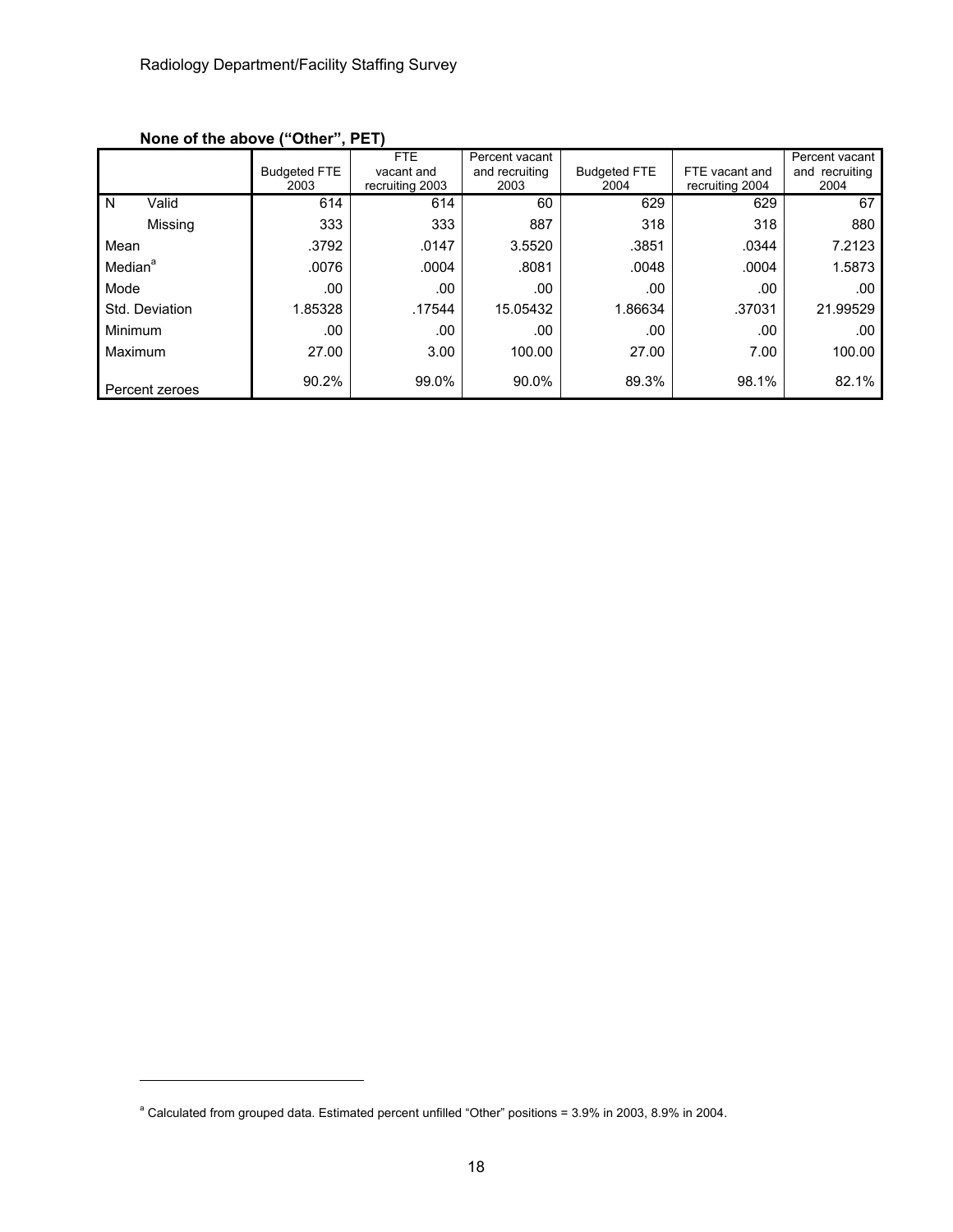**None of the above ("Other", PET)**

| | | Budgeted FTE 2003 | FTE vacant and recruiting 2003 | Percent vacant and recruiting 2003 | Budgeted FTE 2004 | FTE vacant and recruiting 2004 | Percent vacant and recruiting 2004 |
|---|---|---|---|---|---|---|---|
| N | Valid | 614 | 614 | 60 | 629 | 629 | 67 |
| | Missing | 333 | 333 | 887 | 318 | 318 | 880 |
| Mean | | .3792 | .0147 | 3.5520 | .3851 | .0344 | 7.2123 |
| Median[a] | | .0076 | .0004 | .8081 | .0048 | .0004 | 1.5873 |
| Mode | | .00 | .00 | .00 | .00 | .00 | .00 |
| Std. Deviation | | 1.85328 | .17544 | 15.05432 | 1.86634 | .37031 | 21.99529 |
| Minimum | | .00 | .00 | .00 | .00 | .00 | .00 |
| Maximum | | 27.00 | 3.00 | 100.00 | 27.00 | 7.00 | 100.00 |
| Percent zeroes | | 90.2% | 99.0% | 90.0% | 89.3% | 98.1% | 82.1% |

[a] Calculated from grouped data. Estimated percent unfilled "Other" positions = 3.9% in 2003, 8.9% in 2004.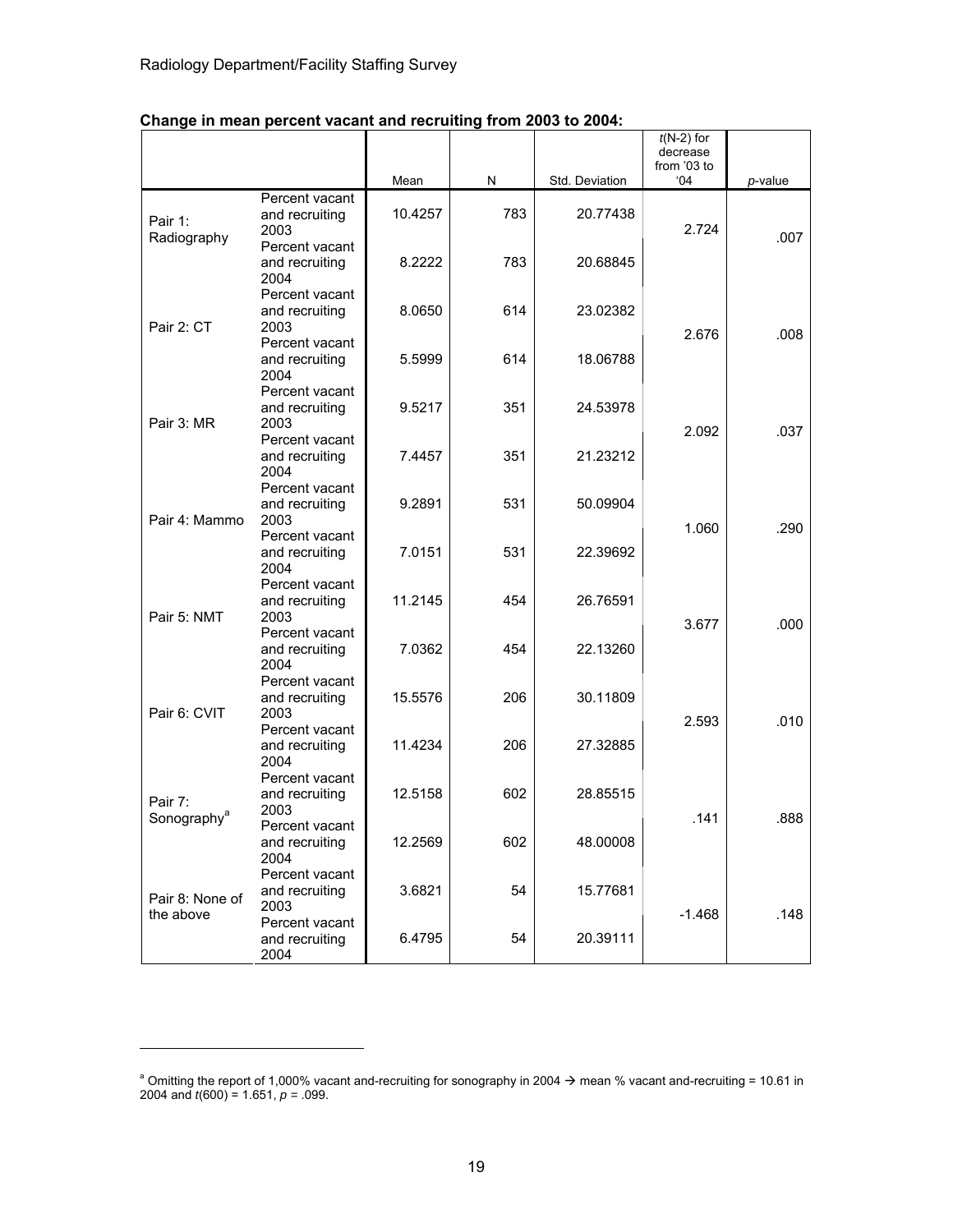**Change in mean percent vacant and recruiting from 2003 to 2004:**

| | | Mean | N | Std. Deviation | $t$(N-2) for decrease from '03 to '04 | *p*-value |
|---|---|---|---|---|---|---|
| Pair 1: Radiography | Percent vacant and recruiting 2003 | 10.4257 | 783 | 20.77438 | 2.724 | .007 |
| | Percent vacant and recruiting 2004 | 8.2222 | 783 | 20.68845 | | |
| Pair 2: CT | Percent vacant and recruiting 2003 | 8.0650 | 614 | 23.02382 | 2.676 | .008 |
| | Percent vacant and recruiting 2004 | 5.5999 | 614 | 18.06788 | | |
| Pair 3: MR | Percent vacant and recruiting 2003 | 9.5217 | 351 | 24.53978 | 2.092 | .037 |
| | Percent vacant and recruiting 2004 | 7.4457 | 351 | 21.23212 | | |
| Pair 4: Mammo | Percent vacant and recruiting 2003 | 9.2891 | 531 | 50.09904 | 1.060 | .290 |
| | Percent vacant and recruiting 2004 | 7.0151 | 531 | 22.39692 | | |
| Pair 5: NMT | Percent vacant and recruiting 2003 | 11.2145 | 454 | 26.76591 | 3.677 | .000 |
| | Percent vacant and recruiting 2004 | 7.0362 | 454 | 22.13260 | | |
| Pair 6: CVIT | Percent vacant and recruiting 2003 | 15.5576 | 206 | 30.11809 | 2.593 | .010 |
| | Percent vacant and recruiting 2004 | 11.4234 | 206 | 27.32885 | | |
| Pair 7: Sonography[a] | Percent vacant and recruiting 2003 | 12.5158 | 602 | 28.85515 | .141 | .888 |
| | Percent vacant and recruiting 2004 | 12.2569 | 602 | 48.00008 | | |
| Pair 8: None of the above | Percent vacant and recruiting 2003 | 3.6821 | 54 | 15.77681 | -1.468 | .148 |
| | Percent vacant and recruiting 2004 | 6.4795 | 54 | 20.39111 | | |

[a] Omitting the report of 1,000% vacant and-recruiting for sonography in 2004 → mean % vacant and-recruiting = 10.61 in 2004 and $t(600) = 1.651$, $p = .099$.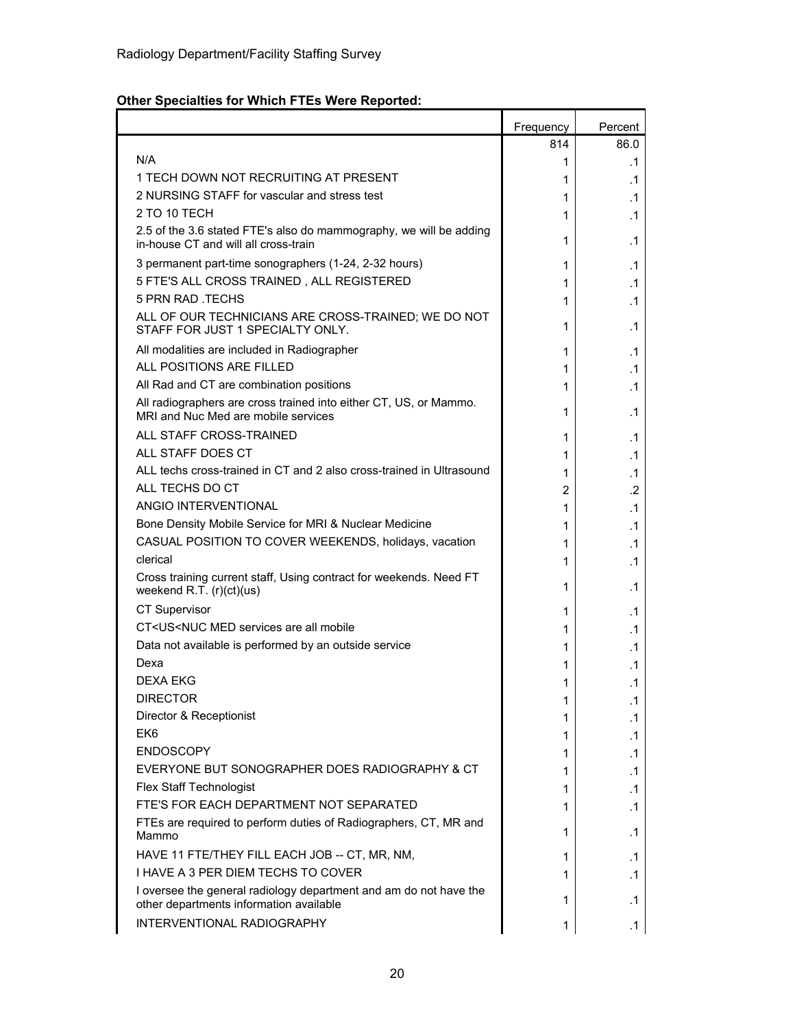**Other Specialties for Which FTEs Were Reported:**

| | Frequency | Percent |
|---|---|---|
| | 814 | 86.0 |
| N/A | 1 | .1 |
| 1 TECH DOWN NOT RECRUITING AT PRESENT | 1 | .1 |
| 2 NURSING STAFF for vascular and stress test | 1 | .1 |
| 2 TO 10 TECH | 1 | .1 |
| 2.5 of the 3.6 stated FTE's also do mammography, we will be adding in-house CT and will all cross-train | 1 | .1 |
| 3 permanent part-time sonographers (1-24, 2-32 hours) | 1 | .1 |
| 5 FTE'S ALL CROSS TRAINED , ALL REGISTERED | 1 | .1 |
| 5 PRN RAD .TECHS | 1 | .1 |
| ALL OF OUR TECHNICIANS ARE CROSS-TRAINED; WE DO NOT STAFF FOR JUST 1 SPECIALTY ONLY. | 1 | .1 |
| All modalities are included in Radiographer | 1 | .1 |
| ALL POSITIONS ARE FILLED | 1 | .1 |
| All Rad and CT are combination positions | 1 | .1 |
| All radiographers are cross trained into either CT, US, or Mammo. MRI and Nuc Med are mobile services | 1 | .1 |
| ALL STAFF CROSS-TRAINED | 1 | .1 |
| ALL STAFF DOES CT | 1 | .1 |
| ALL techs cross-trained in CT and 2 also cross-trained in Ultrasound | 1 | .1 |
| ALL TECHS DO CT | 2 | .2 |
| ANGIO INTERVENTIONAL | 1 | .1 |
| Bone Density Mobile Service for MRI & Nuclear Medicine | 1 | .1 |
| CASUAL POSITION TO COVER WEEKENDS, holidays, vacation | 1 | .1 |
| clerical | 1 | .1 |
| Cross training current staff, Using contract for weekends. Need FT weekend R.T. (r)(ct)(us) | 1 | .1 |
| CT Supervisor | 1 | .1 |
| CT<US<NUC MED services are all mobile | 1 | .1 |
| Data not available is performed by an outside service | 1 | .1 |
| Dexa | 1 | .1 |
| DEXA EKG | 1 | .1 |
| DIRECTOR | 1 | .1 |
| Director & Receptionist | 1 | .1 |
| EK6 | 1 | .1 |
| ENDOSCOPY | 1 | .1 |
| EVERYONE BUT SONOGRAPHER DOES RADIOGRAPHY & CT | 1 | .1 |
| Flex Staff Technologist | 1 | .1 |
| FTE'S FOR EACH DEPARTMENT NOT SEPARATED | 1 | .1 |
| FTEs are required to perform duties of Radiographers, CT, MR and Mammo | 1 | .1 |
| HAVE 11 FTE/THEY FILL EACH JOB -- CT, MR, NM, | 1 | .1 |
| I HAVE A 3 PER DIEM TECHS TO COVER | 1 | .1 |
| I oversee the general radiology department and am do not have the other departments information available | 1 | .1 |
| INTERVENTIONAL RADIOGRAPHY | 1 | .1 |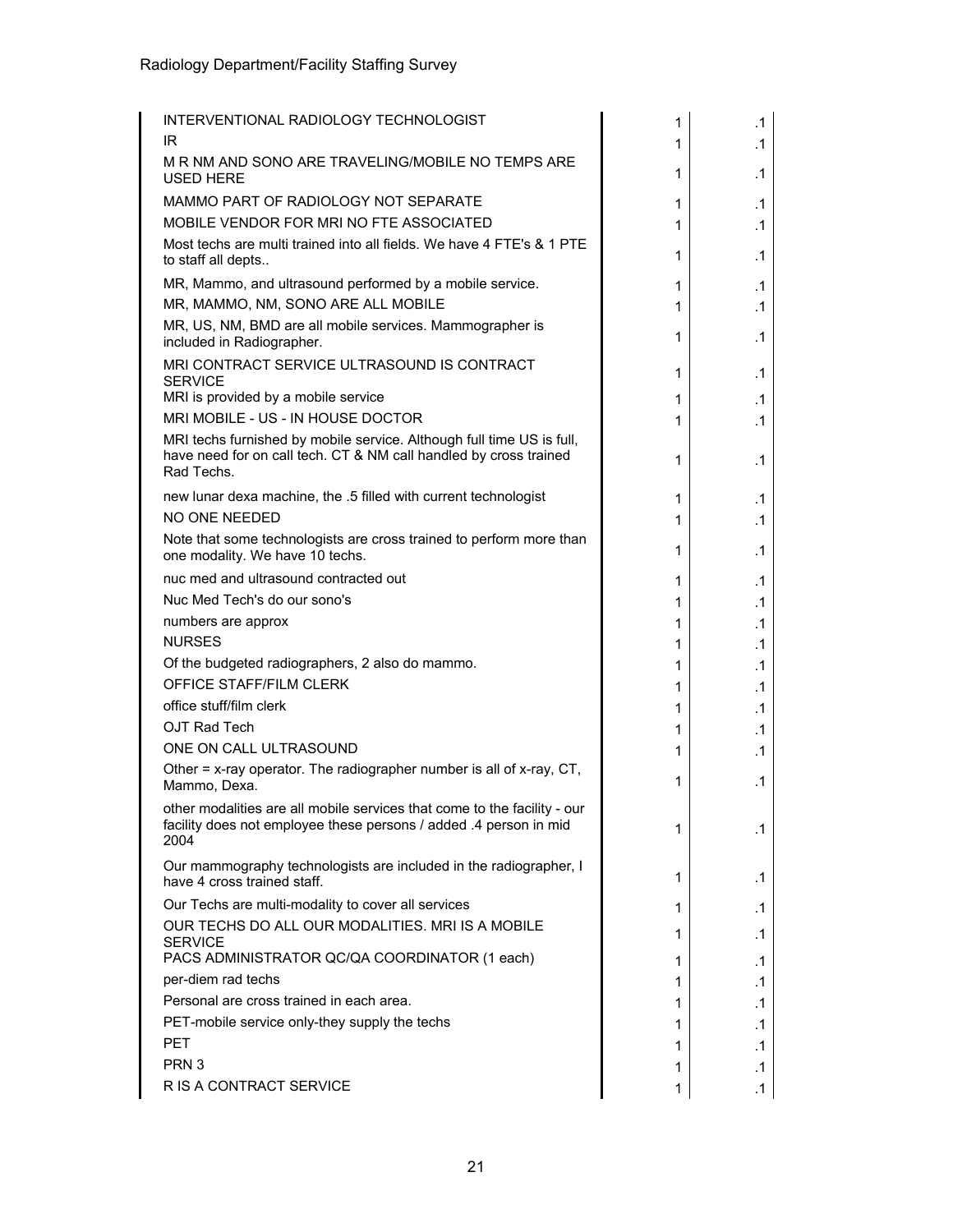| | | |
|---|---|---|
| INTERVENTIONAL RADIOLOGY TECHNOLOGIST | 1 | .1 |
| IR | 1 | .1 |
| M R NM AND SONO ARE TRAVELING/MOBILE NO TEMPS ARE USED HERE | 1 | .1 |
| MAMMO PART OF RADIOLOGY NOT SEPARATE | 1 | .1 |
| MOBILE VENDOR FOR MRI NO FTE ASSOCIATED | 1 | .1 |
| Most techs are multi trained into all fields. We have 4 FTE's & 1 PTE to staff all depts.. | 1 | .1 |
| MR, Mammo, and ultrasound performed by a mobile service. | 1 | .1 |
| MR, MAMMO, NM, SONO ARE ALL MOBILE | 1 | .1 |
| MR, US, NM, BMD are all mobile services. Mammographer is included in Radiographer. | 1 | .1 |
| MRI CONTRACT SERVICE ULTRASOUND IS CONTRACT SERVICE | 1 | .1 |
| MRI is provided by a mobile service | 1 | .1 |
| MRI MOBILE - US - IN HOUSE DOCTOR | 1 | .1 |
| MRI techs furnished by mobile service. Although full time US is full, have need for on call tech. CT & NM call handled by cross trained Rad Techs. | 1 | .1 |
| new lunar dexa machine, the .5 filled with current technologist | 1 | .1 |
| NO ONE NEEDED | 1 | .1 |
| Note that some technologists are cross trained to perform more than one modality. We have 10 techs. | 1 | .1 |
| nuc med and ultrasound contracted out | 1 | .1 |
| Nuc Med Tech's do our sono's | 1 | .1 |
| numbers are approx | 1 | .1 |
| NURSES | 1 | .1 |
| Of the budgeted radiographers, 2 also do mammo. | 1 | .1 |
| OFFICE STAFF/FILM CLERK | 1 | .1 |
| office stuff/film clerk | 1 | .1 |
| OJT Rad Tech | 1 | .1 |
| ONE ON CALL ULTRASOUND | 1 | .1 |
| Other = x-ray operator. The radiographer number is all of x-ray, CT, Mammo, Dexa. | 1 | .1 |
| other modalities are all mobile services that come to the facility - our facility does not employee these persons / added .4 person in mid 2004 | 1 | .1 |
| Our mammography technologists are included in the radiographer, I have 4 cross trained staff. | 1 | .1 |
| Our Techs are multi-modality to cover all services | 1 | .1 |
| OUR TECHS DO ALL OUR MODALITIES. MRI IS A MOBILE SERVICE | 1 | .1 |
| PACS ADMINISTRATOR QC/QA COORDINATOR (1 each) | 1 | .1 |
| per-diem rad techs | 1 | .1 |
| Personal are cross trained in each area. | 1 | .1 |
| PET-mobile service only-they supply the techs | 1 | .1 |
| PET | 1 | .1 |
| PRN 3 | 1 | .1 |
| R IS A CONTRACT SERVICE | 1 | .1 |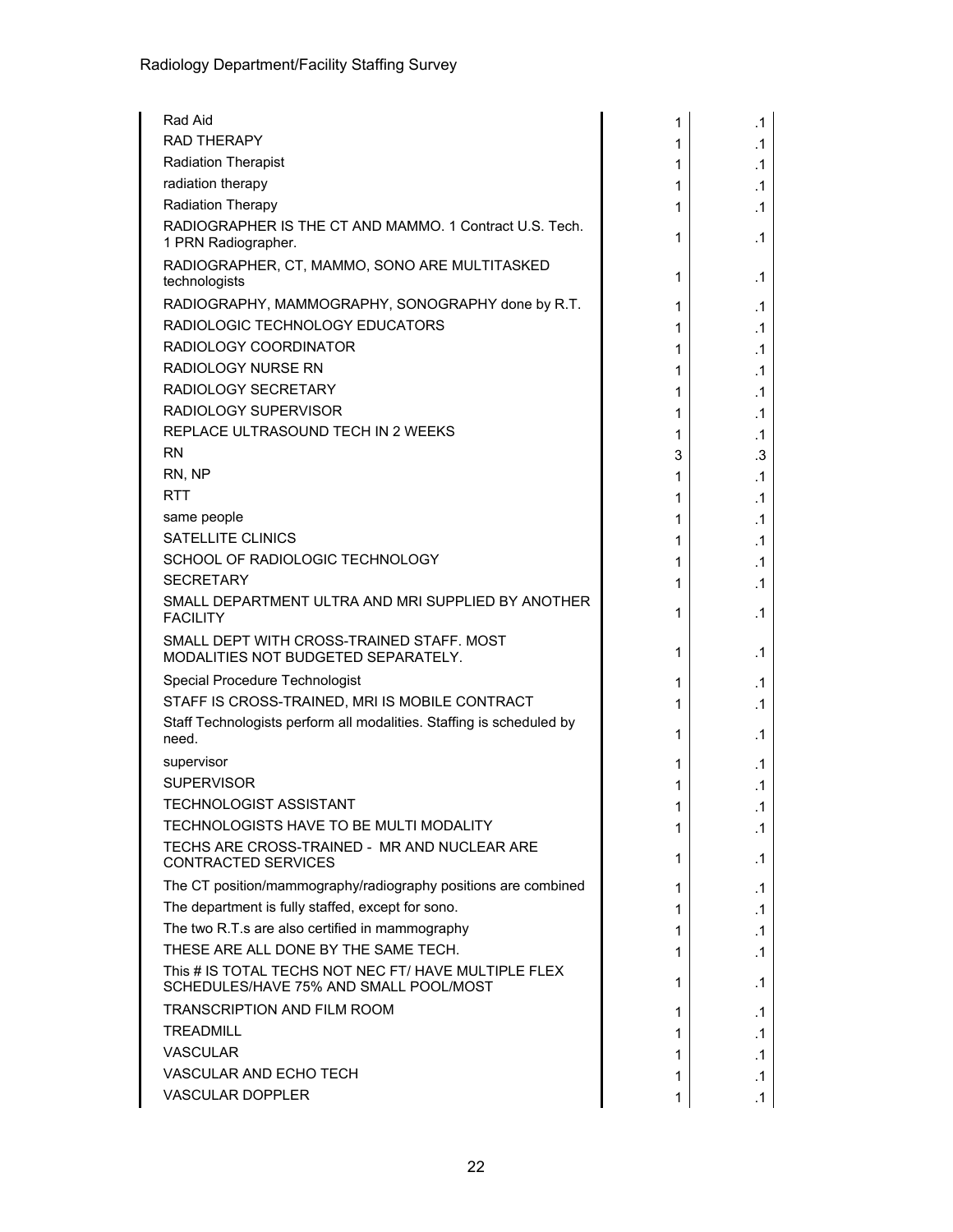| | | |
|---|---|---|
| Rad Aid | 1 | .1 |
| RAD THERAPY | 1 | .1 |
| Radiation Therapist | 1 | .1 |
| radiation therapy | 1 | .1 |
| Radiation Therapy | 1 | .1 |
| RADIOGRAPHER IS THE CT AND MAMMO. 1 Contract U.S. Tech. 1 PRN Radiographer. | 1 | .1 |
| RADIOGRAPHER, CT, MAMMO, SONO ARE MULTITASKED technologists | 1 | .1 |
| RADIOGRAPHY, MAMMOGRAPHY, SONOGRAPHY done by R.T. | 1 | .1 |
| RADIOLOGIC TECHNOLOGY EDUCATORS | 1 | .1 |
| RADIOLOGY COORDINATOR | 1 | .1 |
| RADIOLOGY NURSE RN | 1 | .1 |
| RADIOLOGY SECRETARY | 1 | .1 |
| RADIOLOGY SUPERVISOR | 1 | .1 |
| REPLACE ULTRASOUND TECH IN 2 WEEKS | 1 | .1 |
| RN | 3 | .3 |
| RN, NP | 1 | .1 |
| RTT | 1 | .1 |
| same people | 1 | .1 |
| SATELLITE CLINICS | 1 | .1 |
| SCHOOL OF RADIOLOGIC TECHNOLOGY | 1 | .1 |
| SECRETARY | 1 | .1 |
| SMALL DEPARTMENT ULTRA AND MRI SUPPLIED BY ANOTHER FACILITY | 1 | .1 |
| SMALL DEPT WITH CROSS-TRAINED STAFF. MOST MODALITIES NOT BUDGETED SEPARATELY. | 1 | .1 |
| Special Procedure Technologist | 1 | .1 |
| STAFF IS CROSS-TRAINED, MRI IS MOBILE CONTRACT | 1 | .1 |
| Staff Technologists perform all modalities. Staffing is scheduled by need. | 1 | .1 |
| supervisor | 1 | .1 |
| SUPERVISOR | 1 | .1 |
| TECHNOLOGIST ASSISTANT | 1 | .1 |
| TECHNOLOGISTS HAVE TO BE MULTI MODALITY | 1 | .1 |
| TECHS ARE CROSS-TRAINED - MR AND NUCLEAR ARE CONTRACTED SERVICES | 1 | .1 |
| The CT position/mammography/radiography positions are combined | 1 | .1 |
| The department is fully staffed, except for sono. | 1 | .1 |
| The two R.T.s are also certified in mammography | 1 | .1 |
| THESE ARE ALL DONE BY THE SAME TECH. | 1 | .1 |
| This # IS TOTAL TECHS NOT NEC FT/ HAVE MULTIPLE FLEX SCHEDULES/HAVE 75% AND SMALL POOL/MOST | 1 | .1 |
| TRANSCRIPTION AND FILM ROOM | 1 | .1 |
| TREADMILL | 1 | .1 |
| VASCULAR | 1 | .1 |
| VASCULAR AND ECHO TECH | 1 | .1 |
| VASCULAR DOPPLER | 1 | .1 |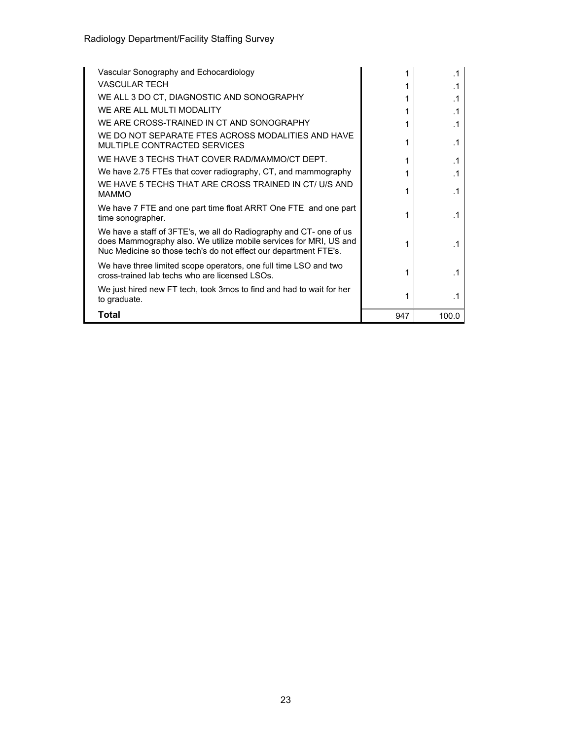| | | |
|---|---|---|
| Vascular Sonography and Echocardiology | 1 | .1 |
| VASCULAR TECH | 1 | .1 |
| WE ALL 3 DO CT, DIAGNOSTIC AND SONOGRAPHY | 1 | .1 |
| WE ARE ALL MULTI MODALITY | 1 | .1 |
| WE ARE CROSS-TRAINED IN CT AND SONOGRAPHY | 1 | .1 |
| WE DO NOT SEPARATE FTES ACROSS MODALITIES AND HAVE MULTIPLE CONTRACTED SERVICES | 1 | .1 |
| WE HAVE 3 TECHS THAT COVER RAD/MAMMO/CT DEPT. | 1 | .1 |
| We have 2.75 FTEs that cover radiography, CT, and mammography | 1 | .1 |
| WE HAVE 5 TECHS THAT ARE CROSS TRAINED IN CT/ U/S AND MAMMO | 1 | .1 |
| We have 7 FTE and one part time float ARRT One FTE and one part time sonographer. | 1 | .1 |
| We have a staff of 3FTE's, we all do Radiography and CT- one of us does Mammography also. We utilize mobile services for MRI, US and Nuc Medicine so those tech's do not effect our department FTE's. | 1 | .1 |
| We have three limited scope operators, one full time LSO and two cross-trained lab techs who are licensed LSOs. | 1 | .1 |
| We just hired new FT tech, took 3mos to find and had to wait for her to graduate. | 1 | .1 |
| **Total** | 947 | 100.0 |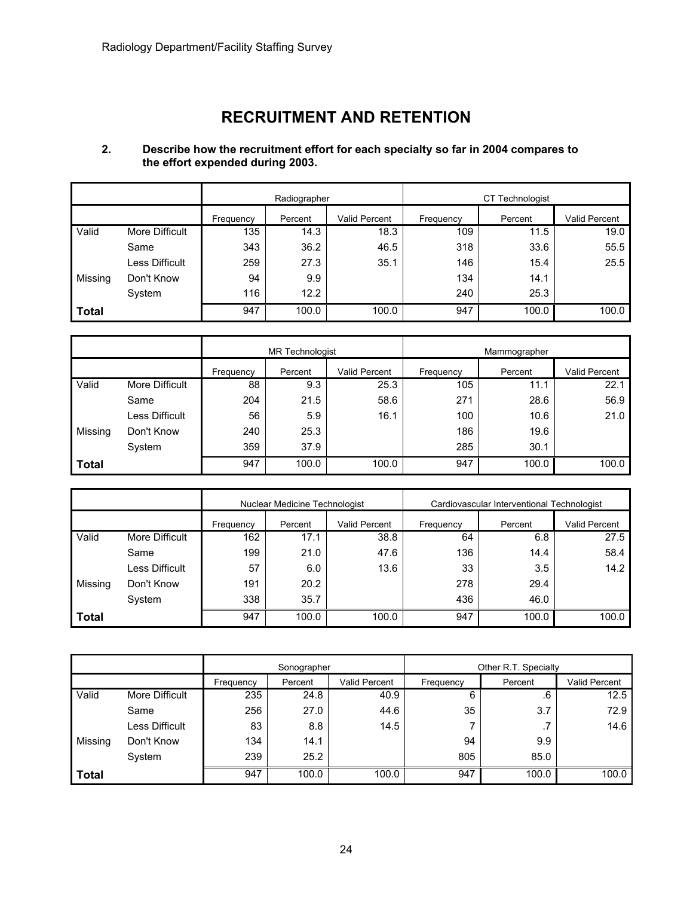# RECRUITMENT AND RETENTION

**2. Describe how the recruitment effort for each specialty so far in 2004 compares to the effort expended during 2003.**

| | | Radiographer | | | CT Technologist | | |
|---|---|---|---|---|---|---|---|
| | | Frequency | Percent | Valid Percent | Frequency | Percent | Valid Percent |
| Valid | More Difficult | 135 | 14.3 | 18.3 | 109 | 11.5 | 19.0 |
| | Same | 343 | 36.2 | 46.5 | 318 | 33.6 | 55.5 |
| | Less Difficult | 259 | 27.3 | 35.1 | 146 | 15.4 | 25.5 |
| Missing | Don't Know | 94 | 9.9 | | 134 | 14.1 | |
| | System | 116 | 12.2 | | 240 | 25.3 | |
| **Total** | | 947 | 100.0 | 100.0 | 947 | 100.0 | 100.0 |

| | | MR Technologist | | | Mammographer | | |
|---|---|---|---|---|---|---|---|
| | | Frequency | Percent | Valid Percent | Frequency | Percent | Valid Percent |
| Valid | More Difficult | 88 | 9.3 | 25.3 | 105 | 11.1 | 22.1 |
| | Same | 204 | 21.5 | 58.6 | 271 | 28.6 | 56.9 |
| | Less Difficult | 56 | 5.9 | 16.1 | 100 | 10.6 | 21.0 |
| Missing | Don't Know | 240 | 25.3 | | 186 | 19.6 | |
| | System | 359 | 37.9 | | 285 | 30.1 | |
| **Total** | | 947 | 100.0 | 100.0 | 947 | 100.0 | 100.0 |

| | | Nuclear Medicine Technologist | | | Cardiovascular Interventional Technologist | | |
|---|---|---|---|---|---|---|---|
| | | Frequency | Percent | Valid Percent | Frequency | Percent | Valid Percent |
| Valid | More Difficult | 162 | 17.1 | 38.8 | 64 | 6.8 | 27.5 |
| | Same | 199 | 21.0 | 47.6 | 136 | 14.4 | 58.4 |
| | Less Difficult | 57 | 6.0 | 13.6 | 33 | 3.5 | 14.2 |
| Missing | Don't Know | 191 | 20.2 | | 278 | 29.4 | |
| | System | 338 | 35.7 | | 436 | 46.0 | |
| **Total** | | 947 | 100.0 | 100.0 | 947 | 100.0 | 100.0 |

| | | Sonographer | | | Other R.T. Specialty | | |
|---|---|---|---|---|---|---|---|
| | | Frequency | Percent | Valid Percent | Frequency | Percent | Valid Percent |
| Valid | More Difficult | 235 | 24.8 | 40.9 | 6 | .6 | 12.5 |
| | Same | 256 | 27.0 | 44.6 | 35 | 3.7 | 72.9 |
| | Less Difficult | 83 | 8.8 | 14.5 | 7 | .7 | 14.6 |
| Missing | Don't Know | 134 | 14.1 | | 94 | 9.9 | |
| | System | 239 | 25.2 | | 805 | 85.0 | |
| **Total** | | 947 | 100.0 | 100.0 | 947 | 100.0 | 100.0 |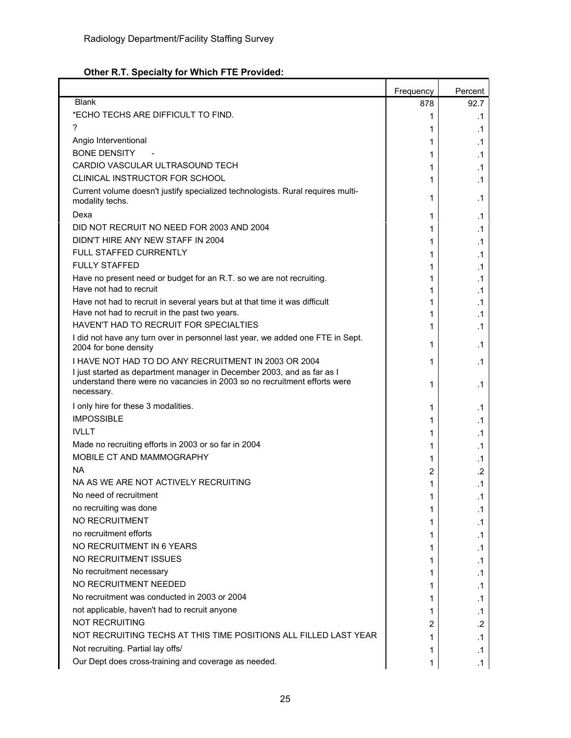Radiology Department/Facility Staffing Survey

**Other R.T. Specialty for Which FTE Provided:**

| | Frequency | Percent |
|---|---|---|
| Blank | 878 | 92.7 |
| *ECHO TECHS ARE DIFFICULT TO FIND. | 1 | .1 |
| ? | 1 | .1 |
| Angio Interventional | 1 | .1 |
| BONE DENSITY - | 1 | .1 |
| CARDIO VASCULAR ULTRASOUND TECH | 1 | .1 |
| CLINICAL INSTRUCTOR FOR SCHOOL | 1 | .1 |
| Current volume doesn't justify specialized technologists. Rural requires multi-modality techs. | 1 | .1 |
| Dexa | 1 | .1 |
| DID NOT RECRUIT NO NEED FOR 2003 AND 2004 | 1 | .1 |
| DIDN'T HIRE ANY NEW STAFF IN 2004 | 1 | .1 |
| FULL STAFFED CURRENTLY | 1 | .1 |
| FULLY STAFFED | 1 | .1 |
| Have no present need or budget for an R.T. so we are not recruiting. | 1 | .1 |
| Have not had to recruit | 1 | .1 |
| Have not had to recruit in several years but at that time it was difficult | 1 | .1 |
| Have not had to recruit in the past two years. | 1 | .1 |
| HAVEN'T HAD TO RECRUIT FOR SPECIALTIES | 1 | .1 |
| I did not have any turn over in personnel last year, we added one FTE in Sept. 2004 for bone density | 1 | .1 |
| I HAVE NOT HAD TO DO ANY RECRUITMENT IN 2003 OR 2004 | 1 | .1 |
| I just started as department manager in December 2003, and as far as I understand there were no vacancies in 2003 so no recruitment efforts were necessary. | 1 | .1 |
| I only hire for these 3 modalities. | 1 | .1 |
| IMPOSSIBLE | 1 | .1 |
| IVLLT | 1 | .1 |
| Made no recruiting efforts in 2003 or so far in 2004 | 1 | .1 |
| MOBILE CT AND MAMMOGRAPHY | 1 | .1 |
| NA | 2 | .2 |
| NA AS WE ARE NOT ACTIVELY RECRUITING | 1 | .1 |
| No need of recruitment | 1 | .1 |
| no recruiting was done | 1 | .1 |
| NO RECRUITMENT | 1 | .1 |
| no recruitment efforts | 1 | .1 |
| NO RECRUITMENT IN 6 YEARS | 1 | .1 |
| NO RECRUITMENT ISSUES | 1 | .1 |
| No recruitment necessary | 1 | .1 |
| NO RECRUITMENT NEEDED | 1 | .1 |
| No recruitment was conducted in 2003 or 2004 | 1 | .1 |
| not applicable, haven't had to recruit anyone | 1 | .1 |
| NOT RECRUITING | 2 | .2 |
| NOT RECRUITING TECHS AT THIS TIME POSITIONS ALL FILLED LAST YEAR | 1 | .1 |
| Not recruiting. Partial lay offs/ | 1 | .1 |
| Our Dept does cross-training and coverage as needed. | 1 | .1 |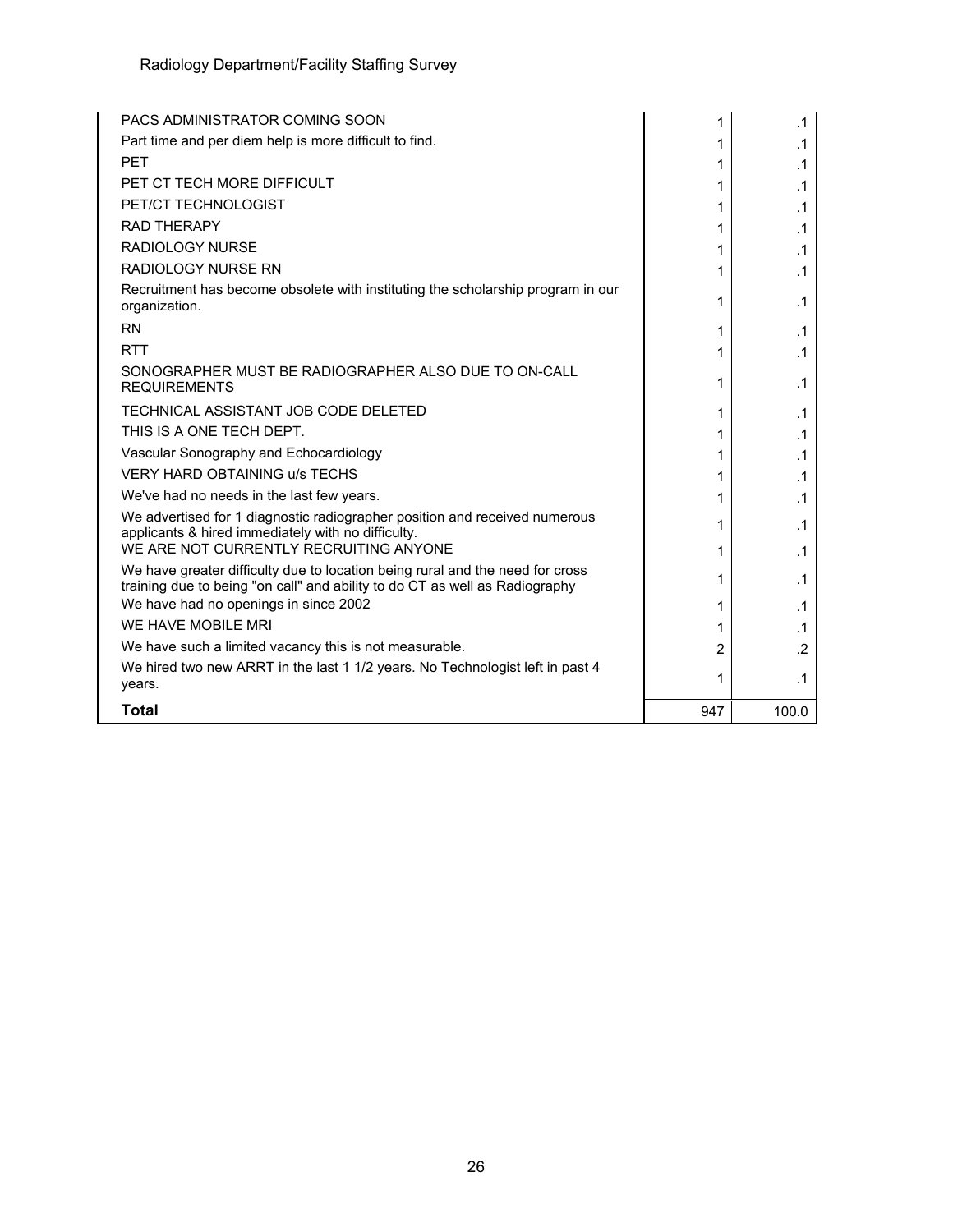| | | |
|---|---|---|
| PACS ADMINISTRATOR COMING SOON | 1 | .1 |
| Part time and per diem help is more difficult to find. | 1 | .1 |
| PET | 1 | .1 |
| PET CT TECH MORE DIFFICULT | 1 | .1 |
| PET/CT TECHNOLOGIST | 1 | .1 |
| RAD THERAPY | 1 | .1 |
| RADIOLOGY NURSE | 1 | .1 |
| RADIOLOGY NURSE RN | 1 | .1 |
| Recruitment has become obsolete with instituting the scholarship program in our organization. | 1 | .1 |
| RN | 1 | .1 |
| RTT | 1 | .1 |
| SONOGRAPHER MUST BE RADIOGRAPHER ALSO DUE TO ON-CALL REQUIREMENTS | 1 | .1 |
| TECHNICAL ASSISTANT JOB CODE DELETED | 1 | .1 |
| THIS IS A ONE TECH DEPT. | 1 | .1 |
| Vascular Sonography and Echocardiology | 1 | .1 |
| VERY HARD OBTAINING u/s TECHS | 1 | .1 |
| We've had no needs in the last few years. | 1 | .1 |
| We advertised for 1 diagnostic radiographer position and received numerous applicants & hired immediately with no difficulty. | 1 | .1 |
| WE ARE NOT CURRENTLY RECRUITING ANYONE | 1 | .1 |
| We have greater difficulty due to location being rural and the need for cross training due to being "on call" and ability to do CT as well as Radiography | 1 | .1 |
| We have had no openings in since 2002 | 1 | .1 |
| WE HAVE MOBILE MRI | 1 | .1 |
| We have such a limited vacancy this is not measurable. | 2 | .2 |
| We hired two new ARRT in the last 1 1/2 years. No Technologist left in past 4 years. | 1 | .1 |
| **Total** | 947 | 100.0 |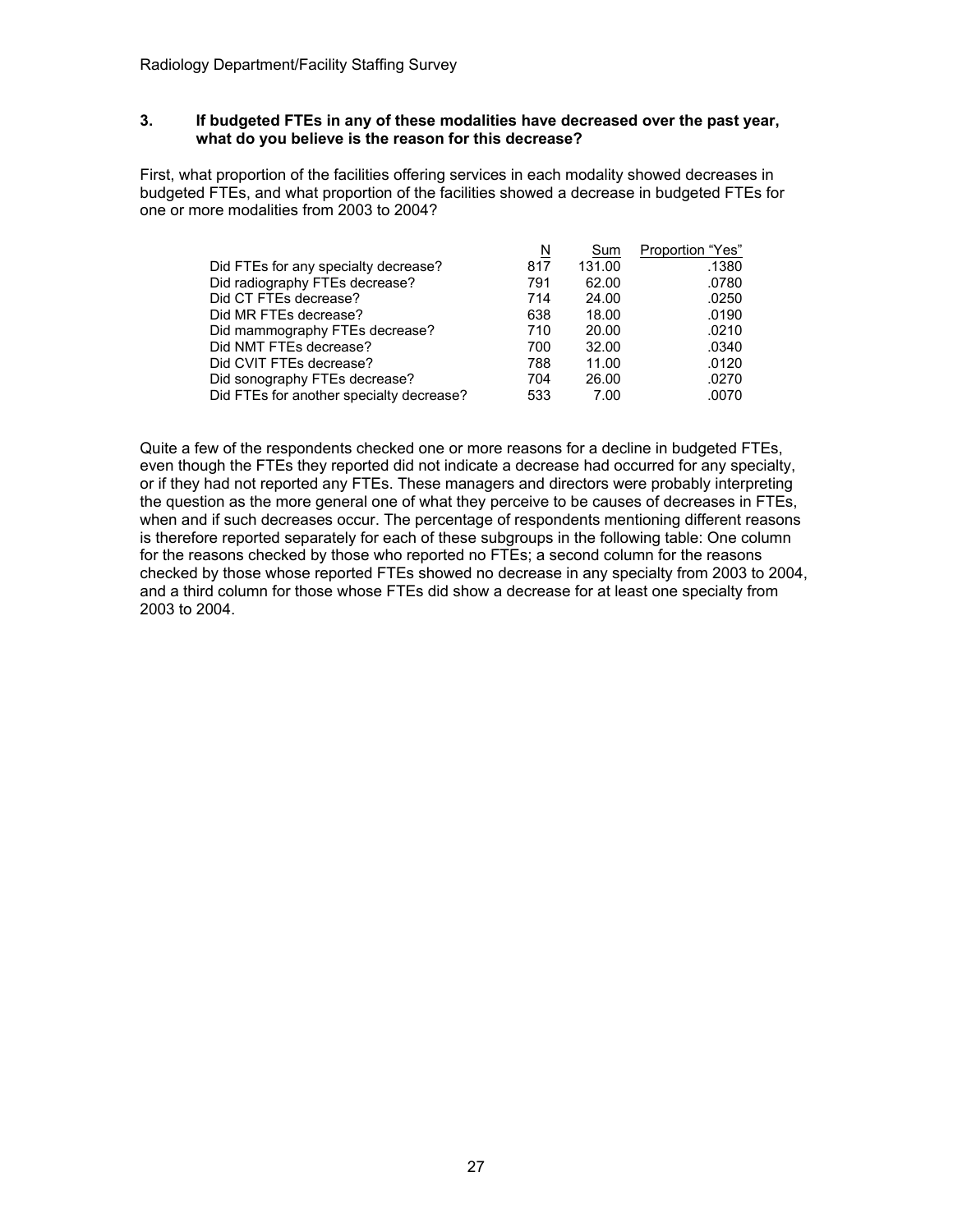### 3. If budgeted FTEs in any of these modalities have decreased over the past year, what do you believe is the reason for this decrease?

First, what proportion of the facilities offering services in each modality showed decreases in budgeted FTEs, and what proportion of the facilities showed a decrease in budgeted FTEs for one or more modalities from 2003 to 2004?

| | N | Sum | Proportion "Yes" |
|---|---|---|---|
| Did FTEs for any specialty decrease? | 817 | 131.00 | .1380 |
| Did radiography FTEs decrease? | 791 | 62.00 | .0780 |
| Did CT FTEs decrease? | 714 | 24.00 | .0250 |
| Did MR FTEs decrease? | 638 | 18.00 | .0190 |
| Did mammography FTEs decrease? | 710 | 20.00 | .0210 |
| Did NMT FTEs decrease? | 700 | 32.00 | .0340 |
| Did CVIT FTEs decrease? | 788 | 11.00 | .0120 |
| Did sonography FTEs decrease? | 704 | 26.00 | .0270 |
| Did FTEs for another specialty decrease? | 533 | 7.00 | .0070 |

Quite a few of the respondents checked one or more reasons for a decline in budgeted FTEs, even though the FTEs they reported did not indicate a decrease had occurred for any specialty, or if they had not reported any FTEs. These managers and directors were probably interpreting the question as the more general one of what they perceive to be causes of decreases in FTEs, when and if such decreases occur. The percentage of respondents mentioning different reasons is therefore reported separately for each of these subgroups in the following table: One column for the reasons checked by those who reported no FTEs; a second column for the reasons checked by those whose reported FTEs showed no decrease in any specialty from 2003 to 2004, and a third column for those whose FTEs did show a decrease for at least one specialty from 2003 to 2004.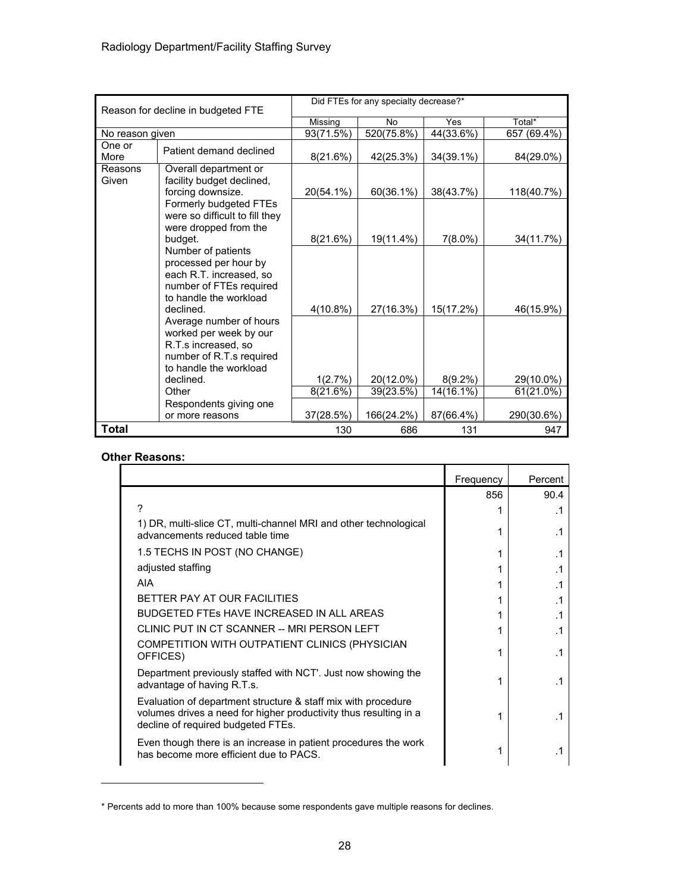| Reason for decline in budgeted FTE | | Did FTEs for any specialty decrease?* | | | |
|---|---|---|---|---|---|
| | | Missing | No | Yes | Total* |
| No reason given | | 93(71.5%) | 520(75.8%) | 44(33.6%) | 657 (69.4%) |
| One or More Reasons Given | Patient demand declined | 8(21.6%) | 42(25.3%) | 34(39.1%) | 84(29.0%) |
| | Overall department or facility budget declined, forcing downsize. | 20(54.1%) | 60(36.1%) | 38(43.7%) | 118(40.7%) |
| | Formerly budgeted FTEs were so difficult to fill they were dropped from the budget. | 8(21.6%) | 19(11.4%) | 7(8.0%) | 34(11.7%) |
| | Number of patients processed per hour by each R.T. increased, so number of FTEs required to handle the workload declined. | 4(10.8%) | 27(16.3%) | 15(17.2%) | 46(15.9%) |
| | Average number of hours worked per week by our R.T.s increased, so number of R.T.s required to handle the workload declined. | 1(2.7%) | 20(12.0%) | 8(9.2%) | 29(10.0%) |
| | Other | 8(21.6%) | 39(23.5%) | 14(16.1%) | 61(21.0%) |
| | Respondents giving one or more reasons | 37(28.5%) | 166(24.2%) | 87(66.4%) | 290(30.6%) |
| **Total** | | 130 | 686 | 131 | 947 |

**Other Reasons:**

| | Frequency | Percent |
|---|---|---|
| | 856 | 90.4 |
| ? | 1 | .1 |
| 1) DR, multi-slice CT, multi-channel MRI and other technological advancements reduced table time | 1 | .1 |
| 1.5 TECHS IN POST (NO CHANGE) | 1 | .1 |
| adjusted staffing | 1 | .1 |
| AIA | 1 | .1 |
| BETTER PAY AT OUR FACILITIES | 1 | .1 |
| BUDGETED FTEs HAVE INCREASED IN ALL AREAS | 1 | .1 |
| CLINIC PUT IN CT SCANNER -- MRI PERSON LEFT | 1 | .1 |
| COMPETITION WITH OUTPATIENT CLINICS (PHYSICIAN OFFICES) | 1 | .1 |
| Department previously staffed with NCT'. Just now showing the advantage of having R.T.s. | 1 | .1 |
| Evaluation of department structure & staff mix with procedure volumes drives a need for higher productivity thus resulting in a decline of required budgeted FTEs. | 1 | .1 |
| Even though there is an increase in patient procedures the work has become more efficient due to PACS. | 1 | .1 |

* Percents add to more than 100% because some respondents gave multiple reasons for declines.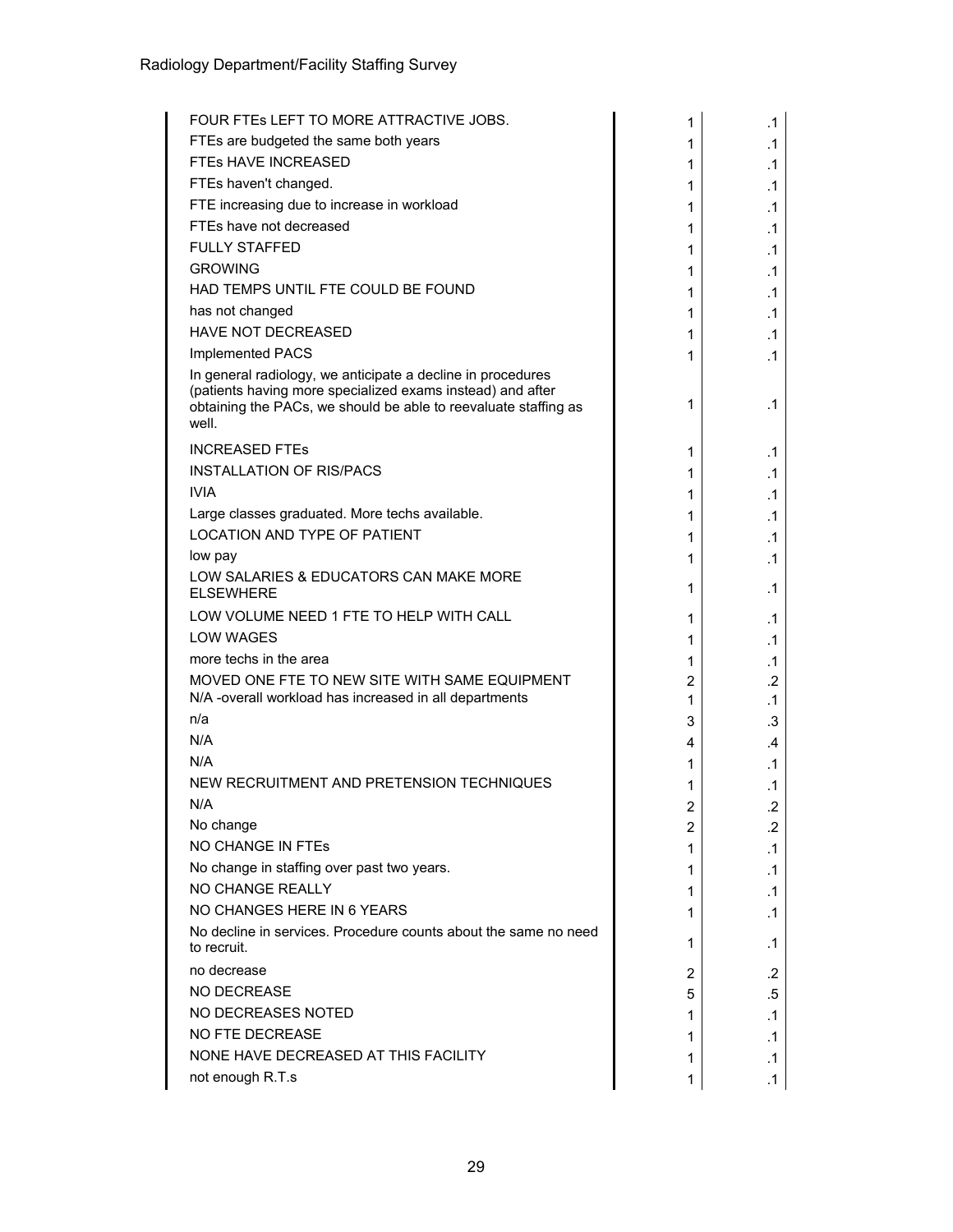| | | |
|---|---|---|
| FOUR FTEs LEFT TO MORE ATTRACTIVE JOBS. | 1 | .1 |
| FTEs are budgeted the same both years | 1 | .1 |
| FTEs HAVE INCREASED | 1 | .1 |
| FTEs haven't changed. | 1 | .1 |
| FTE increasing due to increase in workload | 1 | .1 |
| FTEs have not decreased | 1 | .1 |
| FULLY STAFFED | 1 | .1 |
| GROWING | 1 | .1 |
| HAD TEMPS UNTIL FTE COULD BE FOUND | 1 | .1 |
| has not changed | 1 | .1 |
| HAVE NOT DECREASED | 1 | .1 |
| Implemented PACS | 1 | .1 |
| In general radiology, we anticipate a decline in procedures (patients having more specialized exams instead) and after obtaining the PACs, we should be able to reevaluate staffing as well. | 1 | .1 |
| INCREASED FTEs | 1 | .1 |
| INSTALLATION OF RIS/PACS | 1 | .1 |
| IVIA | 1 | .1 |
| Large classes graduated. More techs available. | 1 | .1 |
| LOCATION AND TYPE OF PATIENT | 1 | .1 |
| low pay | 1 | .1 |
| LOW SALARIES & EDUCATORS CAN MAKE MORE ELSEWHERE | 1 | .1 |
| LOW VOLUME NEED 1 FTE TO HELP WITH CALL | 1 | .1 |
| LOW WAGES | 1 | .1 |
| more techs in the area | 1 | .1 |
| MOVED ONE FTE TO NEW SITE WITH SAME EQUIPMENT | 2 | .2 |
| N/A -overall workload has increased in all departments | 1 | .1 |
| n/a | 3 | .3 |
| N/A | 4 | .4 |
| N/A | 1 | .1 |
| NEW RECRUITMENT AND PRETENSION TECHNIQUES | 1 | .1 |
| N/A | 2 | .2 |
| No change | 2 | .2 |
| NO CHANGE IN FTEs | 1 | .1 |
| No change in staffing over past two years. | 1 | .1 |
| NO CHANGE REALLY | 1 | .1 |
| NO CHANGES HERE IN 6 YEARS | 1 | .1 |
| No decline in services. Procedure counts about the same no need to recruit. | 1 | .1 |
| no decrease | 2 | .2 |
| NO DECREASE | 5 | .5 |
| NO DECREASES NOTED | 1 | .1 |
| NO FTE DECREASE | 1 | .1 |
| NONE HAVE DECREASED AT THIS FACILITY | 1 | .1 |
| not enough R.T.s | 1 | .1 |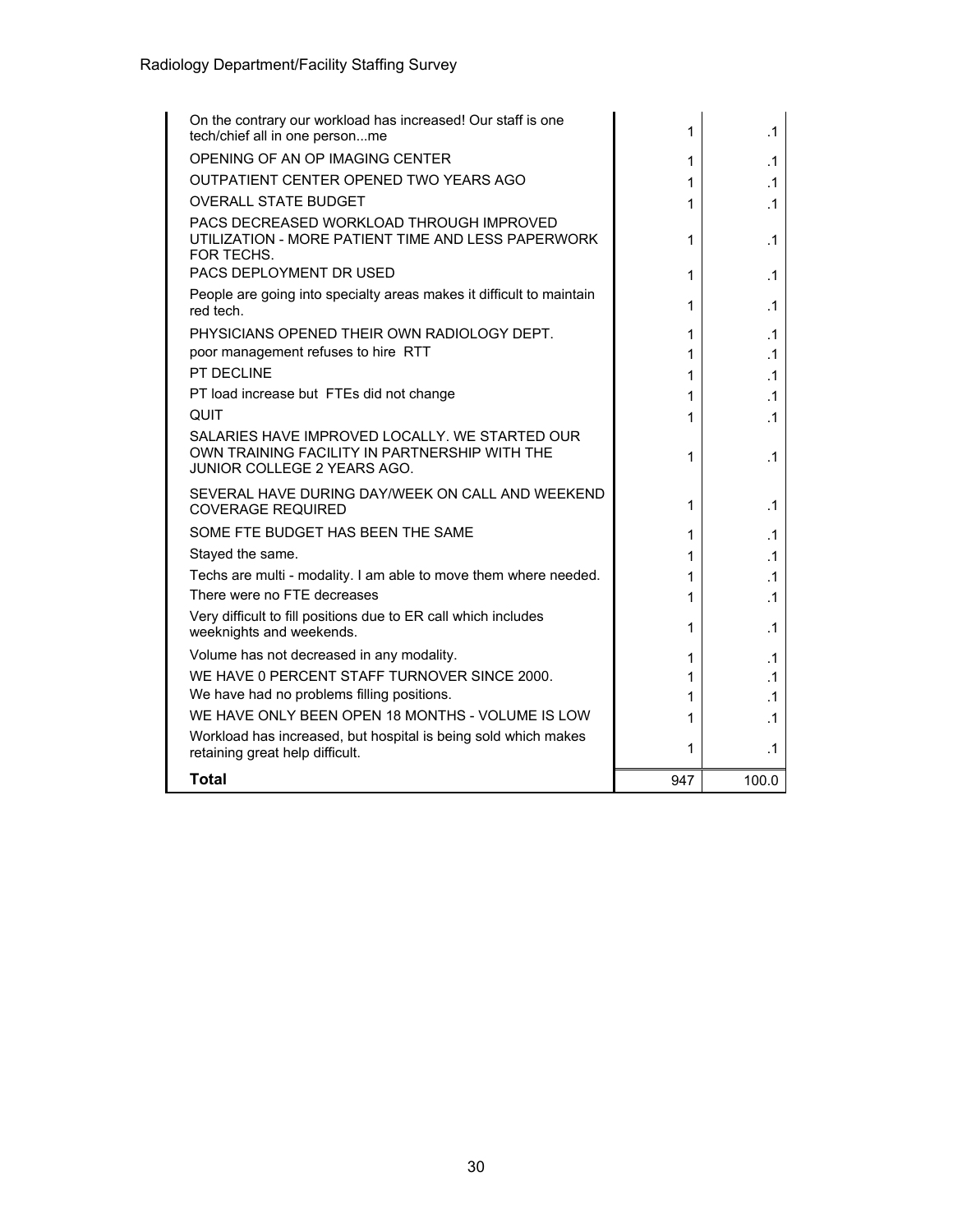| | | |
|---|---|---|
| On the contrary our workload has increased! Our staff is one tech/chief all in one person...me | 1 | .1 |
| OPENING OF AN OP IMAGING CENTER | 1 | .1 |
| OUTPATIENT CENTER OPENED TWO YEARS AGO | 1 | .1 |
| OVERALL STATE BUDGET | 1 | .1 |
| PACS DECREASED WORKLOAD THROUGH IMPROVED UTILIZATION - MORE PATIENT TIME AND LESS PAPERWORK FOR TECHS. | 1 | .1 |
| PACS DEPLOYMENT DR USED | 1 | .1 |
| People are going into specialty areas makes it difficult to maintain red tech. | 1 | .1 |
| PHYSICIANS OPENED THEIR OWN RADIOLOGY DEPT. | 1 | .1 |
| poor management refuses to hire RTT | 1 | .1 |
| PT DECLINE | 1 | .1 |
| PT load increase but FTEs did not change | 1 | .1 |
| QUIT | 1 | .1 |
| SALARIES HAVE IMPROVED LOCALLY. WE STARTED OUR OWN TRAINING FACILITY IN PARTNERSHIP WITH THE JUNIOR COLLEGE 2 YEARS AGO. | 1 | .1 |
| SEVERAL HAVE DURING DAY/WEEK ON CALL AND WEEKEND COVERAGE REQUIRED | 1 | .1 |
| SOME FTE BUDGET HAS BEEN THE SAME | 1 | .1 |
| Stayed the same. | 1 | .1 |
| Techs are multi - modality. I am able to move them where needed. | 1 | .1 |
| There were no FTE decreases | 1 | .1 |
| Very difficult to fill positions due to ER call which includes weeknights and weekends. | 1 | .1 |
| Volume has not decreased in any modality. | 1 | .1 |
| WE HAVE 0 PERCENT STAFF TURNOVER SINCE 2000. | 1 | .1 |
| We have had no problems filling positions. | 1 | .1 |
| WE HAVE ONLY BEEN OPEN 18 MONTHS - VOLUME IS LOW | 1 | .1 |
| Workload has increased, but hospital is being sold which makes retaining great help difficult. | 1 | .1 |
| **Total** | 947 | 100.0 |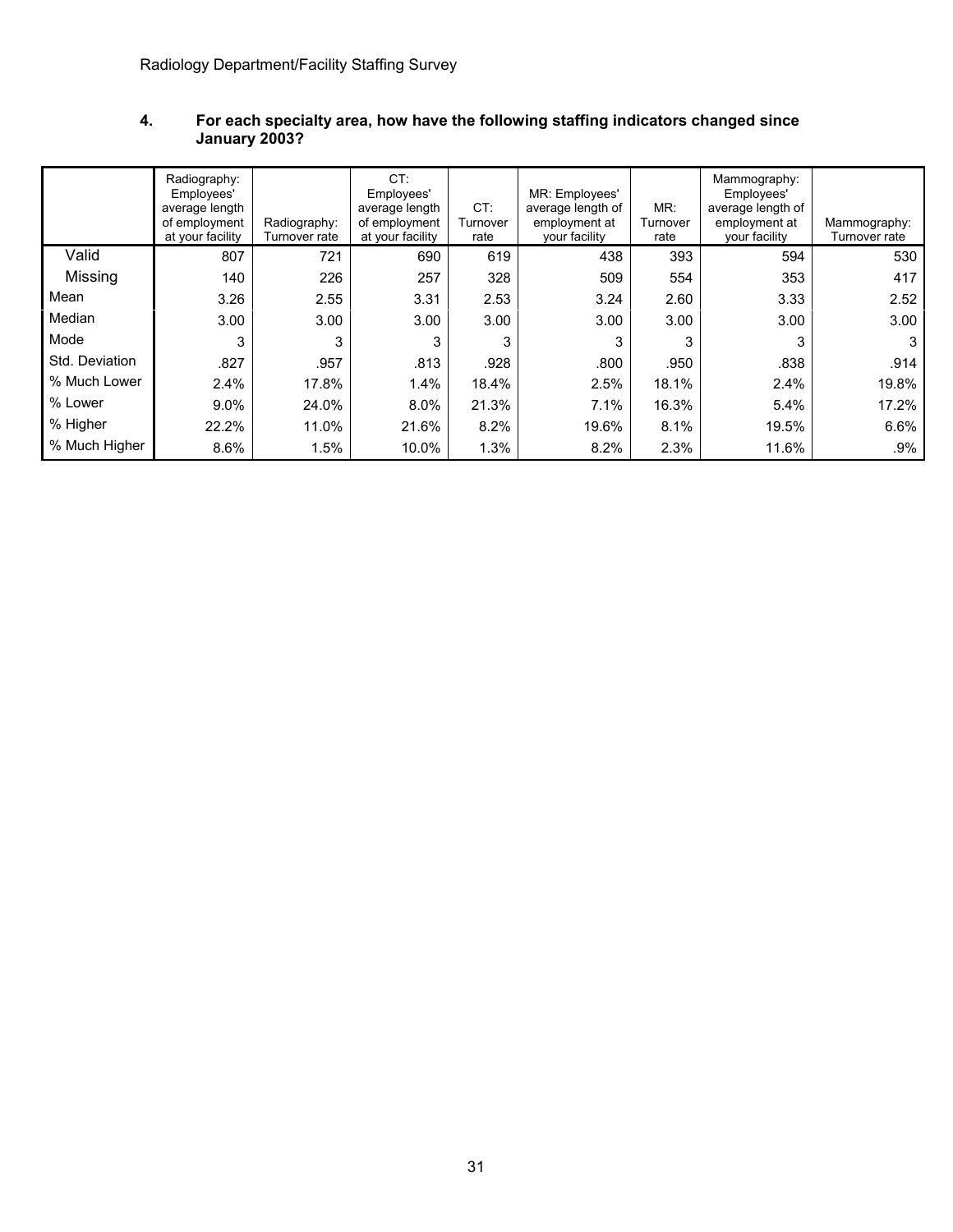## 4. For each specialty area, how have the following staffing indicators changed since January 2003?

| | Radiography: Employees' average length of employment at your facility | Radiography: Turnover rate | CT: Employees' average length of employment at your facility | CT: Turnover rate | MR: Employees' average length of employment at your facility | MR: Turnover rate | Mammography: Employees' average length of employment at your facility | Mammography: Turnover rate |
|---|---|---|---|---|---|---|---|---|
| Valid | 807 | 721 | 690 | 619 | 438 | 393 | 594 | 530 |
| Missing | 140 | 226 | 257 | 328 | 509 | 554 | 353 | 417 |
| Mean | 3.26 | 2.55 | 3.31 | 2.53 | 3.24 | 2.60 | 3.33 | 2.52 |
| Median | 3.00 | 3.00 | 3.00 | 3.00 | 3.00 | 3.00 | 3.00 | 3.00 |
| Mode | 3 | 3 | 3 | 3 | 3 | 3 | 3 | 3 |
| Std. Deviation | .827 | .957 | .813 | .928 | .800 | .950 | .838 | .914 |
| % Much Lower | 2.4% | 17.8% | 1.4% | 18.4% | 2.5% | 18.1% | 2.4% | 19.8% |
| % Lower | 9.0% | 24.0% | 8.0% | 21.3% | 7.1% | 16.3% | 5.4% | 17.2% |
| % Higher | 22.2% | 11.0% | 21.6% | 8.2% | 19.6% | 8.1% | 19.5% | 6.6% |
| % Much Higher | 8.6% | 1.5% | 10.0% | 1.3% | 8.2% | 2.3% | 11.6% | .9% |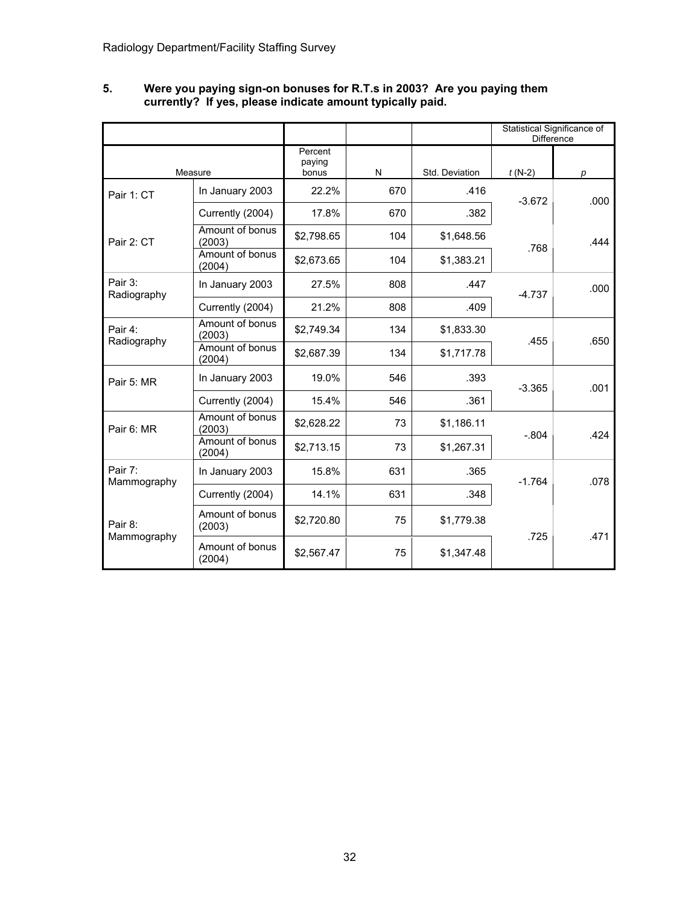**5. Were you paying sign-on bonuses for R.T.s in 2003? Are you paying them currently? If yes, please indicate amount typically paid.**

| Measure | | Percent paying bonus | N | Std. Deviation | Statistical Significance of Difference | |
|---|---|---|---|---|---|---|
| | | | | | *t* (N-2) | *p* |
| Pair 1: CT | In January 2003 | 22.2% | 670 | .416 | -3.672 | .000 |
| | Currently (2004) | 17.8% | 670 | .382 | | |
| Pair 2: CT | Amount of bonus (2003) | $2,798.65 | 104 | $1,648.56 | .768 | .444 |
| | Amount of bonus (2004) | $2,673.65 | 104 | $1,383.21 | | |
| Pair 3: Radiography | In January 2003 | 27.5% | 808 | .447 | -4.737 | .000 |
| | Currently (2004) | 21.2% | 808 | .409 | | |
| Pair 4: Radiography | Amount of bonus (2003) | $2,749.34 | 134 | $1,833.30 | .455 | .650 |
| | Amount of bonus (2004) | $2,687.39 | 134 | $1,717.78 | | |
| Pair 5: MR | In January 2003 | 19.0% | 546 | .393 | -3.365 | .001 |
| | Currently (2004) | 15.4% | 546 | .361 | | |
| Pair 6: MR | Amount of bonus (2003) | $2,628.22 | 73 | $1,186.11 | -.804 | .424 |
| | Amount of bonus (2004) | $2,713.15 | 73 | $1,267.31 | | |
| Pair 7: Mammography | In January 2003 | 15.8% | 631 | .365 | -1.764 | .078 |
| | Currently (2004) | 14.1% | 631 | .348 | | |
| Pair 8: Mammography | Amount of bonus (2003) | $2,720.80 | 75 | $1,779.38 | .725 | .471 |
| | Amount of bonus (2004) | $2,567.47 | 75 | $1,347.48 | | |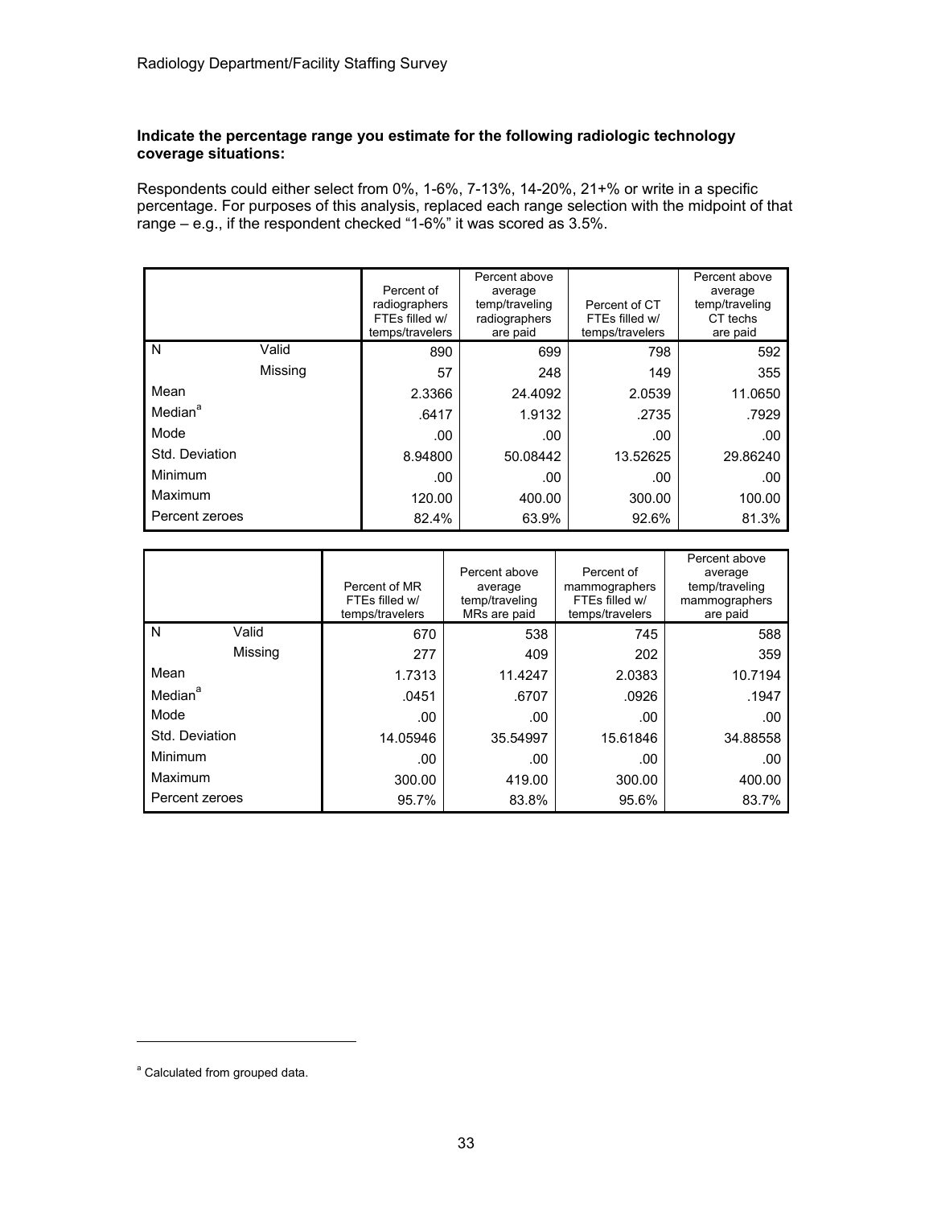**Indicate the percentage range you estimate for the following radiologic technology coverage situations:**

Respondents could either select from 0%, 1-6%, 7-13%, 14-20%, 21+% or write in a specific percentage. For purposes of this analysis, replaced each range selection with the midpoint of that range – e.g., if the respondent checked "1-6%" it was scored as 3.5%.

| | | Percent of radiographers FTEs filled w/ temps/travelers | Percent above average temp/traveling radiographers are paid | Percent of CT FTEs filled w/ temps/travelers | Percent above average temp/traveling CT techs are paid |
|---|---|---|---|---|---|
| N | Valid | 890 | 699 | 798 | 592 |
| | Missing | 57 | 248 | 149 | 355 |
| Mean | | 2.3366 | 24.4092 | 2.0539 | 11.0650 |
| Median[a] | | .6417 | 1.9132 | .2735 | .7929 |
| Mode | | .00 | .00 | .00 | .00 |
| Std. Deviation | | 8.94800 | 50.08442 | 13.52625 | 29.86240 |
| Minimum | | .00 | .00 | .00 | .00 |
| Maximum | | 120.00 | 400.00 | 300.00 | 100.00 |
| Percent zeroes | | 82.4% | 63.9% | 92.6% | 81.3% |

| | | Percent of MR FTEs filled w/ temps/travelers | Percent above average temp/traveling MRs are paid | Percent of mammographers FTEs filled w/ temps/travelers | Percent above average temp/traveling mammographers are paid |
|---|---|---|---|---|---|
| N | Valid | 670 | 538 | 745 | 588 |
| | Missing | 277 | 409 | 202 | 359 |
| Mean | | 1.7313 | 11.4247 | 2.0383 | 10.7194 |
| Median[a] | | .0451 | .6707 | .0926 | .1947 |
| Mode | | .00 | .00 | .00 | .00 |
| Std. Deviation | | 14.05946 | 35.54997 | 15.61846 | 34.88558 |
| Minimum | | .00 | .00 | .00 | .00 |
| Maximum | | 300.00 | 419.00 | 300.00 | 400.00 |
| Percent zeroes | | 95.7% | 83.8% | 95.6% | 83.7% |

[a] Calculated from grouped data.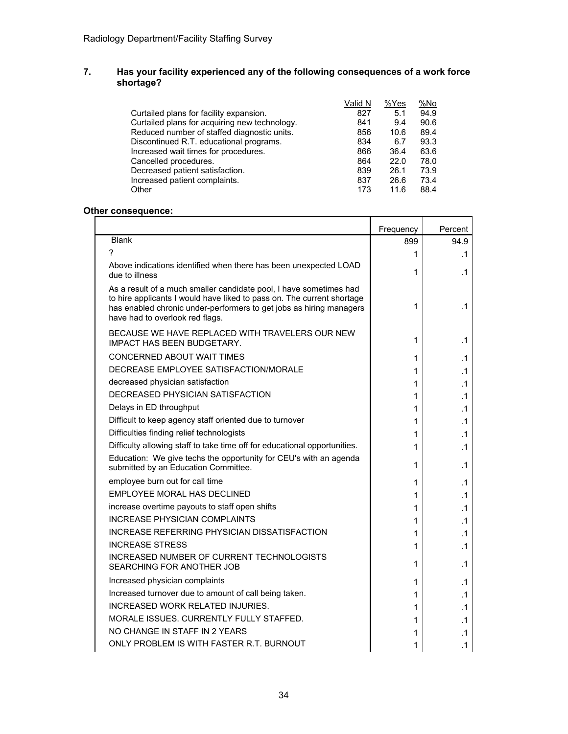**7. Has your facility experienced any of the following consequences of a work force shortage?**

| | Valid N | %Yes | %No |
|---|---|---|---|
| Curtailed plans for facility expansion. | 827 | 5.1 | 94.9 |
| Curtailed plans for acquiring new technology. | 841 | 9.4 | 90.6 |
| Reduced number of staffed diagnostic units. | 856 | 10.6 | 89.4 |
| Discontinued R.T. educational programs. | 834 | 6.7 | 93.3 |
| Increased wait times for procedures. | 866 | 36.4 | 63.6 |
| Cancelled procedures. | 864 | 22.0 | 78.0 |
| Decreased patient satisfaction. | 839 | 26.1 | 73.9 |
| Increased patient complaints. | 837 | 26.6 | 73.4 |
| Other | 173 | 11.6 | 88.4 |

**Other consequence:**

| | Frequency | Percent |
|---|---|---|
| Blank | 899 | 94.9 |
| ? | 1 | .1 |
| Above indications identified when there has been unexpected LOAD due to illness | 1 | .1 |
| As a result of a much smaller candidate pool, I have sometimes had to hire applicants I would have liked to pass on. The current shortage has enabled chronic under-performers to get jobs as hiring managers have had to overlook red flags. | 1 | .1 |
| BECAUSE WE HAVE REPLACED WITH TRAVELERS OUR NEW IMPACT HAS BEEN BUDGETARY. | 1 | .1 |
| CONCERNED ABOUT WAIT TIMES | 1 | .1 |
| DECREASE EMPLOYEE SATISFACTION/MORALE | 1 | .1 |
| decreased physician satisfaction | 1 | .1 |
| DECREASED PHYSICIAN SATISFACTION | 1 | .1 |
| Delays in ED throughput | 1 | .1 |
| Difficult to keep agency staff oriented due to turnover | 1 | .1 |
| Difficulties finding relief technologists | 1 | .1 |
| Difficulty allowing staff to take time off for educational opportunities. | 1 | .1 |
| Education: We give techs the opportunity for CEU's with an agenda submitted by an Education Committee. | 1 | .1 |
| employee burn out for call time | 1 | .1 |
| EMPLOYEE MORAL HAS DECLINED | 1 | .1 |
| increase overtime payouts to staff open shifts | 1 | .1 |
| INCREASE PHYSICIAN COMPLAINTS | 1 | .1 |
| INCREASE REFERRING PHYSICIAN DISSATISFACTION | 1 | .1 |
| INCREASE STRESS | 1 | .1 |
| INCREASED NUMBER OF CURRENT TECHNOLOGISTS SEARCHING FOR ANOTHER JOB | 1 | .1 |
| Increased physician complaints | 1 | .1 |
| Increased turnover due to amount of call being taken. | 1 | .1 |
| INCREASED WORK RELATED INJURIES. | 1 | .1 |
| MORALE ISSUES. CURRENTLY FULLY STAFFED. | 1 | .1 |
| NO CHANGE IN STAFF IN 2 YEARS | 1 | .1 |
| ONLY PROBLEM IS WITH FASTER R.T. BURNOUT | 1 | .1 |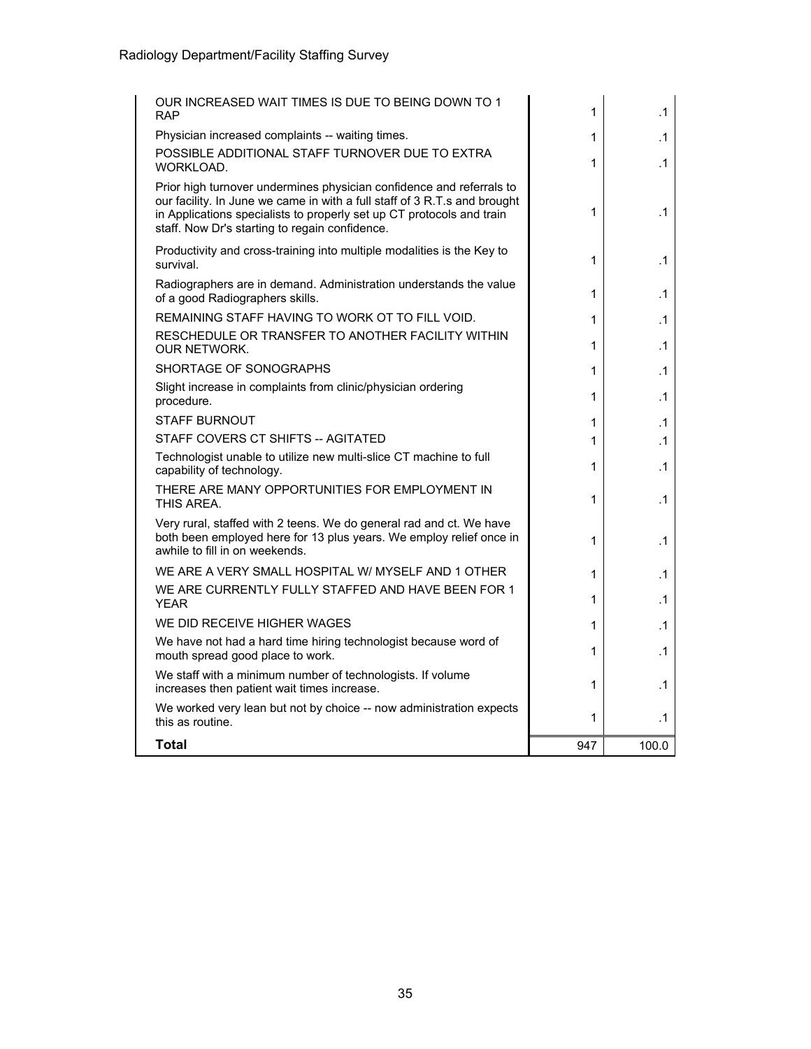| | | |
|---|---|---|
| OUR INCREASED WAIT TIMES IS DUE TO BEING DOWN TO 1 RAP | 1 | .1 |
| Physician increased complaints -- waiting times. | 1 | .1 |
| POSSIBLE ADDITIONAL STAFF TURNOVER DUE TO EXTRA WORKLOAD. | 1 | .1 |
| Prior high turnover undermines physician confidence and referrals to our facility. In June we came in with a full staff of 3 R.T.s and brought in Applications specialists to properly set up CT protocols and train staff. Now Dr's starting to regain confidence. | 1 | .1 |
| Productivity and cross-training into multiple modalities is the Key to survival. | 1 | .1 |
| Radiographers are in demand. Administration understands the value of a good Radiographers skills. | 1 | .1 |
| REMAINING STAFF HAVING TO WORK OT TO FILL VOID. | 1 | .1 |
| RESCHEDULE OR TRANSFER TO ANOTHER FACILITY WITHIN OUR NETWORK. | 1 | .1 |
| SHORTAGE OF SONOGRAPHS | 1 | .1 |
| Slight increase in complaints from clinic/physician ordering procedure. | 1 | .1 |
| STAFF BURNOUT | 1 | .1 |
| STAFF COVERS CT SHIFTS -- AGITATED | 1 | .1 |
| Technologist unable to utilize new multi-slice CT machine to full capability of technology. | 1 | .1 |
| THERE ARE MANY OPPORTUNITIES FOR EMPLOYMENT IN THIS AREA. | 1 | .1 |
| Very rural, staffed with 2 teens. We do general rad and ct. We have both been employed here for 13 plus years. We employ relief once in awhile to fill in on weekends. | 1 | .1 |
| WE ARE A VERY SMALL HOSPITAL W/ MYSELF AND 1 OTHER | 1 | .1 |
| WE ARE CURRENTLY FULLY STAFFED AND HAVE BEEN FOR 1 YEAR | 1 | .1 |
| WE DID RECEIVE HIGHER WAGES | 1 | .1 |
| We have not had a hard time hiring technologist because word of mouth spread good place to work. | 1 | .1 |
| We staff with a minimum number of technologists. If volume increases then patient wait times increase. | 1 | .1 |
| We worked very lean but not by choice -- now administration expects this as routine. | 1 | .1 |
| **Total** | 947 | 100.0 |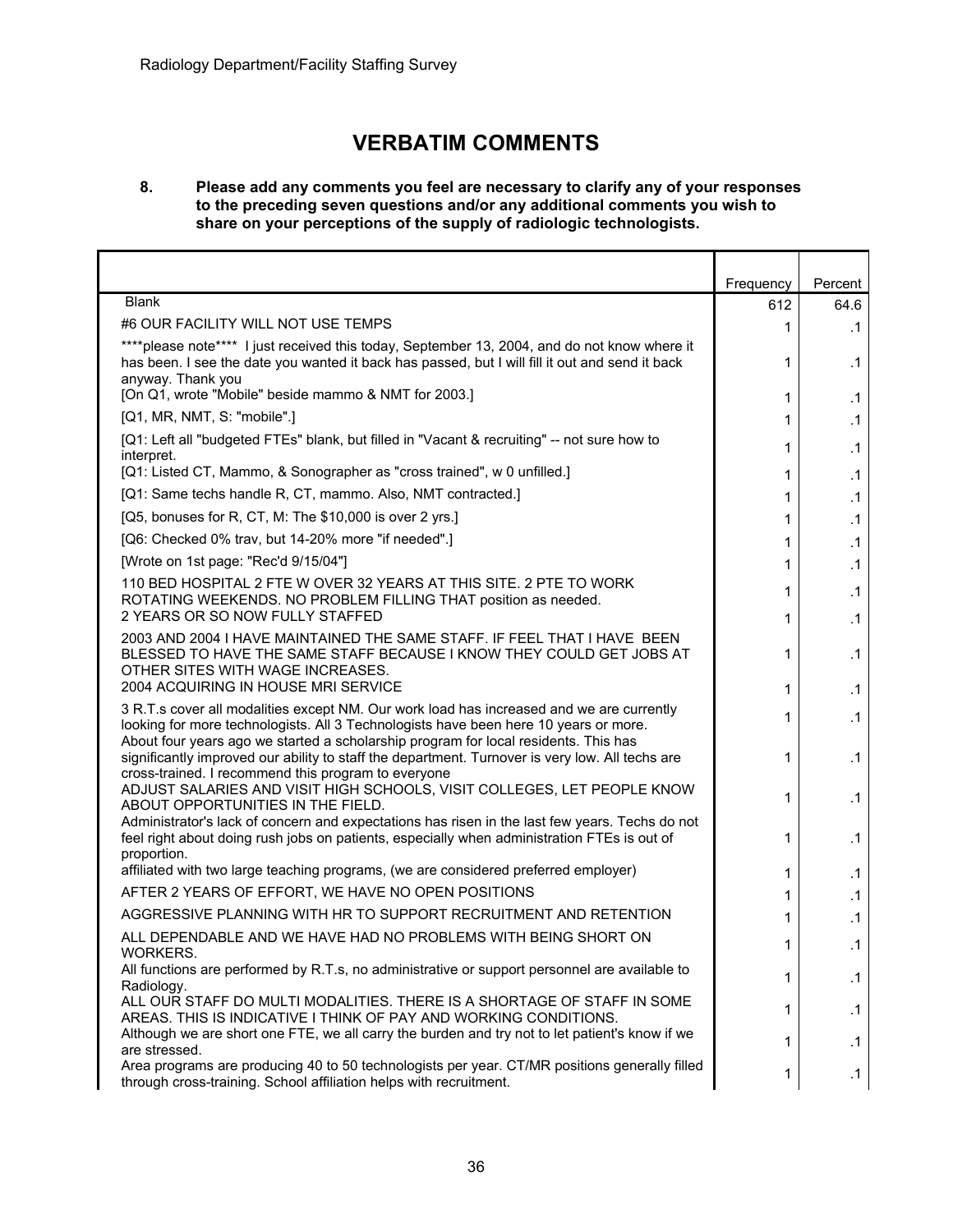## VERBATIM COMMENTS

**8. Please add any comments you feel are necessary to clarify any of your responses to the preceding seven questions and/or any additional comments you wish to share on your perceptions of the supply of radiologic technologists.**

| | Frequency | Percent |
|---|---|---|
| Blank | 612 | 64.6 |
| #6 OUR FACILITY WILL NOT USE TEMPS | 1 | .1 |
| ****please note**** I just received this today, September 13, 2004, and do not know where it has been. I see the date you wanted it back has passed, but I will fill it out and send it back anyway. Thank you | 1 | .1 |
| [On Q1, wrote "Mobile" beside mammo & NMT for 2003.] | 1 | .1 |
| [Q1, MR, NMT, S: "mobile".] | 1 | .1 |
| [Q1: Left all "budgeted FTEs" blank, but filled in "Vacant & recruiting" -- not sure how to interpret. | 1 | .1 |
| [Q1: Listed CT, Mammo, & Sonographer as "cross trained", w 0 unfilled.] | 1 | .1 |
| [Q1: Same techs handle R, CT, mammo. Also, NMT contracted.] | 1 | .1 |
| [Q5, bonuses for R, CT, M: The $10,000 is over 2 yrs.] | 1 | .1 |
| [Q6: Checked 0% trav, but 14-20% more "if needed".] | 1 | .1 |
| [Wrote on 1st page: "Rec'd 9/15/04"] | 1 | .1 |
| 110 BED HOSPITAL 2 FTE W OVER 32 YEARS AT THIS SITE. 2 PTE TO WORK ROTATING WEEKENDS. NO PROBLEM FILLING THAT position as needed. | 1 | .1 |
| 2 YEARS OR SO NOW FULLY STAFFED | 1 | .1 |
| 2003 AND 2004 I HAVE MAINTAINED THE SAME STAFF. IF FEEL THAT I HAVE BEEN BLESSED TO HAVE THE SAME STAFF BECAUSE I KNOW THEY COULD GET JOBS AT OTHER SITES WITH WAGE INCREASES. | 1 | .1 |
| 2004 ACQUIRING IN HOUSE MRI SERVICE | 1 | .1 |
| 3 R.T.s cover all modalities except NM. Our work load has increased and we are currently looking for more technologists. All 3 Technologists have been here 10 years or more. | 1 | .1 |
| About four years ago we started a scholarship program for local residents. This has significantly improved our ability to staff the department. Turnover is very low. All techs are cross-trained. I recommend this program to everyone | 1 | .1 |
| ADJUST SALARIES AND VISIT HIGH SCHOOLS, VISIT COLLEGES, LET PEOPLE KNOW ABOUT OPPORTUNITIES IN THE FIELD. | 1 | .1 |
| Administrator's lack of concern and expectations has risen in the last few years. Techs do not feel right about doing rush jobs on patients, especially when administration FTEs is out of proportion. | 1 | .1 |
| affiliated with two large teaching programs, (we are considered preferred employer) | 1 | .1 |
| AFTER 2 YEARS OF EFFORT, WE HAVE NO OPEN POSITIONS | 1 | .1 |
| AGGRESSIVE PLANNING WITH HR TO SUPPORT RECRUITMENT AND RETENTION | 1 | .1 |
| ALL DEPENDABLE AND WE HAVE HAD NO PROBLEMS WITH BEING SHORT ON WORKERS. | 1 | .1 |
| All functions are performed by R.T.s, no administrative or support personnel are available to Radiology. | 1 | .1 |
| ALL OUR STAFF DO MULTI MODALITIES. THERE IS A SHORTAGE OF STAFF IN SOME AREAS. THIS IS INDICATIVE I THINK OF PAY AND WORKING CONDITIONS. | 1 | .1 |
| Although we are short one FTE, we all carry the burden and try not to let patient's know if we are stressed. | 1 | .1 |
| Area programs are producing 40 to 50 technologists per year. CT/MR positions generally filled through cross-training. School affiliation helps with recruitment. | 1 | .1 |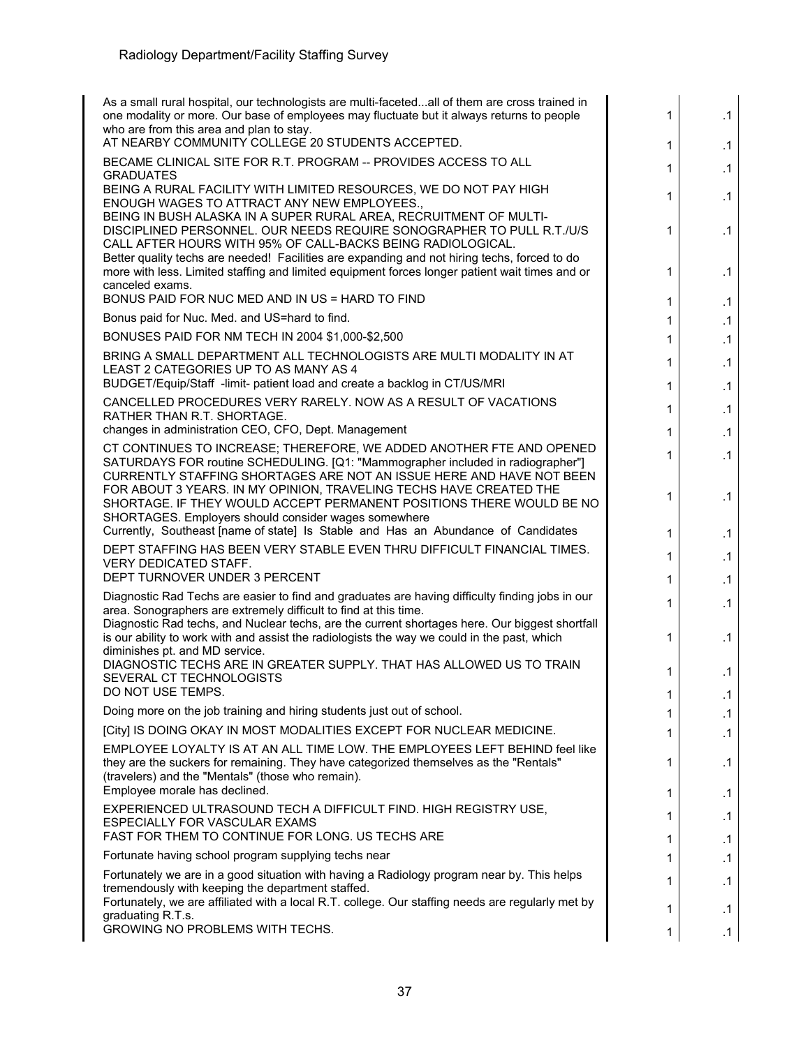| | | |
|---|---|---|
| As a small rural hospital, our technologists are multi-faceted...all of them are cross trained in one modality or more. Our base of employees may fluctuate but it always returns to people who are from this area and plan to stay. | 1 | .1 |
| AT NEARBY COMMUNITY COLLEGE 20 STUDENTS ACCEPTED. | 1 | .1 |
| BECAME CLINICAL SITE FOR R.T. PROGRAM -- PROVIDES ACCESS TO ALL GRADUATES | 1 | .1 |
| BEING A RURAL FACILITY WITH LIMITED RESOURCES, WE DO NOT PAY HIGH ENOUGH WAGES TO ATTRACT ANY NEW EMPLOYEES., | 1 | .1 |
| BEING IN BUSH ALASKA IN A SUPER RURAL AREA, RECRUITMENT OF MULTI-DISCIPLINED PERSONNEL. OUR NEEDS REQUIRE SONOGRAPHER TO PULL R.T./U/S CALL AFTER HOURS WITH 95% OF CALL-BACKS BEING RADIOLOGICAL. | 1 | .1 |
| Better quality techs are needed! Facilities are expanding and not hiring techs, forced to do more with less. Limited staffing and limited equipment forces longer patient wait times and or canceled exams. | 1 | .1 |
| BONUS PAID FOR NUC MED AND IN US = HARD TO FIND | 1 | .1 |
| Bonus paid for Nuc. Med. and US=hard to find. | 1 | .1 |
| BONUSES PAID FOR NM TECH IN 2004 $1,000-$2,500 | 1 | .1 |
| BRING A SMALL DEPARTMENT ALL TECHNOLOGISTS ARE MULTI MODALITY IN AT LEAST 2 CATEGORIES UP TO AS MANY AS 4 | 1 | .1 |
| BUDGET/Equip/Staff -limit- patient load and create a backlog in CT/US/MRI | 1 | .1 |
| CANCELLED PROCEDURES VERY RARELY. NOW AS A RESULT OF VACATIONS RATHER THAN R.T. SHORTAGE. | 1 | .1 |
| changes in administration CEO, CFO, Dept. Management | 1 | .1 |
| CT CONTINUES TO INCREASE; THEREFORE, WE ADDED ANOTHER FTE AND OPENED SATURDAYS FOR routine SCHEDULING. [Q1: "Mammographer included in radiographer"] | 1 | .1 |
| CURRENTLY STAFFING SHORTAGES ARE NOT AN ISSUE HERE AND HAVE NOT BEEN FOR ABOUT 3 YEARS. IN MY OPINION, TRAVELING TECHS HAVE CREATED THE SHORTAGE. IF THEY WOULD ACCEPT PERMANENT POSITIONS THERE WOULD BE NO SHORTAGES. Employers should consider wages somewhere | 1 | .1 |
| Currently, Southeast [name of state] Is Stable and Has an Abundance of Candidates | 1 | .1 |
| DEPT STAFFING HAS BEEN VERY STABLE EVEN THRU DIFFICULT FINANCIAL TIMES. VERY DEDICATED STAFF. | 1 | .1 |
| DEPT TURNOVER UNDER 3 PERCENT | 1 | .1 |
| Diagnostic Rad Techs are easier to find and graduates are having difficulty finding jobs in our area. Sonographers are extremely difficult to find at this time. | 1 | .1 |
| Diagnostic Rad techs, and Nuclear techs, are the current shortages here. Our biggest shortfall is our ability to work with and assist the radiologists the way we could in the past, which diminishes pt. and MD service. | 1 | .1 |
| DIAGNOSTIC TECHS ARE IN GREATER SUPPLY. THAT HAS ALLOWED US TO TRAIN SEVERAL CT TECHNOLOGISTS | 1 | .1 |
| DO NOT USE TEMPS. | 1 | .1 |
| Doing more on the job training and hiring students just out of school. | 1 | .1 |
| [City] IS DOING OKAY IN MOST MODALITIES EXCEPT FOR NUCLEAR MEDICINE. | 1 | .1 |
| EMPLOYEE LOYALTY IS AT AN ALL TIME LOW. THE EMPLOYEES LEFT BEHIND feel like they are the suckers for remaining. They have categorized themselves as the "Rentals" (travelers) and the "Mentals" (those who remain). | 1 | .1 |
| Employee morale has declined. | 1 | .1 |
| EXPERIENCED ULTRASOUND TECH A DIFFICULT FIND. HIGH REGISTRY USE, ESPECIALLY FOR VASCULAR EXAMS | 1 | .1 |
| FAST FOR THEM TO CONTINUE FOR LONG. US TECHS ARE | 1 | .1 |
| Fortunate having school program supplying techs near | 1 | .1 |
| Fortunately we are in a good situation with having a Radiology program near by. This helps tremendously with keeping the department staffed. | 1 | .1 |
| Fortunately, we are affiliated with a local R.T. college. Our staffing needs are regularly met by graduating R.T.s. | 1 | .1 |
| GROWING NO PROBLEMS WITH TECHS. | 1 | .1 |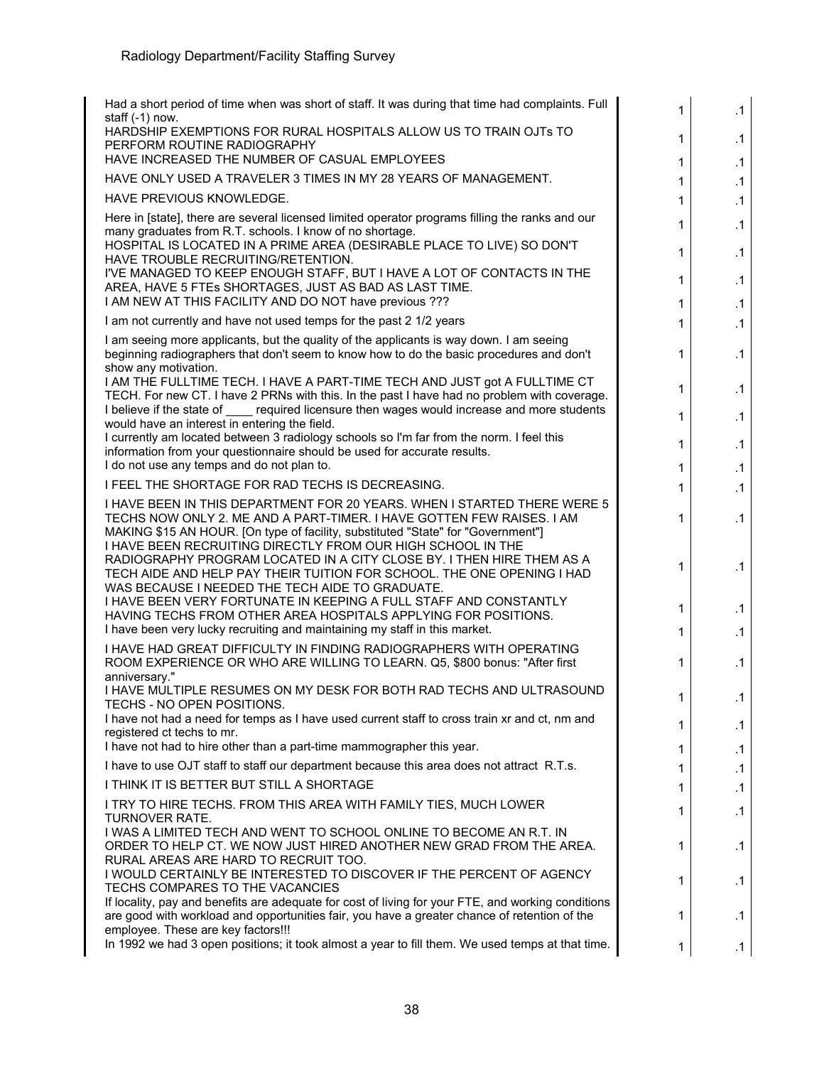| | | |
|---|---|---|
| Had a short period of time when was short of staff. It was during that time had complaints. Full staff (-1) now. | 1 | .1 |
| HARDSHIP EXEMPTIONS FOR RURAL HOSPITALS ALLOW US TO TRAIN OJTs TO PERFORM ROUTINE RADIOGRAPHY | 1 | .1 |
| HAVE INCREASED THE NUMBER OF CASUAL EMPLOYEES | 1 | .1 |
| HAVE ONLY USED A TRAVELER 3 TIMES IN MY 28 YEARS OF MANAGEMENT. | 1 | .1 |
| HAVE PREVIOUS KNOWLEDGE. | 1 | .1 |
| Here in [state], there are several licensed limited operator programs filling the ranks and our many graduates from R.T. schools. I know of no shortage. | 1 | .1 |
| HOSPITAL IS LOCATED IN A PRIME AREA (DESIRABLE PLACE TO LIVE) SO DON'T HAVE TROUBLE RECRUITING/RETENTION. | 1 | .1 |
| I'VE MANAGED TO KEEP ENOUGH STAFF, BUT I HAVE A LOT OF CONTACTS IN THE AREA, HAVE 5 FTEs SHORTAGES, JUST AS BAD AS LAST TIME. | 1 | .1 |
| I AM NEW AT THIS FACILITY AND DO NOT have previous ??? | 1 | .1 |
| I am not currently and have not used temps for the past 2 1/2 years | 1 | .1 |
| I am seeing more applicants, but the quality of the applicants is way down. I am seeing beginning radiographers that don't seem to know how to do the basic procedures and don't show any motivation. | 1 | .1 |
| I AM THE FULLTIME TECH. I HAVE A PART-TIME TECH AND JUST got A FULLTIME CT TECH. For new CT. I have 2 PRNs with this. In the past I have had no problem with coverage. | 1 | .1 |
| I believe if the state of ____ required licensure then wages would increase and more students would have an interest in entering the field. | 1 | .1 |
| I currently am located between 3 radiology schools so I'm far from the norm. I feel this information from your questionnaire should be used for accurate results. | 1 | .1 |
| I do not use any temps and do not plan to. | 1 | .1 |
| I FEEL THE SHORTAGE FOR RAD TECHS IS DECREASING. | 1 | .1 |
| I HAVE BEEN IN THIS DEPARTMENT FOR 20 YEARS. WHEN I STARTED THERE WERE 5 TECHS NOW ONLY 2. ME AND A PART-TIMER. I HAVE GOTTEN FEW RAISES. I AM MAKING $15 AN HOUR. [On type of facility, substituted "State" for "Government"] | 1 | .1 |
| I HAVE BEEN RECRUITING DIRECTLY FROM OUR HIGH SCHOOL IN THE RADIOGRAPHY PROGRAM LOCATED IN A CITY CLOSE BY. I THEN HIRE THEM AS A TECH AIDE AND HELP PAY THEIR TUITION FOR SCHOOL. THE ONE OPENING I HAD WAS BECAUSE I NEEDED THE TECH AIDE TO GRADUATE. | 1 | .1 |
| I HAVE BEEN VERY FORTUNATE IN KEEPING A FULL STAFF AND CONSTANTLY HAVING TECHS FROM OTHER AREA HOSPITALS APPLYING FOR POSITIONS. | 1 | .1 |
| I have been very lucky recruiting and maintaining my staff in this market. | 1 | .1 |
| I HAVE HAD GREAT DIFFICULTY IN FINDING RADIOGRAPHERS WITH OPERATING ROOM EXPERIENCE OR WHO ARE WILLING TO LEARN. Q5, $800 bonus: "After first anniversary." | 1 | .1 |
| I HAVE MULTIPLE RESUMES ON MY DESK FOR BOTH RAD TECHS AND ULTRASOUND TECHS - NO OPEN POSITIONS. | 1 | .1 |
| I have not had a need for temps as I have used current staff to cross train xr and ct, nm and registered ct techs to mr. | 1 | .1 |
| I have not had to hire other than a part-time mammographer this year. | 1 | .1 |
| I have to use OJT staff to staff our department because this area does not attract R.T.s. | 1 | .1 |
| I THINK IT IS BETTER BUT STILL A SHORTAGE | 1 | .1 |
| I TRY TO HIRE TECHS. FROM THIS AREA WITH FAMILY TIES, MUCH LOWER TURNOVER RATE. | 1 | .1 |
| I WAS A LIMITED TECH AND WENT TO SCHOOL ONLINE TO BECOME AN R.T. IN ORDER TO HELP CT. WE NOW JUST HIRED ANOTHER NEW GRAD FROM THE AREA. RURAL AREAS ARE HARD TO RECRUIT TOO. | 1 | .1 |
| I WOULD CERTAINLY BE INTERESTED TO DISCOVER IF THE PERCENT OF AGENCY TECHS COMPARES TO THE VACANCIES | 1 | .1 |
| If locality, pay and benefits are adequate for cost of living for your FTE, and working conditions are good with workload and opportunities fair, you have a greater chance of retention of the employee. These are key factors!!! | 1 | .1 |
| In 1992 we had 3 open positions; it took almost a year to fill them. We used temps at that time. | 1 | .1 |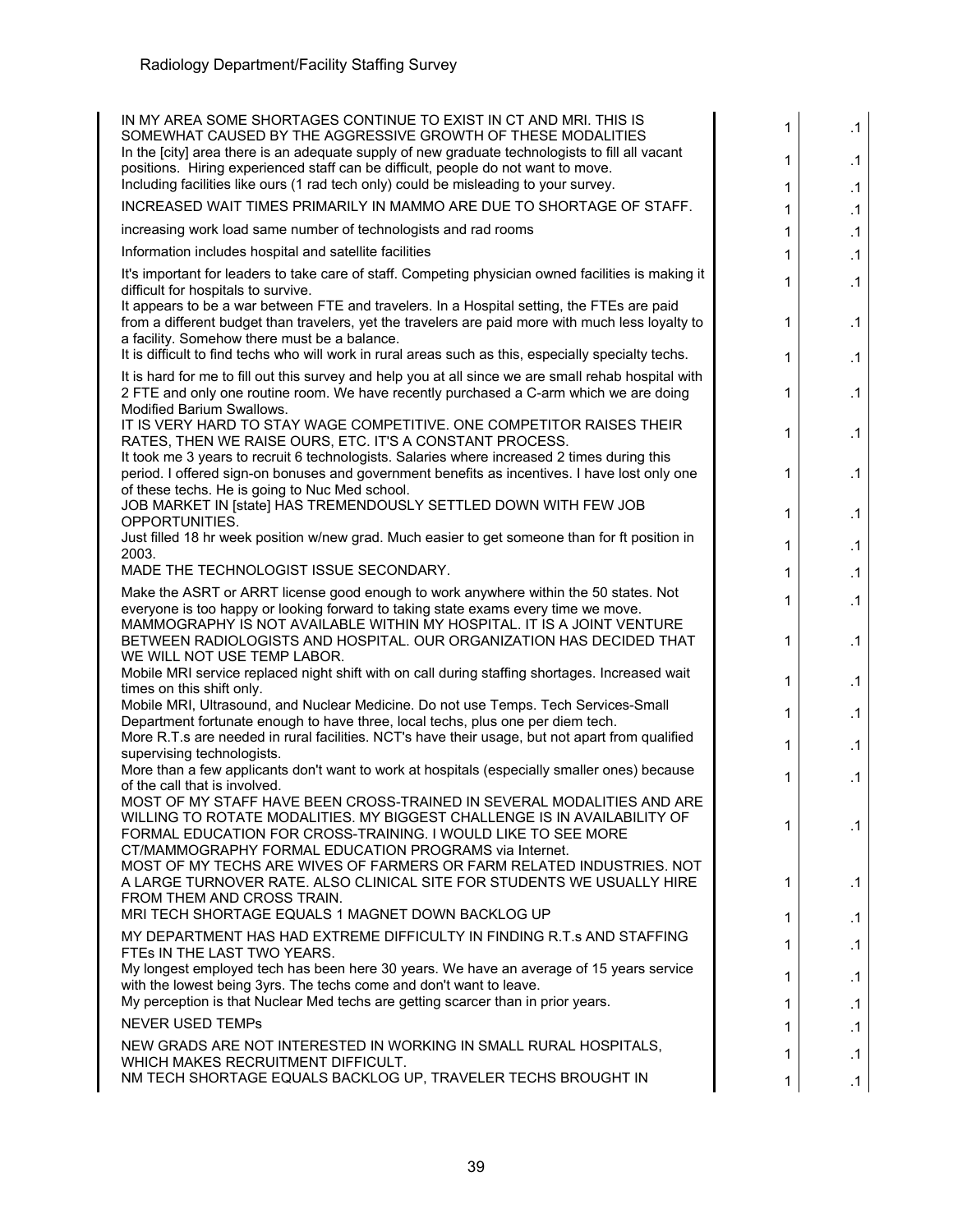| | | |
|---|---|---|
| IN MY AREA SOME SHORTAGES CONTINUE TO EXIST IN CT AND MRI. THIS IS SOMEWHAT CAUSED BY THE AGGRESSIVE GROWTH OF THESE MODALITIES | 1 | .1 |
| In the [city] area there is an adequate supply of new graduate technologists to fill all vacant positions. Hiring experienced staff can be difficult, people do not want to move. | 1 | .1 |
| Including facilities like ours (1 rad tech only) could be misleading to your survey. | 1 | .1 |
| INCREASED WAIT TIMES PRIMARILY IN MAMMO ARE DUE TO SHORTAGE OF STAFF. | 1 | .1 |
| increasing work load same number of technologists and rad rooms | 1 | .1 |
| Information includes hospital and satellite facilities | 1 | .1 |
| It's important for leaders to take care of staff. Competing physician owned facilities is making it difficult for hospitals to survive. | 1 | .1 |
| It appears to be a war between FTE and travelers. In a Hospital setting, the FTEs are paid from a different budget than travelers, yet the travelers are paid more with much less loyalty to a facility. Somehow there must be a balance. | 1 | .1 |
| It is difficult to find techs who will work in rural areas such as this, especially specialty techs. | 1 | .1 |
| It is hard for me to fill out this survey and help you at all since we are small rehab hospital with 2 FTE and only one routine room. We have recently purchased a C-arm which we are doing Modified Barium Swallows. | 1 | .1 |
| IT IS VERY HARD TO STAY WAGE COMPETITIVE. ONE COMPETITOR RAISES THEIR RATES, THEN WE RAISE OURS, ETC. IT'S A CONSTANT PROCESS. | 1 | .1 |
| It took me 3 years to recruit 6 technologists. Salaries where increased 2 times during this period. I offered sign-on bonuses and government benefits as incentives. I have lost only one of these techs. He is going to Nuc Med school. | 1 | .1 |
| JOB MARKET IN [state] HAS TREMENDOUSLY SETTLED DOWN WITH FEW JOB OPPORTUNITIES. | 1 | .1 |
| Just filled 18 hr week position w/new grad. Much easier to get someone than for ft position in 2003. | 1 | .1 |
| MADE THE TECHNOLOGIST ISSUE SECONDARY. | 1 | .1 |
| Make the ASRT or ARRT license good enough to work anywhere within the 50 states. Not everyone is too happy or looking forward to taking state exams every time we move. | 1 | .1 |
| MAMMOGRAPHY IS NOT AVAILABLE WITHIN MY HOSPITAL. IT IS A JOINT VENTURE BETWEEN RADIOLOGISTS AND HOSPITAL. OUR ORGANIZATION HAS DECIDED THAT WE WILL NOT USE TEMP LABOR. | 1 | .1 |
| Mobile MRI service replaced night shift with on call during staffing shortages. Increased wait times on this shift only. | 1 | .1 |
| Mobile MRI, Ultrasound, and Nuclear Medicine. Do not use Temps. Tech Services-Small Department fortunate enough to have three, local techs, plus one per diem tech. | 1 | .1 |
| More R.T.s are needed in rural facilities. NCT's have their usage, but not apart from qualified supervising technologists. | 1 | .1 |
| More than a few applicants don't want to work at hospitals (especially smaller ones) because of the call that is involved. | 1 | .1 |
| MOST OF MY STAFF HAVE BEEN CROSS-TRAINED IN SEVERAL MODALITIES AND ARE WILLING TO ROTATE MODALITIES. MY BIGGEST CHALLENGE IS IN AVAILABILITY OF FORMAL EDUCATION FOR CROSS-TRAINING. I WOULD LIKE TO SEE MORE CT/MAMMOGRAPHY FORMAL EDUCATION PROGRAMS via Internet. | 1 | .1 |
| MOST OF MY TECHS ARE WIVES OF FARMERS OR FARM RELATED INDUSTRIES. NOT A LARGE TURNOVER RATE. ALSO CLINICAL SITE FOR STUDENTS WE USUALLY HIRE FROM THEM AND CROSS TRAIN. | 1 | .1 |
| MRI TECH SHORTAGE EQUALS 1 MAGNET DOWN BACKLOG UP | 1 | .1 |
| MY DEPARTMENT HAS HAD EXTREME DIFFICULTY IN FINDING R.T.s AND STAFFING FTEs IN THE LAST TWO YEARS. | 1 | .1 |
| My longest employed tech has been here 30 years. We have an average of 15 years service with the lowest being 3yrs. The techs come and don't want to leave. | 1 | .1 |
| My perception is that Nuclear Med techs are getting scarcer than in prior years. | 1 | .1 |
| NEVER USED TEMPs | 1 | .1 |
| NEW GRADS ARE NOT INTERESTED IN WORKING IN SMALL RURAL HOSPITALS, WHICH MAKES RECRUITMENT DIFFICULT. | 1 | .1 |
| NM TECH SHORTAGE EQUALS BACKLOG UP, TRAVELER TECHS BROUGHT IN | 1 | .1 |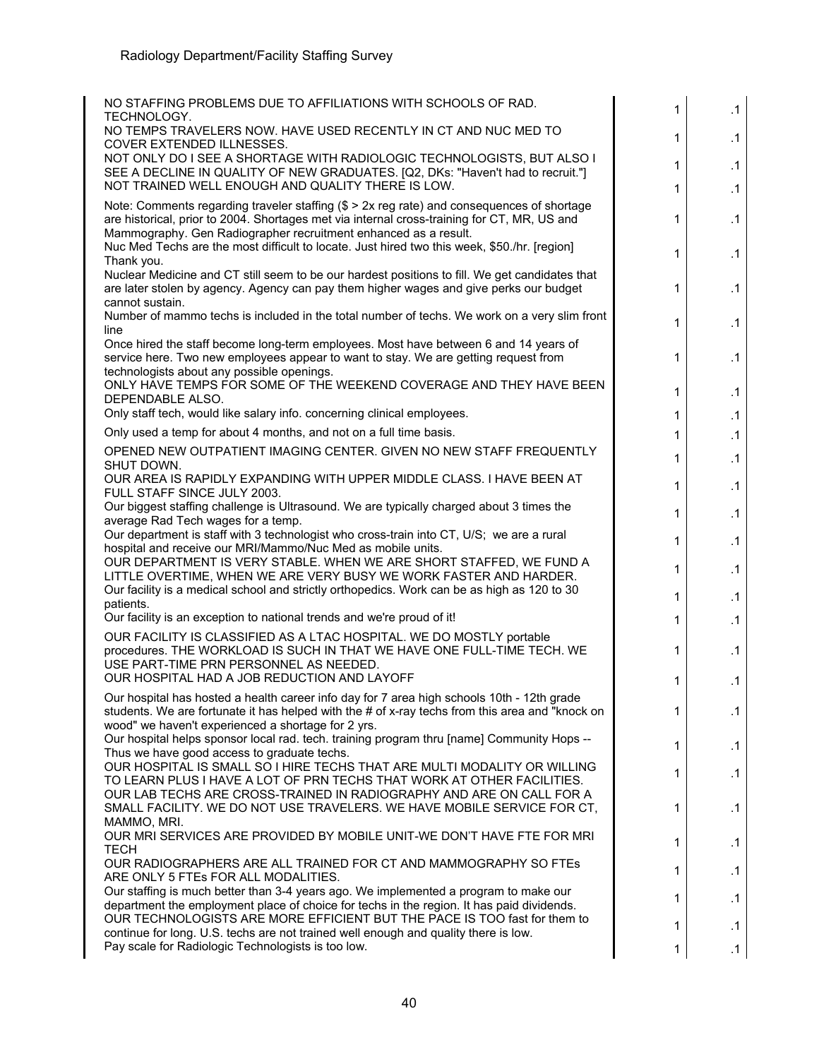| | | |
|---|---|---|
| NO STAFFING PROBLEMS DUE TO AFFILIATIONS WITH SCHOOLS OF RAD. TECHNOLOGY. | 1 | .1 |
| NO TEMPS TRAVELERS NOW. HAVE USED RECENTLY IN CT AND NUC MED TO COVER EXTENDED ILLNESSES. | 1 | .1 |
| NOT ONLY DO I SEE A SHORTAGE WITH RADIOLOGIC TECHNOLOGISTS, BUT ALSO I SEE A DECLINE IN QUALITY OF NEW GRADUATES. [Q2, DKs: "Haven't had to recruit."] | 1 | .1 |
| NOT TRAINED WELL ENOUGH AND QUALITY THERE IS LOW. | 1 | .1 |
| Note: Comments regarding traveler staffing ($ > 2x reg rate) and consequences of shortage are historical, prior to 2004. Shortages met via internal cross-training for CT, MR, US and Mammography. Gen Radiographer recruitment enhanced as a result. | 1 | .1 |
| Nuc Med Techs are the most difficult to locate. Just hired two this week, $50./hr. [region] Thank you. | 1 | .1 |
| Nuclear Medicine and CT still seem to be our hardest positions to fill. We get candidates that are later stolen by agency. Agency can pay them higher wages and give perks our budget cannot sustain. | 1 | .1 |
| Number of mammo techs is included in the total number of techs. We work on a very slim front line | 1 | .1 |
| Once hired the staff become long-term employees. Most have between 6 and 14 years of service here. Two new employees appear to want to stay. We are getting request from technologists about any possible openings. | 1 | .1 |
| ONLY HAVE TEMPS FOR SOME OF THE WEEKEND COVERAGE AND THEY HAVE BEEN DEPENDABLE ALSO. | 1 | .1 |
| Only staff tech, would like salary info. concerning clinical employees. | 1 | .1 |
| Only used a temp for about 4 months, and not on a full time basis. | 1 | .1 |
| OPENED NEW OUTPATIENT IMAGING CENTER. GIVEN NO NEW STAFF FREQUENTLY SHUT DOWN. | 1 | .1 |
| OUR AREA IS RAPIDLY EXPANDING WITH UPPER MIDDLE CLASS. I HAVE BEEN AT FULL STAFF SINCE JULY 2003. | 1 | .1 |
| Our biggest staffing challenge is Ultrasound. We are typically charged about 3 times the average Rad Tech wages for a temp. | 1 | .1 |
| Our department is staff with 3 technologist who cross-train into CT, U/S; we are a rural hospital and receive our MRI/Mammo/Nuc Med as mobile units. | 1 | .1 |
| OUR DEPARTMENT IS VERY STABLE. WHEN WE ARE SHORT STAFFED, WE FUND A LITTLE OVERTIME, WHEN WE ARE VERY BUSY WE WORK FASTER AND HARDER. | 1 | .1 |
| Our facility is a medical school and strictly orthopedics. Work can be as high as 120 to 30 patients. | 1 | .1 |
| Our facility is an exception to national trends and we're proud of it! | 1 | .1 |
| OUR FACILITY IS CLASSIFIED AS A LTAC HOSPITAL. WE DO MOSTLY portable procedures. THE WORKLOAD IS SUCH IN THAT WE HAVE ONE FULL-TIME TECH. WE USE PART-TIME PRN PERSONNEL AS NEEDED. | 1 | .1 |
| OUR HOSPITAL HAD A JOB REDUCTION AND LAYOFF | 1 | .1 |
| Our hospital has hosted a health career info day for 7 area high schools 10th - 12th grade students. We are fortunate it has helped with the # of x-ray techs from this area and "knock on wood" we haven't experienced a shortage for 2 yrs. | 1 | .1 |
| Our hospital helps sponsor local rad. tech. training program thru [name] Community Hops -- Thus we have good access to graduate techs. | 1 | .1 |
| OUR HOSPITAL IS SMALL SO I HIRE TECHS THAT ARE MULTI MODALITY OR WILLING TO LEARN PLUS I HAVE A LOT OF PRN TECHS THAT WORK AT OTHER FACILITIES. | 1 | .1 |
| OUR LAB TECHS ARE CROSS-TRAINED IN RADIOGRAPHY AND ARE ON CALL FOR A SMALL FACILITY. WE DO NOT USE TRAVELERS. WE HAVE MOBILE SERVICE FOR CT, MAMMO, MRI. | 1 | .1 |
| OUR MRI SERVICES ARE PROVIDED BY MOBILE UNIT-WE DON'T HAVE FTE FOR MRI TECH | 1 | .1 |
| OUR RADIOGRAPHERS ARE ALL TRAINED FOR CT AND MAMMOGRAPHY SO FTEs ARE ONLY 5 FTEs FOR ALL MODALITIES. | 1 | .1 |
| Our staffing is much better than 3-4 years ago. We implemented a program to make our department the employment place of choice for techs in the region. It has paid dividends. | 1 | .1 |
| OUR TECHNOLOGISTS ARE MORE EFFICIENT BUT THE PACE IS TOO fast for them to continue for long. U.S. techs are not trained well enough and quality there is low. | 1 | .1 |
| Pay scale for Radiologic Technologists is too low. | 1 | .1 |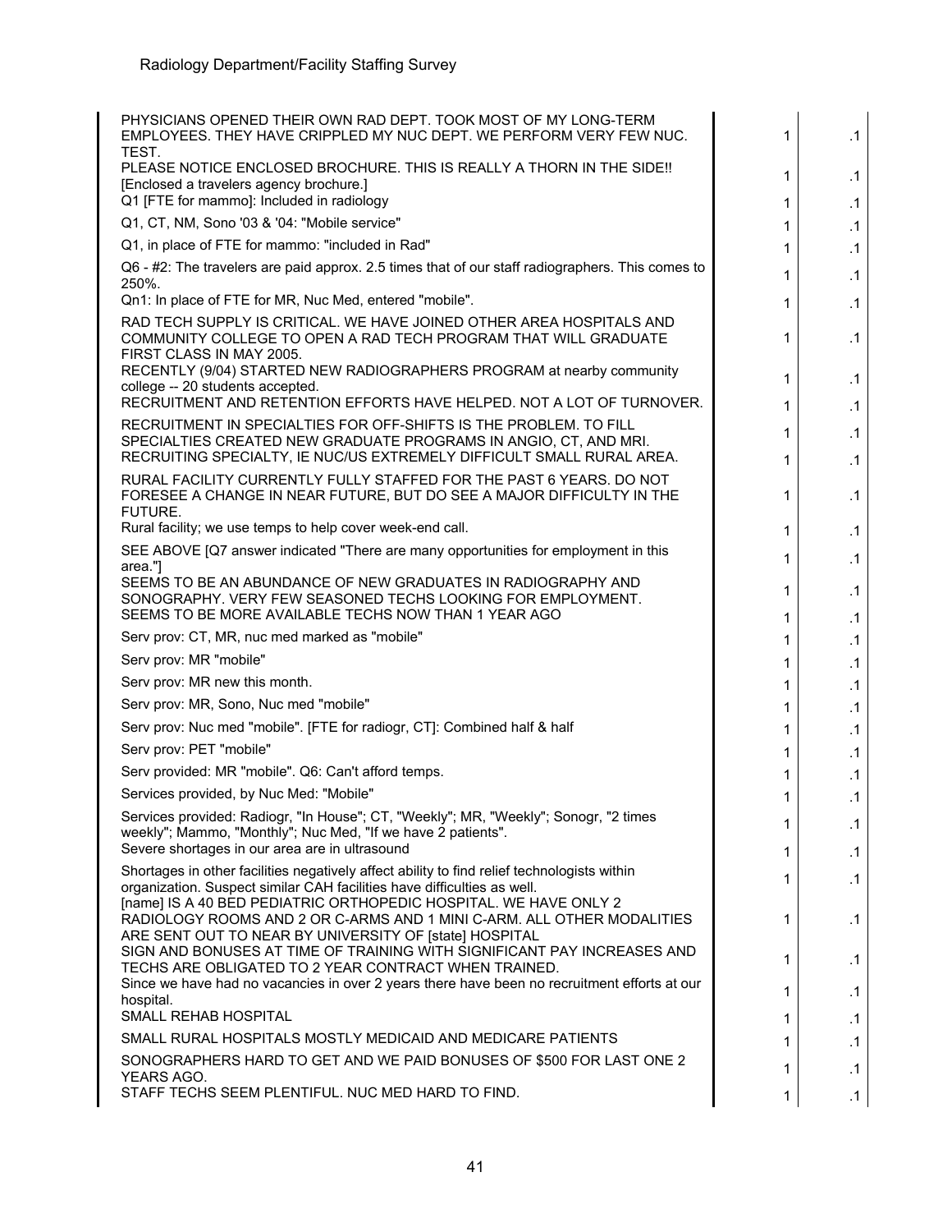| | | |
|---|---|---|
| PHYSICIANS OPENED THEIR OWN RAD DEPT. TOOK MOST OF MY LONG-TERM EMPLOYEES. THEY HAVE CRIPPLED MY NUC DEPT. WE PERFORM VERY FEW NUC. TEST. | 1 | .1 |
| PLEASE NOTICE ENCLOSED BROCHURE. THIS IS REALLY A THORN IN THE SIDE!! [Enclosed a travelers agency brochure.] | 1 | .1 |
| Q1 [FTE for mammo]: Included in radiology | 1 | .1 |
| Q1, CT, NM, Sono '03 & '04: "Mobile service" | 1 | .1 |
| Q1, in place of FTE for mammo: "included in Rad" | 1 | .1 |
| Q6 - #2: The travelers are paid approx. 2.5 times that of our staff radiographers. This comes to 250%. | 1 | .1 |
| Qn1: In place of FTE for MR, Nuc Med, entered "mobile". | 1 | .1 |
| RAD TECH SUPPLY IS CRITICAL. WE HAVE JOINED OTHER AREA HOSPITALS AND COMMUNITY COLLEGE TO OPEN A RAD TECH PROGRAM THAT WILL GRADUATE FIRST CLASS IN MAY 2005. | 1 | .1 |
| RECENTLY (9/04) STARTED NEW RADIOGRAPHERS PROGRAM at nearby community college -- 20 students accepted. | 1 | .1 |
| RECRUITMENT AND RETENTION EFFORTS HAVE HELPED. NOT A LOT OF TURNOVER. | 1 | .1 |
| RECRUITMENT IN SPECIALTIES FOR OFF-SHIFTS IS THE PROBLEM. TO FILL SPECIALTIES CREATED NEW GRADUATE PROGRAMS IN ANGIO, CT, AND MRI. | 1 | .1 |
| RECRUITING SPECIALTY, IE NUC/US EXTREMELY DIFFICULT SMALL RURAL AREA. | 1 | .1 |
| RURAL FACILITY CURRENTLY FULLY STAFFED FOR THE PAST 6 YEARS. DO NOT FORESEE A CHANGE IN NEAR FUTURE, BUT DO SEE A MAJOR DIFFICULTY IN THE FUTURE. | 1 | .1 |
| Rural facility; we use temps to help cover week-end call. | 1 | .1 |
| SEE ABOVE [Q7 answer indicated "There are many opportunities for employment in this area."] | 1 | .1 |
| SEEMS TO BE AN ABUNDANCE OF NEW GRADUATES IN RADIOGRAPHY AND SONOGRAPHY. VERY FEW SEASONED TECHS LOOKING FOR EMPLOYMENT. | 1 | .1 |
| SEEMS TO BE MORE AVAILABLE TECHS NOW THAN 1 YEAR AGO | 1 | .1 |
| Serv prov: CT, MR, nuc med marked as "mobile" | 1 | .1 |
| Serv prov: MR "mobile" | 1 | .1 |
| Serv prov: MR new this month. | 1 | .1 |
| Serv prov: MR, Sono, Nuc med "mobile" | 1 | .1 |
| Serv prov: Nuc med "mobile". [FTE for radiogr, CT]: Combined half & half | 1 | .1 |
| Serv prov: PET "mobile" | 1 | .1 |
| Serv provided: MR "mobile". Q6: Can't afford temps. | 1 | .1 |
| Services provided, by Nuc Med: "Mobile" | 1 | .1 |
| Services provided: Radiogr, "In House"; CT, "Weekly"; MR, "Weekly"; Sonogr, "2 times weekly"; Mammo, "Monthly"; Nuc Med, "If we have 2 patients". | 1 | .1 |
| Severe shortages in our area are in ultrasound | 1 | .1 |
| Shortages in other facilities negatively affect ability to find relief technologists within organization. Suspect similar CAH facilities have difficulties as well. | 1 | .1 |
| [name] IS A 40 BED PEDIATRIC ORTHOPEDIC HOSPITAL. WE HAVE ONLY 2 RADIOLOGY ROOMS AND 2 OR C-ARMS AND 1 MINI C-ARM. ALL OTHER MODALITIES ARE SENT OUT TO NEAR BY UNIVERSITY OF [state] HOSPITAL | 1 | .1 |
| SIGN AND BONUSES AT TIME OF TRAINING WITH SIGNIFICANT PAY INCREASES AND TECHS ARE OBLIGATED TO 2 YEAR CONTRACT WHEN TRAINED. | 1 | .1 |
| Since we have had no vacancies in over 2 years there have been no recruitment efforts at our hospital. | 1 | .1 |
| SMALL REHAB HOSPITAL | 1 | .1 |
| SMALL RURAL HOSPITALS MOSTLY MEDICAID AND MEDICARE PATIENTS | 1 | .1 |
| SONOGRAPHERS HARD TO GET AND WE PAID BONUSES OF $500 FOR LAST ONE 2 YEARS AGO. | 1 | .1 |
| STAFF TECHS SEEM PLENTIFUL. NUC MED HARD TO FIND. | 1 | .1 |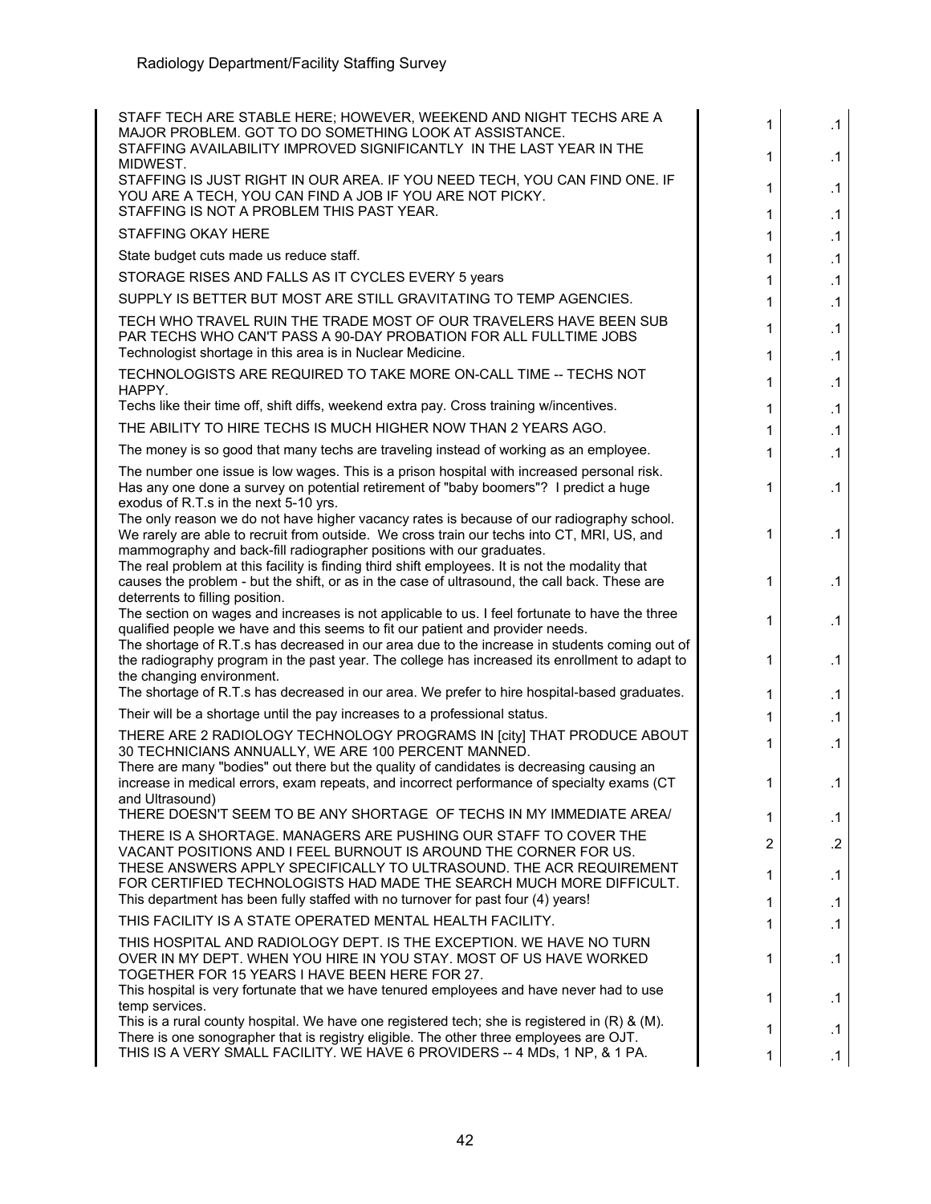Radiology Department/Facility Staffing Survey

| | | |
|---|---|---|
| STAFF TECH ARE STABLE HERE; HOWEVER, WEEKEND AND NIGHT TECHS ARE A MAJOR PROBLEM. GOT TO DO SOMETHING LOOK AT ASSISTANCE. | 1 | .1 |
| STAFFING AVAILABILITY IMPROVED SIGNIFICANTLY IN THE LAST YEAR IN THE MIDWEST. | 1 | .1 |
| STAFFING IS JUST RIGHT IN OUR AREA. IF YOU NEED TECH, YOU CAN FIND ONE. IF YOU ARE A TECH, YOU CAN FIND A JOB IF YOU ARE NOT PICKY. | 1 | .1 |
| STAFFING IS NOT A PROBLEM THIS PAST YEAR. | 1 | .1 |
| STAFFING OKAY HERE | 1 | .1 |
| State budget cuts made us reduce staff. | 1 | .1 |
| STORAGE RISES AND FALLS AS IT CYCLES EVERY 5 years | 1 | .1 |
| SUPPLY IS BETTER BUT MOST ARE STILL GRAVITATING TO TEMP AGENCIES. | 1 | .1 |
| TECH WHO TRAVEL RUIN THE TRADE MOST OF OUR TRAVELERS HAVE BEEN SUB PAR TECHS WHO CAN'T PASS A 90-DAY PROBATION FOR ALL FULLTIME JOBS | 1 | .1 |
| Technologist shortage in this area is in Nuclear Medicine. | 1 | .1 |
| TECHNOLOGISTS ARE REQUIRED TO TAKE MORE ON-CALL TIME -- TECHS NOT HAPPY. | 1 | .1 |
| Techs like their time off, shift diffs, weekend extra pay. Cross training w/incentives. | 1 | .1 |
| THE ABILITY TO HIRE TECHS IS MUCH HIGHER NOW THAN 2 YEARS AGO. | 1 | .1 |
| The money is so good that many techs are traveling instead of working as an employee. | 1 | .1 |
| The number one issue is low wages. This is a prison hospital with increased personal risk. Has any one done a survey on potential retirement of "baby boomers"? I predict a huge exodus of R.T.s in the next 5-10 yrs. | 1 | .1 |
| The only reason we do not have higher vacancy rates is because of our radiography school. We rarely are able to recruit from outside. We cross train our techs into CT, MRI, US, and mammography and back-fill radiographer positions with our graduates. | 1 | .1 |
| The real problem at this facility is finding third shift employees. It is not the modality that causes the problem - but the shift, or as in the case of ultrasound, the call back. These are deterrents to filling position. | 1 | .1 |
| The section on wages and increases is not applicable to us. I feel fortunate to have the three qualified people we have and this seems to fit our patient and provider needs. | 1 | .1 |
| The shortage of R.T.s has decreased in our area due to the increase in students coming out of the radiography program in the past year. The college has increased its enrollment to adapt to the changing environment. | 1 | .1 |
| The shortage of R.T.s has decreased in our area. We prefer to hire hospital-based graduates. | 1 | .1 |
| Their will be a shortage until the pay increases to a professional status. | 1 | .1 |
| THERE ARE 2 RADIOLOGY TECHNOLOGY PROGRAMS IN [city] THAT PRODUCE ABOUT 30 TECHNICIANS ANNUALLY, WE ARE 100 PERCENT MANNED. | 1 | .1 |
| There are many "bodies" out there but the quality of candidates is decreasing causing an increase in medical errors, exam repeats, and incorrect performance of specialty exams (CT and Ultrasound) | 1 | .1 |
| THERE DOESN'T SEEM TO BE ANY SHORTAGE OF TECHS IN MY IMMEDIATE AREA/ | 1 | .1 |
| THERE IS A SHORTAGE. MANAGERS ARE PUSHING OUR STAFF TO COVER THE VACANT POSITIONS AND I FEEL BURNOUT IS AROUND THE CORNER FOR US. | 2 | .2 |
| THESE ANSWERS APPLY SPECIFICALLY TO ULTRASOUND. THE ACR REQUIREMENT FOR CERTIFIED TECHNOLOGISTS HAD MADE THE SEARCH MUCH MORE DIFFICULT. | 1 | .1 |
| This department has been fully staffed with no turnover for past four (4) years! | 1 | .1 |
| THIS FACILITY IS A STATE OPERATED MENTAL HEALTH FACILITY. | 1 | .1 |
| THIS HOSPITAL AND RADIOLOGY DEPT. IS THE EXCEPTION. WE HAVE NO TURN OVER IN MY DEPT. WHEN YOU HIRE IN YOU STAY. MOST OF US HAVE WORKED TOGETHER FOR 15 YEARS I HAVE BEEN HERE FOR 27. | 1 | .1 |
| This hospital is very fortunate that we have tenured employees and have never had to use temp services. | 1 | .1 |
| This is a rural county hospital. We have one registered tech; she is registered in (R) & (M). There is one sonographer that is registry eligible. The other three employees are OJT. | 1 | .1 |
| THIS IS A VERY SMALL FACILITY. WE HAVE 6 PROVIDERS -- 4 MDs, 1 NP, & 1 PA. | 1 | .1 |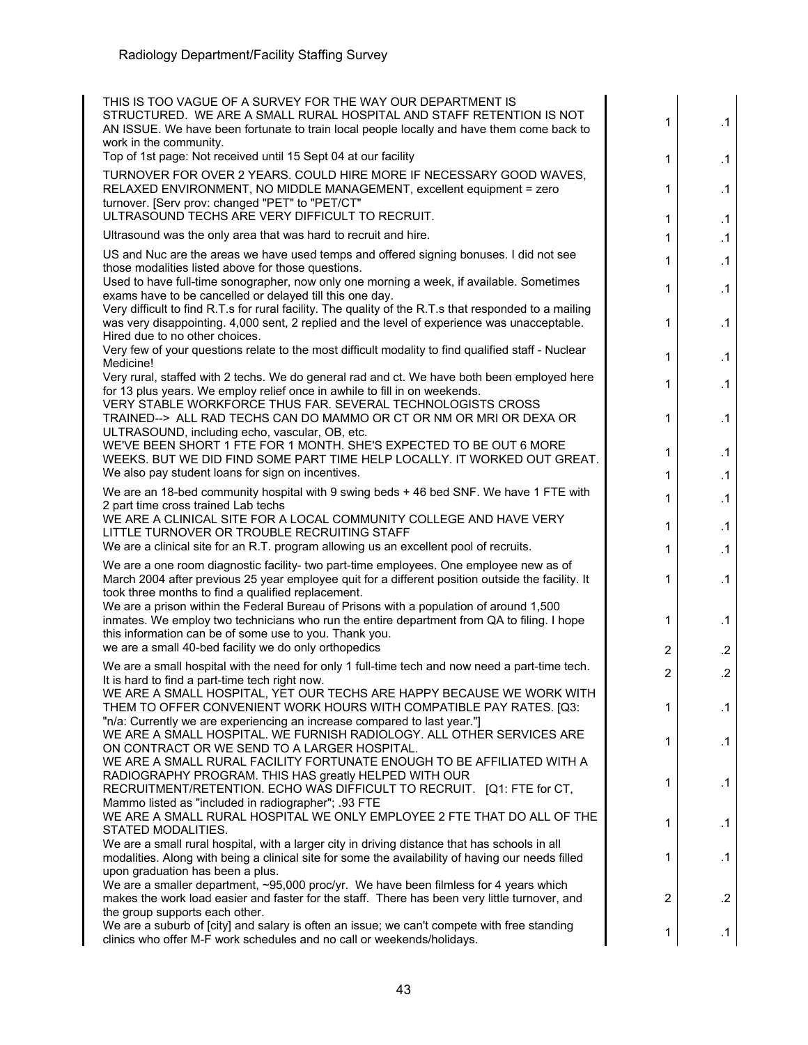| | | |
|---|---|---|
| THIS IS TOO VAGUE OF A SURVEY FOR THE WAY OUR DEPARTMENT IS STRUCTURED. WE ARE A SMALL RURAL HOSPITAL AND STAFF RETENTION IS NOT AN ISSUE. We have been fortunate to train local people locally and have them come back to work in the community. | 1 | .1 |
| Top of 1st page: Not received until 15 Sept 04 at our facility | 1 | .1 |
| TURNOVER FOR OVER 2 YEARS. COULD HIRE MORE IF NECESSARY GOOD WAVES, RELAXED ENVIRONMENT, NO MIDDLE MANAGEMENT, excellent equipment = zero turnover. [Serv prov: changed "PET" to "PET/CT" | 1 | .1 |
| ULTRASOUND TECHS ARE VERY DIFFICULT TO RECRUIT. | 1 | .1 |
| Ultrasound was the only area that was hard to recruit and hire. | 1 | .1 |
| US and Nuc are the areas we have used temps and offered signing bonuses. I did not see those modalities listed above for those questions. | 1 | .1 |
| Used to have full-time sonographer, now only one morning a week, if available. Sometimes exams have to be cancelled or delayed till this one day. | 1 | .1 |
| Very difficult to find R.T.s for rural facility. The quality of the R.T.s that responded to a mailing was very disappointing. 4,000 sent, 2 replied and the level of experience was unacceptable. Hired due to no other choices. | 1 | .1 |
| Very few of your questions relate to the most difficult modality to find qualified staff - Nuclear Medicine! | 1 | .1 |
| Very rural, staffed with 2 techs. We do general rad and ct. We have both been employed here for 13 plus years. We employ relief once in awhile to fill in on weekends. | 1 | .1 |
| VERY STABLE WORKFORCE THUS FAR. SEVERAL TECHNOLOGISTS CROSS TRAINED--> ALL RAD TECHS CAN DO MAMMO OR CT OR NM OR MRI OR DEXA OR ULTRASOUND, including echo, vascular, OB, etc. | 1 | .1 |
| WE'VE BEEN SHORT 1 FTE FOR 1 MONTH. SHE'S EXPECTED TO BE OUT 6 MORE WEEKS. BUT WE DID FIND SOME PART TIME HELP LOCALLY. IT WORKED OUT GREAT. | 1 | .1 |
| We also pay student loans for sign on incentives. | 1 | .1 |
| We are an 18-bed community hospital with 9 swing beds + 46 bed SNF. We have 1 FTE with 2 part time cross trained Lab techs | 1 | .1 |
| WE ARE A CLINICAL SITE FOR A LOCAL COMMUNITY COLLEGE AND HAVE VERY LITTLE TURNOVER OR TROUBLE RECRUITING STAFF | 1 | .1 |
| We are a clinical site for an R.T. program allowing us an excellent pool of recruits. | 1 | .1 |
| We are a one room diagnostic facility- two part-time employees. One employee new as of March 2004 after previous 25 year employee quit for a different position outside the facility. It took three months to find a qualified replacement. | 1 | .1 |
| We are a prison within the Federal Bureau of Prisons with a population of around 1,500 inmates. We employ two technicians who run the entire department from QA to filing. I hope this information can be of some use to you. Thank you. | 1 | .1 |
| we are a small 40-bed facility we do only orthopedics | 2 | .2 |
| We are a small hospital with the need for only 1 full-time tech and now need a part-time tech. It is hard to find a part-time tech right now. | 2 | .2 |
| WE ARE A SMALL HOSPITAL, YET OUR TECHS ARE HAPPY BECAUSE WE WORK WITH THEM TO OFFER CONVENIENT WORK HOURS WITH COMPATIBLE PAY RATES. [Q3: "n/a: Currently we are experiencing an increase compared to last year."] | 1 | .1 |
| WE ARE A SMALL HOSPITAL. WE FURNISH RADIOLOGY. ALL OTHER SERVICES ARE ON CONTRACT OR WE SEND TO A LARGER HOSPITAL. | 1 | .1 |
| WE ARE A SMALL RURAL FACILITY FORTUNATE ENOUGH TO BE AFFILIATED WITH A RADIOGRAPHY PROGRAM. THIS HAS greatly HELPED WITH OUR RECRUITMENT/RETENTION. ECHO WAS DIFFICULT TO RECRUIT. [Q1: FTE for CT, Mammo listed as "included in radiographer"; .93 FTE | 1 | .1 |
| WE ARE A SMALL RURAL HOSPITAL WE ONLY EMPLOYEE 2 FTE THAT DO ALL OF THE STATED MODALITIES. | 1 | .1 |
| We are a small rural hospital, with a larger city in driving distance that has schools in all modalities. Along with being a clinical site for some the availability of having our needs filled upon graduation has been a plus. | 1 | .1 |
| We are a smaller department, ~95,000 proc/yr. We have been filmless for 4 years which makes the work load easier and faster for the staff. There has been very little turnover, and the group supports each other. | 2 | .2 |
| We are a suburb of [city] and salary is often an issue; we can't compete with free standing clinics who offer M-F work schedules and no call or weekends/holidays. | 1 | .1 |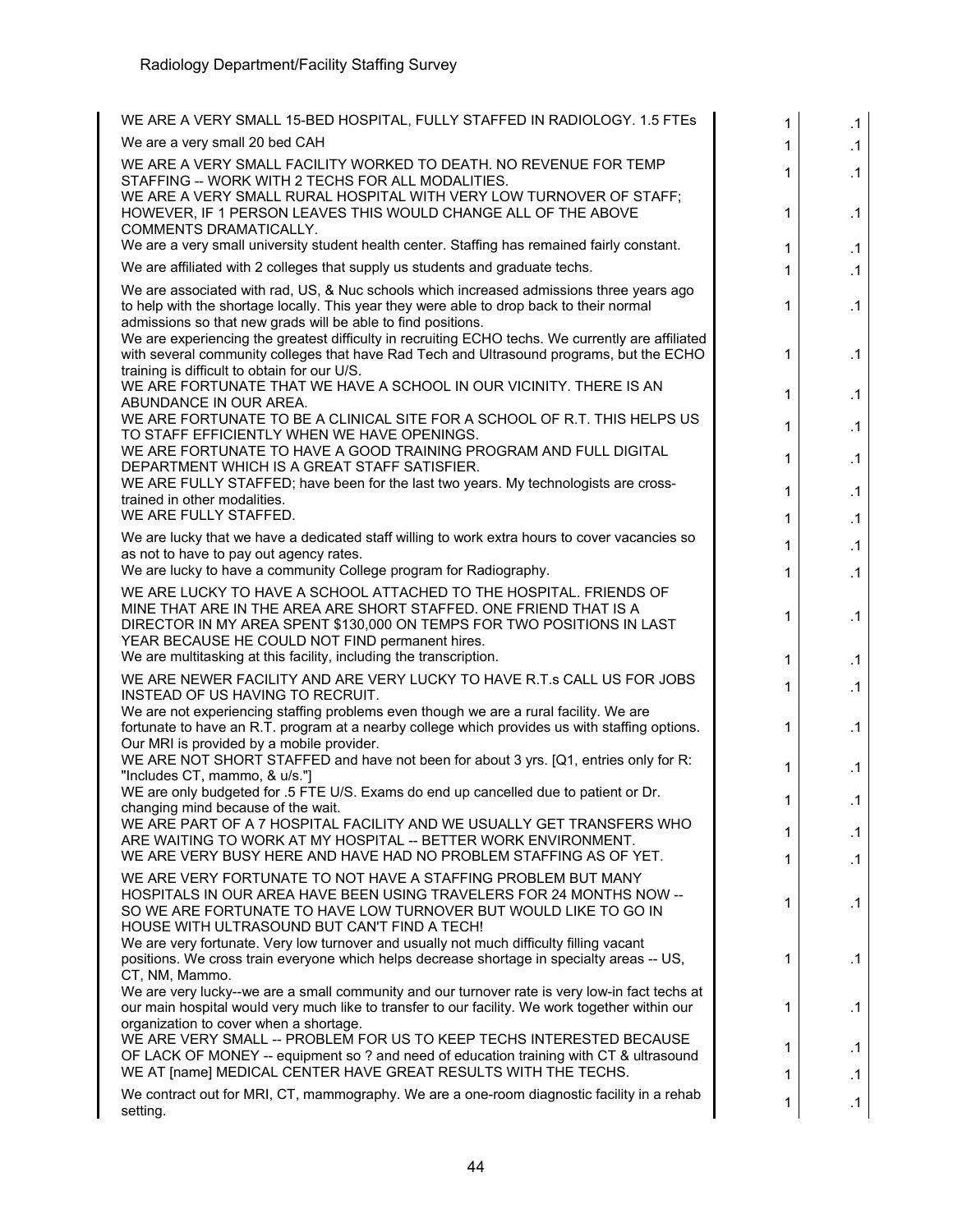| | | |
|---|---|---|
| WE ARE A VERY SMALL 15-BED HOSPITAL, FULLY STAFFED IN RADIOLOGY. 1.5 FTEs | 1 | .1 |
| We are a very small 20 bed CAH | 1 | .1 |
| WE ARE A VERY SMALL FACILITY WORKED TO DEATH. NO REVENUE FOR TEMP STAFFING -- WORK WITH 2 TECHS FOR ALL MODALITIES. | 1 | .1 |
| WE ARE A VERY SMALL RURAL HOSPITAL WITH VERY LOW TURNOVER OF STAFF; HOWEVER, IF 1 PERSON LEAVES THIS WOULD CHANGE ALL OF THE ABOVE COMMENTS DRAMATICALLY. | 1 | .1 |
| We are a very small university student health center. Staffing has remained fairly constant. | 1 | .1 |
| We are affiliated with 2 colleges that supply us students and graduate techs. | 1 | .1 |
| We are associated with rad, US, & Nuc schools which increased admissions three years ago to help with the shortage locally. This year they were able to drop back to their normal admissions so that new grads will be able to find positions. | 1 | .1 |
| We are experiencing the greatest difficulty in recruiting ECHO techs. We currently are affiliated with several community colleges that have Rad Tech and Ultrasound programs, but the ECHO training is difficult to obtain for our U/S. | 1 | .1 |
| WE ARE FORTUNATE THAT WE HAVE A SCHOOL IN OUR VICINITY. THERE IS AN ABUNDANCE IN OUR AREA. | 1 | .1 |
| WE ARE FORTUNATE TO BE A CLINICAL SITE FOR A SCHOOL OF R.T. THIS HELPS US TO STAFF EFFICIENTLY WHEN WE HAVE OPENINGS. | 1 | .1 |
| WE ARE FORTUNATE TO HAVE A GOOD TRAINING PROGRAM AND FULL DIGITAL DEPARTMENT WHICH IS A GREAT STAFF SATISFIER. | 1 | .1 |
| WE ARE FULLY STAFFED; have been for the last two years. My technologists are cross-trained in other modalities. | 1 | .1 |
| WE ARE FULLY STAFFED. | 1 | .1 |
| We are lucky that we have a dedicated staff willing to work extra hours to cover vacancies so as not to have to pay out agency rates. | 1 | .1 |
| We are lucky to have a community College program for Radiography. | 1 | .1 |
| WE ARE LUCKY TO HAVE A SCHOOL ATTACHED TO THE HOSPITAL. FRIENDS OF MINE THAT ARE IN THE AREA ARE SHORT STAFFED. ONE FRIEND THAT IS A DIRECTOR IN MY AREA SPENT $130,000 ON TEMPS FOR TWO POSITIONS IN LAST YEAR BECAUSE HE COULD NOT FIND permanent hires. | 1 | .1 |
| We are multitasking at this facility, including the transcription. | 1 | .1 |
| WE ARE NEWER FACILITY AND ARE VERY LUCKY TO HAVE R.T.s CALL US FOR JOBS INSTEAD OF US HAVING TO RECRUIT. | 1 | .1 |
| We are not experiencing staffing problems even though we are a rural facility. We are fortunate to have an R.T. program at a nearby college which provides us with staffing options. Our MRI is provided by a mobile provider. | 1 | .1 |
| WE ARE NOT SHORT STAFFED and have not been for about 3 yrs. [Q1, entries only for R: "Includes CT, mammo, & u/s."] | 1 | .1 |
| WE are only budgeted for .5 FTE U/S. Exams do end up cancelled due to patient or Dr. changing mind because of the wait. | 1 | .1 |
| WE ARE PART OF A 7 HOSPITAL FACILITY AND WE USUALLY GET TRANSFERS WHO ARE WAITING TO WORK AT MY HOSPITAL -- BETTER WORK ENVIRONMENT. | 1 | .1 |
| WE ARE VERY BUSY HERE AND HAVE HAD NO PROBLEM STAFFING AS OF YET. | 1 | .1 |
| WE ARE VERY FORTUNATE TO NOT HAVE A STAFFING PROBLEM BUT MANY HOSPITALS IN OUR AREA HAVE BEEN USING TRAVELERS FOR 24 MONTHS NOW -- SO WE ARE FORTUNATE TO HAVE LOW TURNOVER BUT WOULD LIKE TO GO IN HOUSE WITH ULTRASOUND BUT CAN'T FIND A TECH! | 1 | .1 |
| We are very fortunate. Very low turnover and usually not much difficulty filling vacant positions. We cross train everyone which helps decrease shortage in specialty areas -- US, CT, NM, Mammo. | 1 | .1 |
| We are very lucky--we are a small community and our turnover rate is very low-in fact techs at our main hospital would very much like to transfer to our facility. We work together within our organization to cover when a shortage. | 1 | .1 |
| WE ARE VERY SMALL -- PROBLEM FOR US TO KEEP TECHS INTERESTED BECAUSE OF LACK OF MONEY -- equipment so ? and need of education training with CT & ultrasound | 1 | .1 |
| WE AT [name] MEDICAL CENTER HAVE GREAT RESULTS WITH THE TECHS. | 1 | .1 |
| We contract out for MRI, CT, mammography. We are a one-room diagnostic facility in a rehab setting. | 1 | .1 |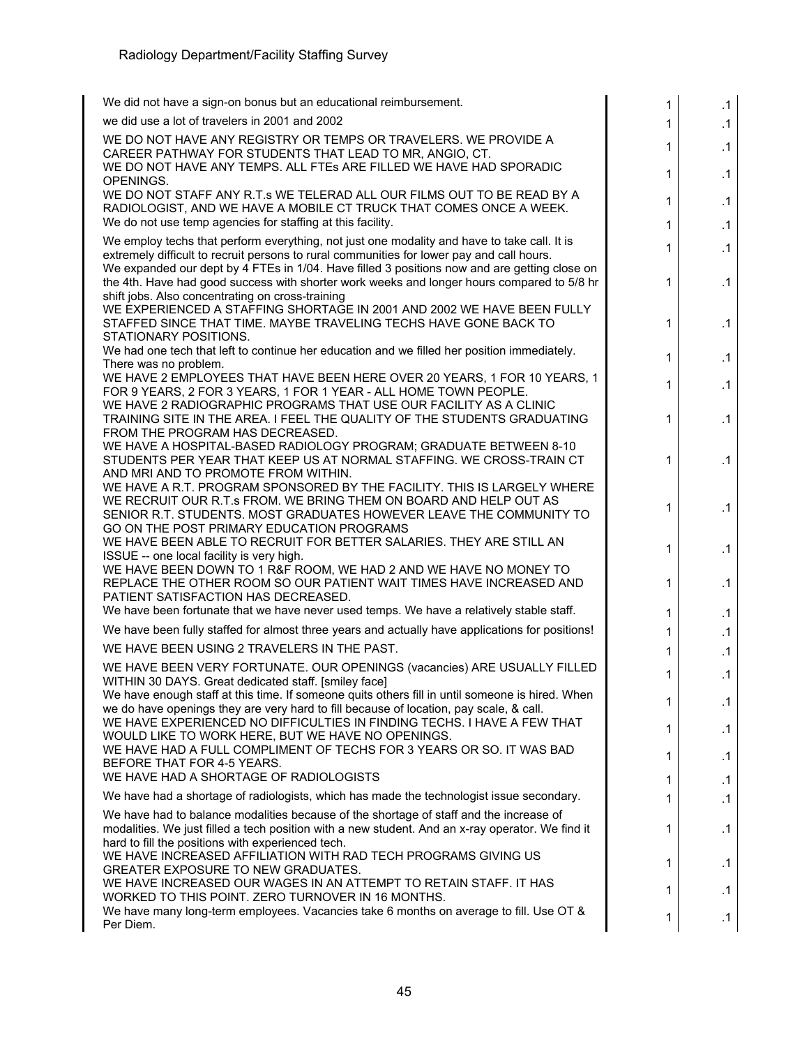| | | |
|---|---|---|
| We did not have a sign-on bonus but an educational reimbursement. | 1 | .1 |
| we did use a lot of travelers in 2001 and 2002 | 1 | .1 |
| WE DO NOT HAVE ANY REGISTRY OR TEMPS OR TRAVELERS. WE PROVIDE A CAREER PATHWAY FOR STUDENTS THAT LEAD TO MR, ANGIO, CT. | 1 | .1 |
| WE DO NOT HAVE ANY TEMPS. ALL FTEs ARE FILLED WE HAVE HAD SPORADIC OPENINGS. | 1 | .1 |
| WE DO NOT STAFF ANY R.T.s WE TELERAD ALL OUR FILMS OUT TO BE READ BY A RADIOLOGIST, AND WE HAVE A MOBILE CT TRUCK THAT COMES ONCE A WEEK. | 1 | .1 |
| We do not use temp agencies for staffing at this facility. | 1 | .1 |
| We employ techs that perform everything, not just one modality and have to take call. It is extremely difficult to recruit persons to rural communities for lower pay and call hours. | 1 | .1 |
| We expanded our dept by 4 FTEs in 1/04. Have filled 3 positions now and are getting close on the 4th. Have had good success with shorter work weeks and longer hours compared to 5/8 hr shift jobs. Also concentrating on cross-training | 1 | .1 |
| WE EXPERIENCED A STAFFING SHORTAGE IN 2001 AND 2002 WE HAVE BEEN FULLY STAFFED SINCE THAT TIME. MAYBE TRAVELING TECHS HAVE GONE BACK TO STATIONARY POSITIONS. | 1 | .1 |
| We had one tech that left to continue her education and we filled her position immediately. There was no problem. | 1 | .1 |
| WE HAVE 2 EMPLOYEES THAT HAVE BEEN HERE OVER 20 YEARS, 1 FOR 10 YEARS, 1 FOR 9 YEARS, 2 FOR 3 YEARS, 1 FOR 1 YEAR - ALL HOME TOWN PEOPLE. | 1 | .1 |
| WE HAVE 2 RADIOGRAPHIC PROGRAMS THAT USE OUR FACILITY AS A CLINIC TRAINING SITE IN THE AREA. I FEEL THE QUALITY OF THE STUDENTS GRADUATING FROM THE PROGRAM HAS DECREASED. | 1 | .1 |
| WE HAVE A HOSPITAL-BASED RADIOLOGY PROGRAM; GRADUATE BETWEEN 8-10 STUDENTS PER YEAR THAT KEEP US AT NORMAL STAFFING. WE CROSS-TRAIN CT AND MRI AND TO PROMOTE FROM WITHIN. | 1 | .1 |
| WE HAVE A R.T. PROGRAM SPONSORED BY THE FACILITY. THIS IS LARGELY WHERE WE RECRUIT OUR R.T.s FROM. WE BRING THEM ON BOARD AND HELP OUT AS SENIOR R.T. STUDENTS. MOST GRADUATES HOWEVER LEAVE THE COMMUNITY TO GO ON THE POST PRIMARY EDUCATION PROGRAMS | 1 | .1 |
| WE HAVE BEEN ABLE TO RECRUIT FOR BETTER SALARIES. THEY ARE STILL AN ISSUE -- one local facility is very high. | 1 | .1 |
| WE HAVE BEEN DOWN TO 1 R&F ROOM, WE HAD 2 AND WE HAVE NO MONEY TO REPLACE THE OTHER ROOM SO OUR PATIENT WAIT TIMES HAVE INCREASED AND PATIENT SATISFACTION HAS DECREASED. | 1 | .1 |
| We have been fortunate that we have never used temps. We have a relatively stable staff. | 1 | .1 |
| We have been fully staffed for almost three years and actually have applications for positions! | 1 | .1 |
| WE HAVE BEEN USING 2 TRAVELERS IN THE PAST. | 1 | .1 |
| WE HAVE BEEN VERY FORTUNATE. OUR OPENINGS (vacancies) ARE USUALLY FILLED WITHIN 30 DAYS. Great dedicated staff. [smiley face] | 1 | .1 |
| We have enough staff at this time. If someone quits others fill in until someone is hired. When we do have openings they are very hard to fill because of location, pay scale, & call. | 1 | .1 |
| WE HAVE EXPERIENCED NO DIFFICULTIES IN FINDING TECHS. I HAVE A FEW THAT WOULD LIKE TO WORK HERE, BUT WE HAVE NO OPENINGS. | 1 | .1 |
| WE HAVE HAD A FULL COMPLIMENT OF TECHS FOR 3 YEARS OR SO. IT WAS BAD BEFORE THAT FOR 4-5 YEARS. | 1 | .1 |
| WE HAVE HAD A SHORTAGE OF RADIOLOGISTS | 1 | .1 |
| We have had a shortage of radiologists, which has made the technologist issue secondary. | 1 | .1 |
| We have had to balance modalities because of the shortage of staff and the increase of modalities. We just filled a tech position with a new student. And an x-ray operator. We find it hard to fill the positions with experienced tech. | 1 | .1 |
| WE HAVE INCREASED AFFILIATION WITH RAD TECH PROGRAMS GIVING US GREATER EXPOSURE TO NEW GRADUATES. | 1 | .1 |
| WE HAVE INCREASED OUR WAGES IN AN ATTEMPT TO RETAIN STAFF. IT HAS WORKED TO THIS POINT. ZERO TURNOVER IN 16 MONTHS. | 1 | .1 |
| We have many long-term employees. Vacancies take 6 months on average to fill. Use OT & Per Diem. | 1 | .1 |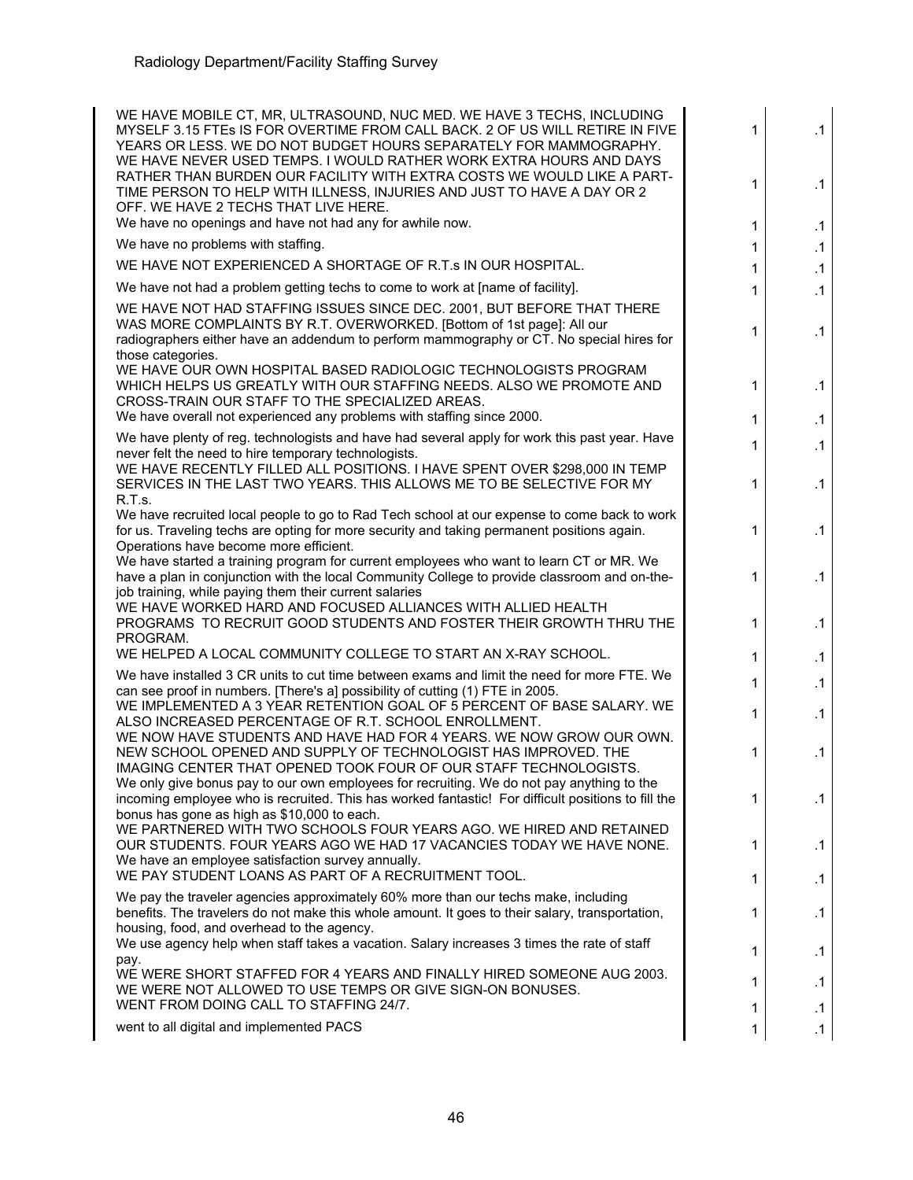| | | |
|---|---|---|
| WE HAVE MOBILE CT, MR, ULTRASOUND, NUC MED. WE HAVE 3 TECHS, INCLUDING MYSELF 3.15 FTEs IS FOR OVERTIME FROM CALL BACK. 2 OF US WILL RETIRE IN FIVE YEARS OR LESS. WE DO NOT BUDGET HOURS SEPARATELY FOR MAMMOGRAPHY. | 1 | .1 |
| WE HAVE NEVER USED TEMPS. I WOULD RATHER WORK EXTRA HOURS AND DAYS RATHER THAN BURDEN OUR FACILITY WITH EXTRA COSTS WE WOULD LIKE A PART-TIME PERSON TO HELP WITH ILLNESS, INJURIES AND JUST TO HAVE A DAY OR 2 OFF. WE HAVE 2 TECHS THAT LIVE HERE. | 1 | .1 |
| We have no openings and have not had any for awhile now. | 1 | .1 |
| We have no problems with staffing. | 1 | .1 |
| WE HAVE NOT EXPERIENCED A SHORTAGE OF R.T.s IN OUR HOSPITAL. | 1 | .1 |
| We have not had a problem getting techs to come to work at [name of facility]. | 1 | .1 |
| WE HAVE NOT HAD STAFFING ISSUES SINCE DEC. 2001, BUT BEFORE THAT THERE WAS MORE COMPLAINTS BY R.T. OVERWORKED. [Bottom of 1st page]: All our radiographers either have an addendum to perform mammography or CT. No special hires for those categories. | 1 | .1 |
| WE HAVE OUR OWN HOSPITAL BASED RADIOLOGIC TECHNOLOGISTS PROGRAM WHICH HELPS US GREATLY WITH OUR STAFFING NEEDS. ALSO WE PROMOTE AND CROSS-TRAIN OUR STAFF TO THE SPECIALIZED AREAS. | 1 | .1 |
| We have overall not experienced any problems with staffing since 2000. | 1 | .1 |
| We have plenty of reg. technologists and have had several apply for work this past year. Have never felt the need to hire temporary technologists. | 1 | .1 |
| WE HAVE RECENTLY FILLED ALL POSITIONS. I HAVE SPENT OVER $298,000 IN TEMP SERVICES IN THE LAST TWO YEARS. THIS ALLOWS ME TO BE SELECTIVE FOR MY R.T.s. | 1 | .1 |
| We have recruited local people to go to Rad Tech school at our expense to come back to work for us. Traveling techs are opting for more security and taking permanent positions again. Operations have become more efficient. | 1 | .1 |
| We have started a training program for current employees who want to learn CT or MR. We have a plan in conjunction with the local Community College to provide classroom and on-the-job training, while paying them their current salaries | 1 | .1 |
| WE HAVE WORKED HARD AND FOCUSED ALLIANCES WITH ALLIED HEALTH PROGRAMS TO RECRUIT GOOD STUDENTS AND FOSTER THEIR GROWTH THRU THE PROGRAM. | 1 | .1 |
| WE HELPED A LOCAL COMMUNITY COLLEGE TO START AN X-RAY SCHOOL. | 1 | .1 |
| We have installed 3 CR units to cut time between exams and limit the need for more FTE. We can see proof in numbers. [There's a] possibility of cutting (1) FTE in 2005. | 1 | .1 |
| WE IMPLEMENTED A 3 YEAR RETENTION GOAL OF 5 PERCENT OF BASE SALARY. WE ALSO INCREASED PERCENTAGE OF R.T. SCHOOL ENROLLMENT. | 1 | .1 |
| WE NOW HAVE STUDENTS AND HAVE HAD FOR 4 YEARS. WE NOW GROW OUR OWN. NEW SCHOOL OPENED AND SUPPLY OF TECHNOLOGIST HAS IMPROVED. THE IMAGING CENTER THAT OPENED TOOK FOUR OF OUR STAFF TECHNOLOGISTS. | 1 | .1 |
| We only give bonus pay to our own employees for recruiting. We do not pay anything to the incoming employee who is recruited. This has worked fantastic! For difficult positions to fill the bonus has gone as high as $10,000 to each. | 1 | .1 |
| WE PARTNERED WITH TWO SCHOOLS FOUR YEARS AGO. WE HIRED AND RETAINED OUR STUDENTS. FOUR YEARS AGO WE HAD 17 VACANCIES TODAY WE HAVE NONE. We have an employee satisfaction survey annually. | 1 | .1 |
| WE PAY STUDENT LOANS AS PART OF A RECRUITMENT TOOL. | 1 | .1 |
| We pay the traveler agencies approximately 60% more than our techs make, including benefits. The travelers do not make this whole amount. It goes to their salary, transportation, housing, food, and overhead to the agency. | 1 | .1 |
| We use agency help when staff takes a vacation. Salary increases 3 times the rate of staff pay. | 1 | .1 |
| WE WERE SHORT STAFFED FOR 4 YEARS AND FINALLY HIRED SOMEONE AUG 2003. WE WERE NOT ALLOWED TO USE TEMPS OR GIVE SIGN-ON BONUSES. | 1 | .1 |
| WENT FROM DOING CALL TO STAFFING 24/7. | 1 | .1 |
| went to all digital and implemented PACS | 1 | .1 |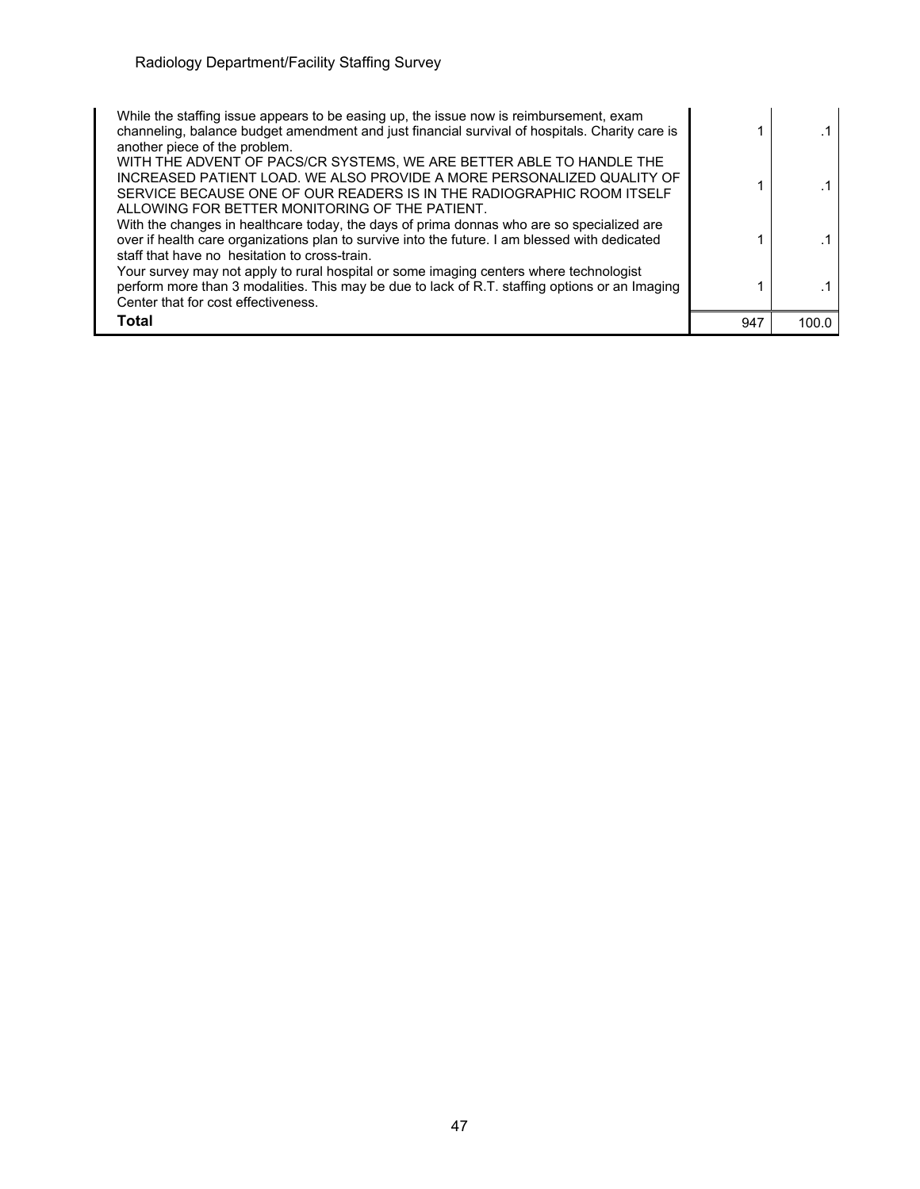| | | |
|---|---|---|
| While the staffing issue appears to be easing up, the issue now is reimbursement, exam channeling, balance budget amendment and just financial survival of hospitals. Charity care is another piece of the problem. | 1 | .1 |
| WITH THE ADVENT OF PACS/CR SYSTEMS, WE ARE BETTER ABLE TO HANDLE THE INCREASED PATIENT LOAD. WE ALSO PROVIDE A MORE PERSONALIZED QUALITY OF SERVICE BECAUSE ONE OF OUR READERS IS IN THE RADIOGRAPHIC ROOM ITSELF ALLOWING FOR BETTER MONITORING OF THE PATIENT. | 1 | .1 |
| With the changes in healthcare today, the days of prima donnas who are so specialized are over if health care organizations plan to survive into the future. I am blessed with dedicated staff that have no  hesitation to cross-train. | 1 | .1 |
| Your survey may not apply to rural hospital or some imaging centers where technologist perform more than 3 modalities. This may be due to lack of R.T. staffing options or an Imaging Center that for cost effectiveness. | 1 | .1 |
| **Total** | 947 | 100.0 |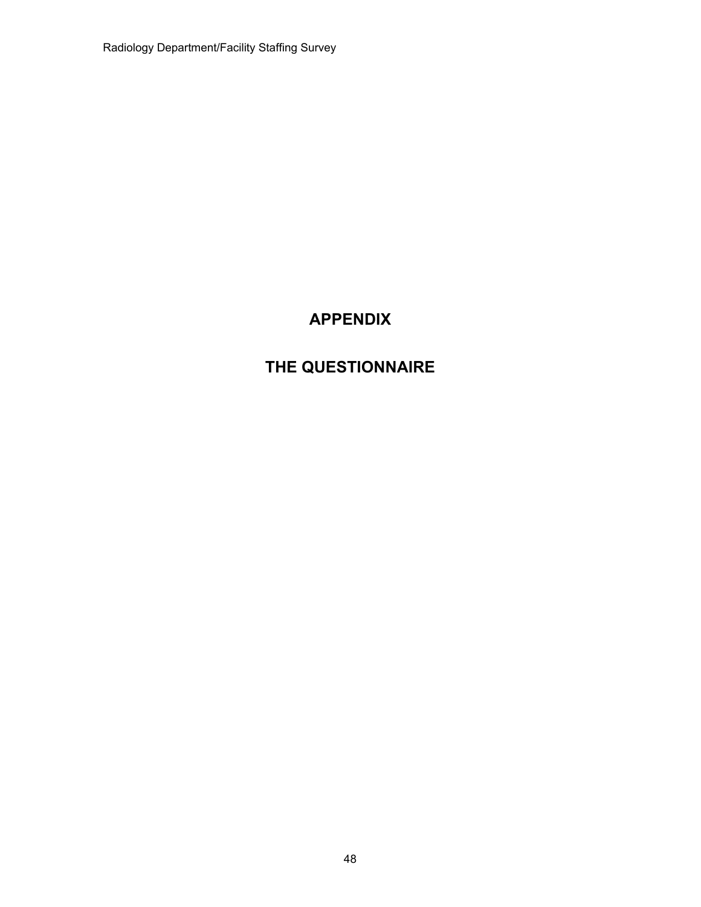# APPENDIX

# THE QUESTIONNAIRE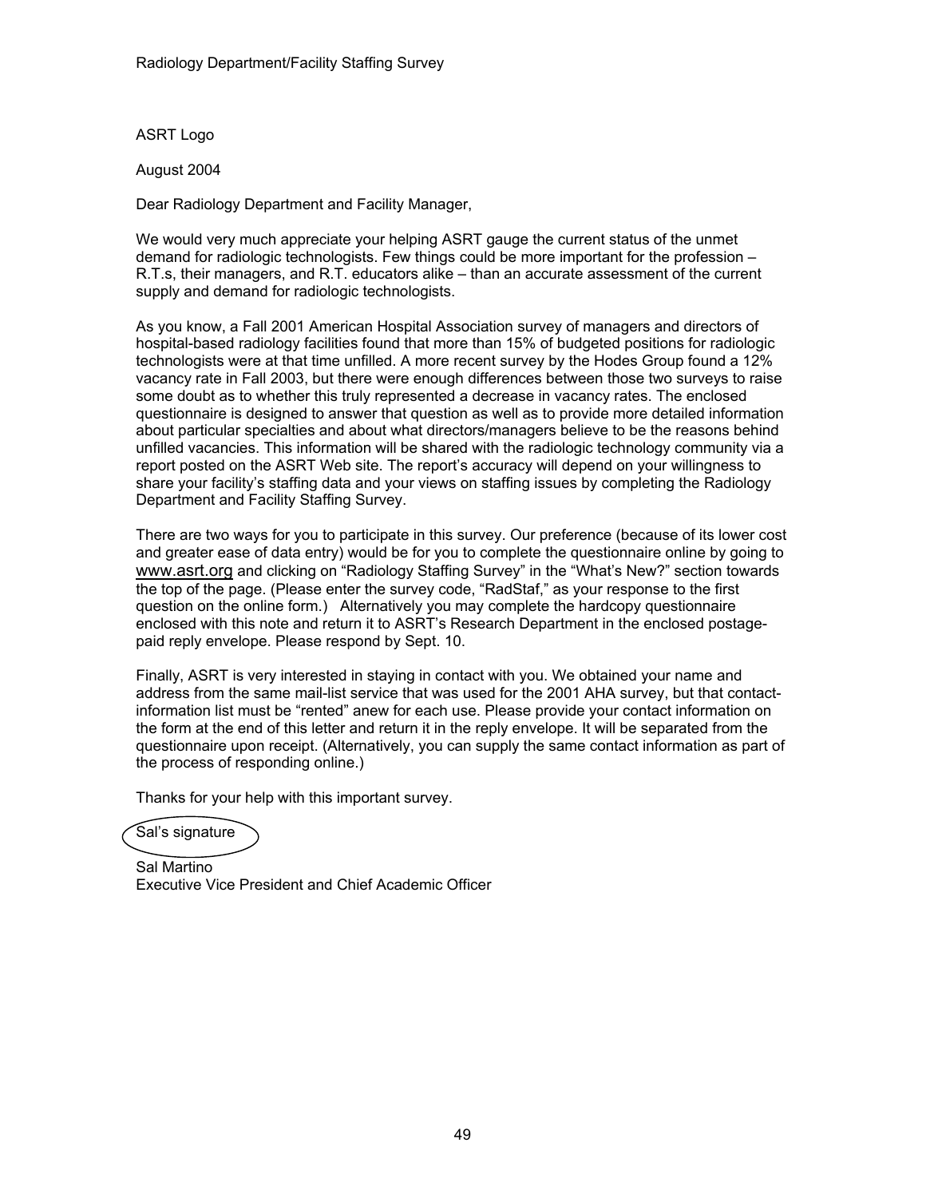ASRT Logo

August 2004

Dear Radiology Department and Facility Manager,

We would very much appreciate your helping ASRT gauge the current status of the unmet demand for radiologic technologists. Few things could be more important for the profession – R.T.s, their managers, and R.T. educators alike – than an accurate assessment of the current supply and demand for radiologic technologists.

As you know, a Fall 2001 American Hospital Association survey of managers and directors of hospital-based radiology facilities found that more than 15% of budgeted positions for radiologic technologists were at that time unfilled. A more recent survey by the Hodes Group found a 12% vacancy rate in Fall 2003, but there were enough differences between those two surveys to raise some doubt as to whether this truly represented a decrease in vacancy rates. The enclosed questionnaire is designed to answer that question as well as to provide more detailed information about particular specialties and about what directors/managers believe to be the reasons behind unfilled vacancies. This information will be shared with the radiologic technology community via a report posted on the ASRT Web site. The report's accuracy will depend on your willingness to share your facility's staffing data and your views on staffing issues by completing the Radiology Department and Facility Staffing Survey.

There are two ways for you to participate in this survey. Our preference (because of its lower cost and greater ease of data entry) would be for you to complete the questionnaire online by going to www.asrt.org and clicking on "Radiology Staffing Survey" in the "What's New?" section towards the top of the page. (Please enter the survey code, "RadStaf," as your response to the first question on the online form.) Alternatively you may complete the hardcopy questionnaire enclosed with this note and return it to ASRT's Research Department in the enclosed postage-paid reply envelope. Please respond by Sept. 10.

Finally, ASRT is very interested in staying in contact with you. We obtained your name and address from the same mail-list service that was used for the 2001 AHA survey, but that contact-information list must be "rented" anew for each use. Please provide your contact information on the form at the end of this letter and return it in the reply envelope. It will be separated from the questionnaire upon receipt. (Alternatively, you can supply the same contact information as part of the process of responding online.)

Thanks for your help with this important survey.

Sal's signature

Sal Martino
Executive Vice President and Chief Academic Officer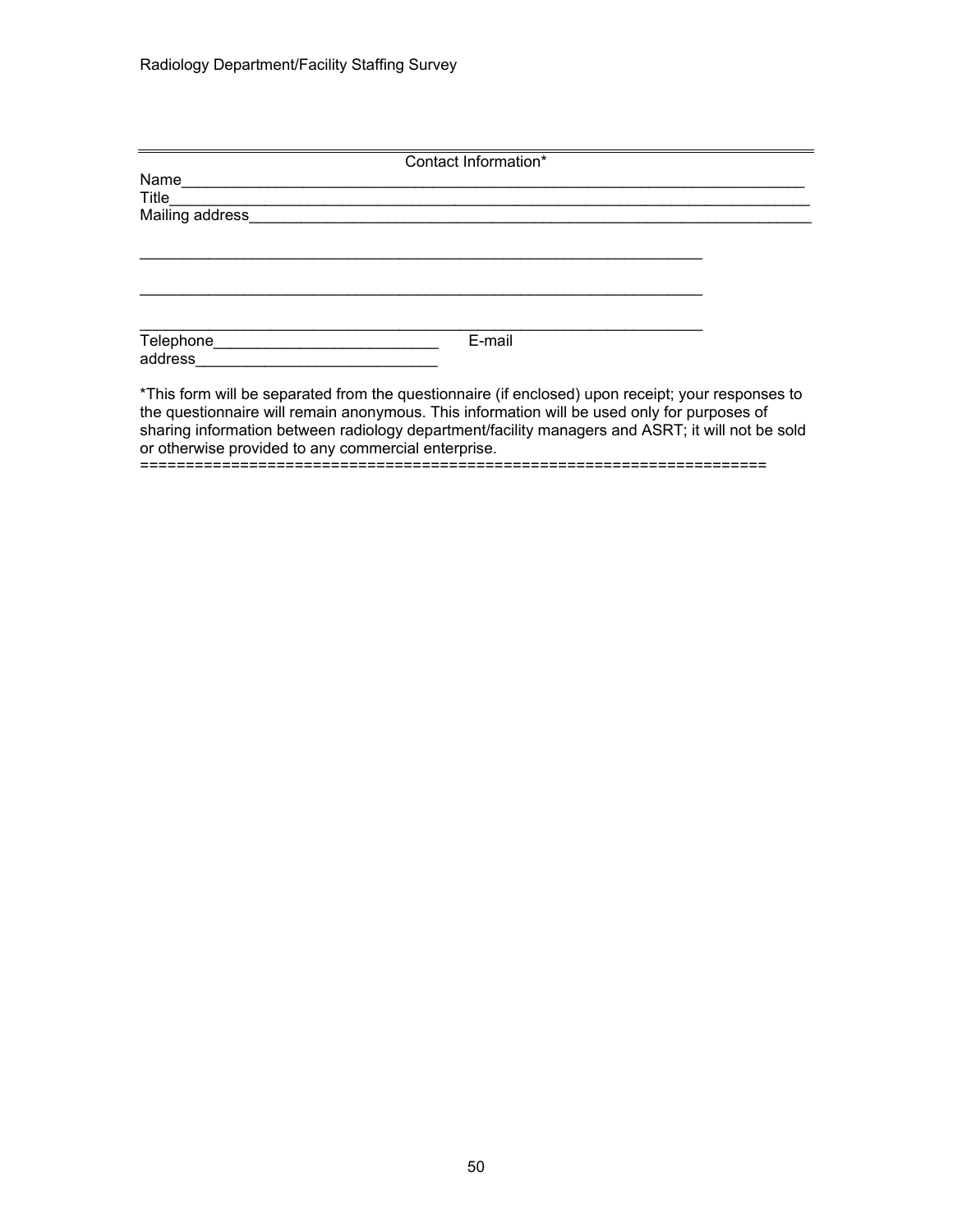---

Contact Information*

Name______________________________________________________________________

Title_______________________________________________________________________

Mailing address______________________________________________________________

_______________________________________________________________

_______________________________________________________________

_______________________________________________________________

Telephone_________________________ E-mail address___________________________

*This form will be separated from the questionnaire (if enclosed) upon receipt; your responses to the questionnaire will remain anonymous. This information will be used only for purposes of sharing information between radiology department/facility managers and ASRT; it will not be sold or otherwise provided to any commercial enterprise.

====================================================================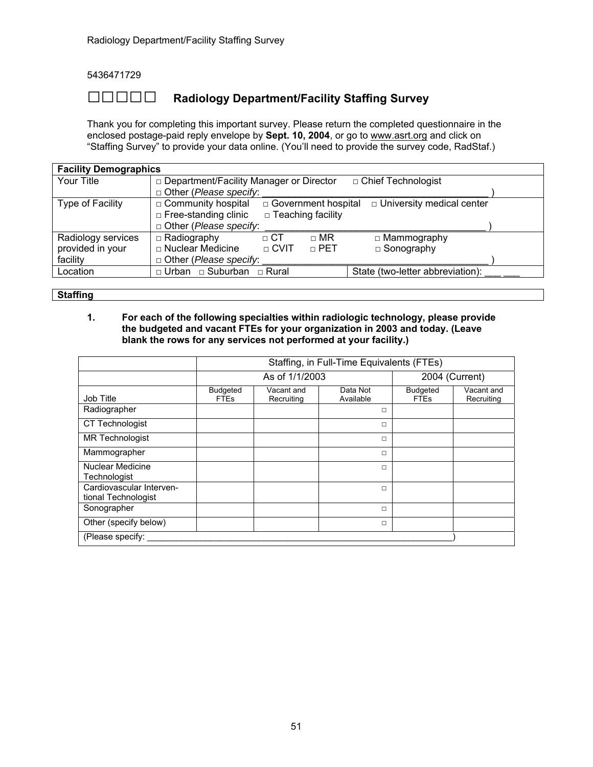5436471729

## □□□□□ Radiology Department/Facility Staffing Survey

Thank you for completing this important survey. Please return the completed questionnaire in the enclosed postage-paid reply envelope by **Sept. 10, 2004**, or go to www.asrt.org and click on "Staffing Survey" to provide your data online. (You'll need to provide the survey code, RadStaf.)

| **Facility Demographics** | | |
|---|---|---|
| Your Title | □ Department/Facility Manager or Director □ Chief Technologist<br>□ Other (*Please specify*: ___________________________________ ) | |
| Type of Facility | □ Community hospital □ Government hospital □ University medical center<br>□ Free-standing clinic □ Teaching facility<br>□ Other (*Please specify*: ___________________________________ ) | |
| Radiology services provided in your facility | □ Radiography □ CT □ MR □ Mammography<br>□ Nuclear Medicine □ CVIT □ PET □ Sonography<br>□ Other (*Please specify*: ___________________________________ ) | |
| Location | □ Urban □ Suburban □ Rural | State (two-letter abbreviation): ___ ___ |

**Staffing**

**1. For each of the following specialties within radiologic technology, please provide the budgeted and vacant FTEs for your organization in 2003 and today. (Leave blank the rows for any services not performed at your facility.)**

| | Staffing, in Full-Time Equivalents (FTEs) | | | | |
|---|---|---|---|---|---|
| | As of 1/1/2003 | | | 2004 (Current) | |
| Job Title | Budgeted FTEs | Vacant and Recruiting | Data Not Available | Budgeted FTEs | Vacant and Recruiting |
| Radiographer | | | □ | | |
| CT Technologist | | | □ | | |
| MR Technologist | | | □ | | |
| Mammographer | | | □ | | |
| Nuclear Medicine Technologist | | | □ | | |
| Cardiovascular Interventional Technologist | | | □ | | |
| Sonographer | | | □ | | |
| Other (specify below) | | | □ | | |
| (Please specify: ___________________________________) | | | | | |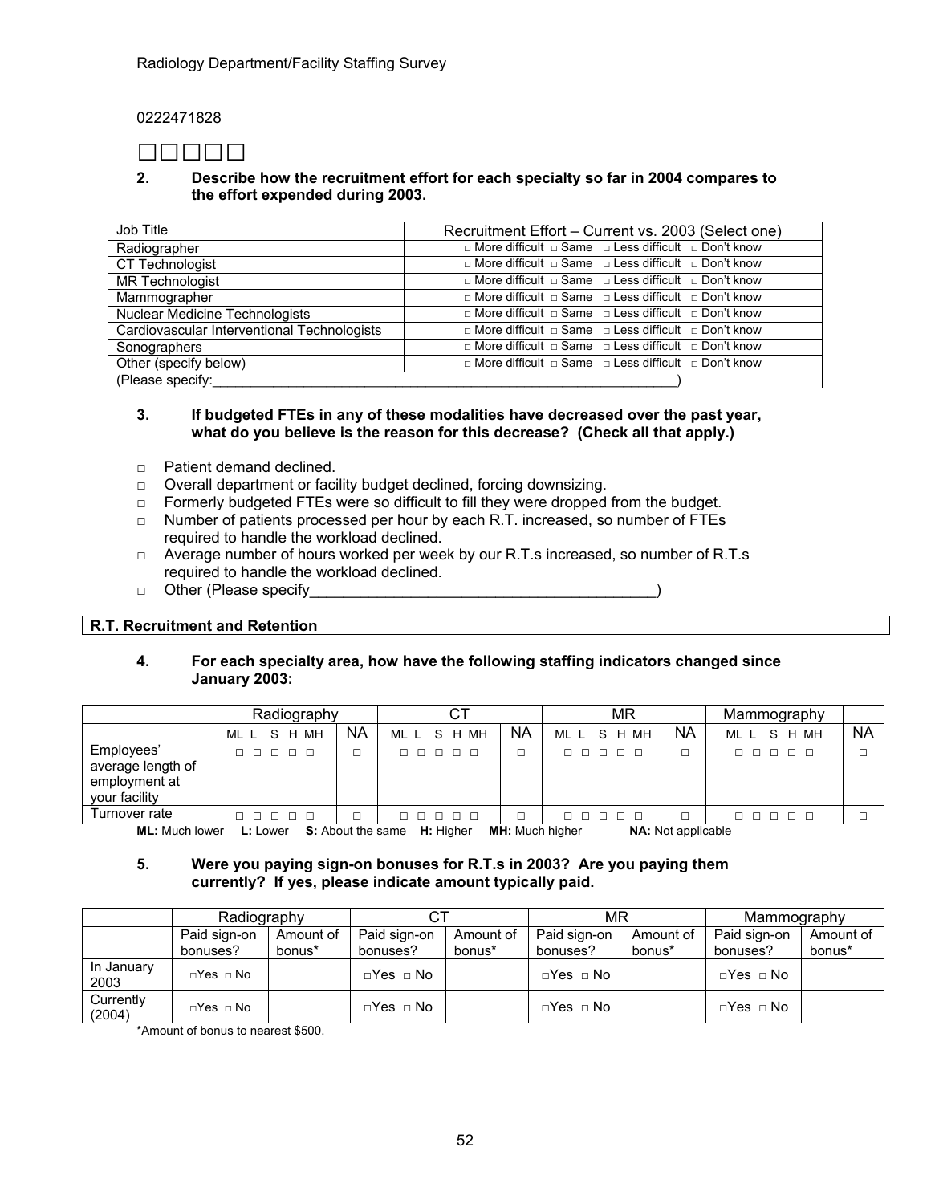Radiology Department/Facility Staffing Survey

0222471828

□□□□□

**2. Describe how the recruitment effort for each specialty so far in 2004 compares to the effort expended during 2003.**

| Job Title | Recruitment Effort – Current vs. 2003 (Select one) |
|---|---|
| Radiographer | □ More difficult □ Same □ Less difficult □ Don't know |
| CT Technologist | □ More difficult □ Same □ Less difficult □ Don't know |
| MR Technologist | □ More difficult □ Same □ Less difficult □ Don't know |
| Mammographer | □ More difficult □ Same □ Less difficult □ Don't know |
| Nuclear Medicine Technologists | □ More difficult □ Same □ Less difficult □ Don't know |
| Cardiovascular Interventional Technologists | □ More difficult □ Same □ Less difficult □ Don't know |
| Sonographers | □ More difficult □ Same □ Less difficult □ Don't know |
| Other (specify below) | □ More difficult □ Same □ Less difficult □ Don't know |
| (Please specify:\_\_\_\_\_\_\_\_\_\_\_\_\_\_\_\_\_\_\_\_\_\_\_\_\_\_\_\_\_\_\_\_\_\_\_\_\_\_\_\_\_\_\_\_\_\_\_\_\_\_\_\_\_\_\_\_) | |

**3. If budgeted FTEs in any of these modalities have decreased over the past year, what do you believe is the reason for this decrease? (Check all that apply.)**

- □ Patient demand declined.
- □ Overall department or facility budget declined, forcing downsizing.
- □ Formerly budgeted FTEs were so difficult to fill they were dropped from the budget.
- □ Number of patients processed per hour by each R.T. increased, so number of FTEs required to handle the workload declined.
- □ Average number of hours worked per week by our R.T.s increased, so number of R.T.s required to handle the workload declined.
- □ Other (Please specify\_\_\_\_\_\_\_\_\_\_\_\_\_\_\_\_\_\_\_\_\_\_\_\_\_\_\_\_\_\_\_\_\_\_\_\_\_\_\_\_\_\_)

## R.T. Recruitment and Retention

**4. For each specialty area, how have the following staffing indicators changed since January 2003:**

| | Radiography | | CT | | MR | | Mammography | |
|---|---|---|---|---|---|---|---|---|
| | ML L S H MH | NA | ML L S H MH | NA | ML L S H MH | NA | ML L S H MH | NA |
| Employees' average length of employment at your facility | □ □ □ □ □ | □ | □ □ □ □ □ | □ | □ □ □ □ □ | □ | □ □ □ □ □ | □ |
| Turnover rate | □ □ □ □ □ | □ | □ □ □ □ □ | □ | □ □ □ □ □ | □ | □ □ □ □ □ | □ |

**ML:** Much lower **L:** Lower **S:** About the same **H:** Higher **MH:** Much higher **NA:** Not applicable

**5. Were you paying sign-on bonuses for R.T.s in 2003? Are you paying them currently? If yes, please indicate amount typically paid.**

| | Radiography | | CT | | MR | | Mammography | |
|---|---|---|---|---|---|---|---|---|
| | Paid sign-on bonuses? | Amount of bonus* | Paid sign-on bonuses? | Amount of bonus* | Paid sign-on bonuses? | Amount of bonus* | Paid sign-on bonuses? | Amount of bonus* |
| In January 2003 | □Yes □ No | | □Yes □ No | | □Yes □ No | | □Yes □ No | |
| Currently (2004) | □Yes □ No | | □Yes □ No | | □Yes □ No | | □Yes □ No | |

*Amount of bonus to nearest $500.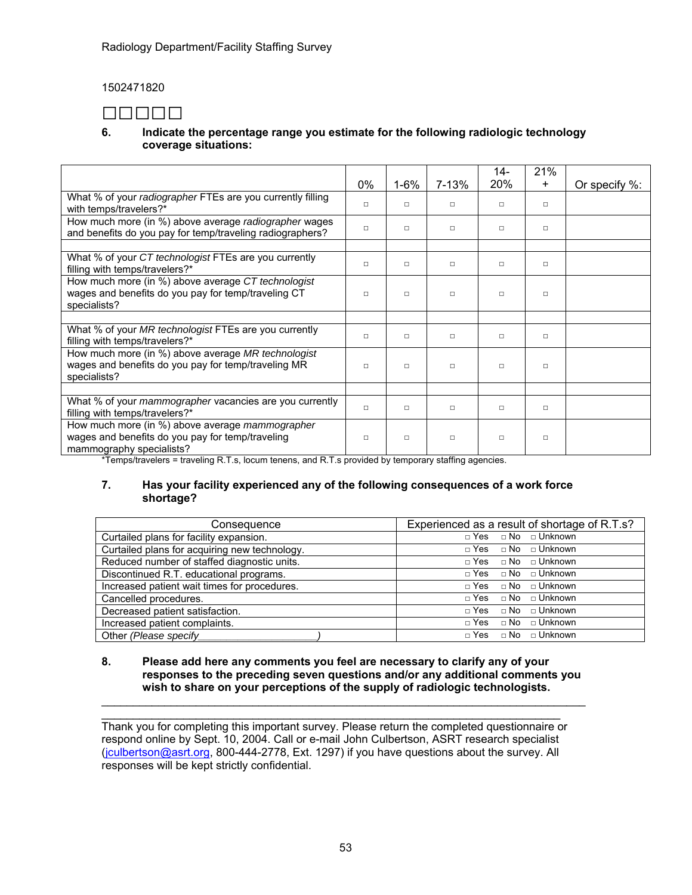Radiology Department/Facility Staffing Survey

1502471820

□□□□□

**6. Indicate the percentage range you estimate for the following radiologic technology coverage situations:**

| | 0% | 1-6% | 7-13% | 14-20% | 21% + | Or specify %: |
|---|---|---|---|---|---|---|
| What % of your *radiographer* FTEs are you currently filling with temps/travelers?* | □ | □ | □ | □ | □ | |
| How much more (in %) above average *radiographer* wages and benefits do you pay for temp/traveling radiographers? | □ | □ | □ | □ | □ | |
| | | | | | | |
| What % of your *CT technologist* FTEs are you currently filling with temps/travelers?* | □ | □ | □ | □ | □ | |
| How much more (in %) above average *CT technologist* wages and benefits do you pay for temp/traveling CT specialists? | □ | □ | □ | □ | □ | |
| | | | | | | |
| What % of your *MR technologist* FTEs are you currently filling with temps/travelers?* | □ | □ | □ | □ | □ | |
| How much more (in %) above average *MR technologist* wages and benefits do you pay for temp/traveling MR specialists? | □ | □ | □ | □ | □ | |
| | | | | | | |
| What % of your *mammographer* vacancies are you currently filling with temps/travelers?* | □ | □ | □ | □ | □ | |
| How much more (in %) above average *mammographer* wages and benefits do you pay for temp/traveling mammography specialists? | □ | □ | □ | □ | □ | |

*Temps/travelers = traveling R.T.s, locum tenens, and R.T.s provided by temporary staffing agencies.

**7. Has your facility experienced any of the following consequences of a work force shortage?**

| Consequence | Experienced as a result of shortage of R.T.s? |
|---|---|
| Curtailed plans for facility expansion. | □ Yes □ No □ Unknown |
| Curtailed plans for acquiring new technology. | □ Yes □ No □ Unknown |
| Reduced number of staffed diagnostic units. | □ Yes □ No □ Unknown |
| Discontinued R.T. educational programs. | □ Yes □ No □ Unknown |
| Increased patient wait times for procedures. | □ Yes □ No □ Unknown |
| Cancelled procedures. | □ Yes □ No □ Unknown |
| Decreased patient satisfaction. | □ Yes □ No □ Unknown |
| Increased patient complaints. | □ Yes □ No □ Unknown |
| Other *(Please specify\_\_\_\_\_\_\_\_\_\_\_\_\_\_\_\_\_\_\_\_)* | □ Yes □ No □ Unknown |

**8. Please add here any comments you feel are necessary to clarify any of your responses to the preceding seven questions and/or any additional comments you wish to share on your perceptions of the supply of radiologic technologists.**

\_\_\_\_\_\_\_\_\_\_\_\_\_\_\_\_\_\_\_\_\_\_\_\_\_\_\_\_\_\_\_\_\_\_\_\_\_\_\_\_\_\_\_\_\_\_\_\_\_\_\_\_\_\_\_\_\_\_\_\_\_\_\_\_\_\_\_\_\_\_

\_\_\_\_\_\_\_\_\_\_\_\_\_\_\_\_\_\_\_\_\_\_\_\_\_\_\_\_\_\_\_\_\_\_\_\_\_\_\_\_\_\_\_\_\_\_\_\_\_\_\_\_\_\_\_\_\_\_\_\_\_\_\_\_\_\_\_\_\_\_

Thank you for completing this important survey. Please return the completed questionnaire or respond online by Sept. 10, 2004. Call or e-mail John Culbertson, ASRT research specialist (jculbertson@asrt.org, 800-444-2778, Ext. 1297) if you have questions about the survey. All responses will be kept strictly confidential.